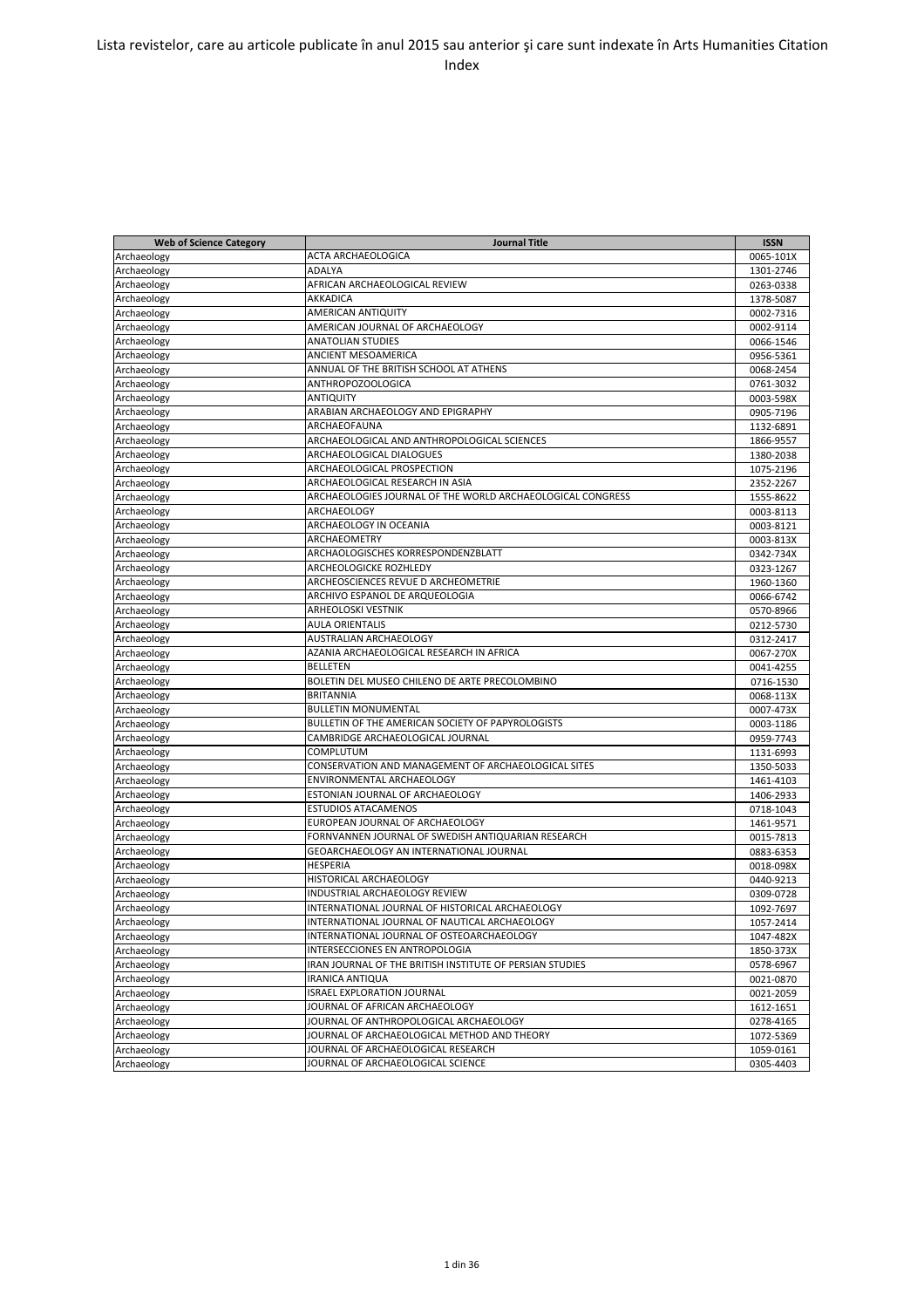# Lista revistelor, care au articole publicate în anul 2015 sau anterior şi care sunt indexate în Arts Humanities Citation Index

| Web of Science Category | Journal Title | ISSN |
|---|---|---|
| Archaeology | ACTA ARCHAEOLOGICA | 0065-101X |
| Archaeology | ADALYA | 1301-2746 |
| Archaeology | AFRICAN ARCHAEOLOGICAL REVIEW | 0263-0338 |
| Archaeology | AKKADICA | 1378-5087 |
| Archaeology | AMERICAN ANTIQUITY | 0002-7316 |
| Archaeology | AMERICAN JOURNAL OF ARCHAEOLOGY | 0002-9114 |
| Archaeology | ANATOLIAN STUDIES | 0066-1546 |
| Archaeology | ANCIENT MESOAMERICA | 0956-5361 |
| Archaeology | ANNUAL OF THE BRITISH SCHOOL AT ATHENS | 0068-2454 |
| Archaeology | ANTHROPOZOOLOGICA | 0761-3032 |
| Archaeology | ANTIQUITY | 0003-598X |
| Archaeology | ARABIAN ARCHAEOLOGY AND EPIGRAPHY | 0905-7196 |
| Archaeology | ARCHAEOFAUNA | 1132-6891 |
| Archaeology | ARCHAEOLOGICAL AND ANTHROPOLOGICAL SCIENCES | 1866-9557 |
| Archaeology | ARCHAEOLOGICAL DIALOGUES | 1380-2038 |
| Archaeology | ARCHAEOLOGICAL PROSPECTION | 1075-2196 |
| Archaeology | ARCHAEOLOGICAL RESEARCH IN ASIA | 2352-2267 |
| Archaeology | ARCHAEOLOGIES JOURNAL OF THE WORLD ARCHAEOLOGICAL CONGRESS | 1555-8622 |
| Archaeology | ARCHAEOLOGY | 0003-8113 |
| Archaeology | ARCHAEOLOGY IN OCEANIA | 0003-8121 |
| Archaeology | ARCHAEOMETRY | 0003-813X |
| Archaeology | ARCHAOLOGISCHES KORRESPONDENZBLATT | 0342-734X |
| Archaeology | ARCHEOLOGICKE ROZHLEDY | 0323-1267 |
| Archaeology | ARCHEOSCIENCES REVUE D ARCHEOMETRIE | 1960-1360 |
| Archaeology | ARCHIVO ESPANOL DE ARQUEOLOGIA | 0066-6742 |
| Archaeology | ARHEOLOSKI VESTNIK | 0570-8966 |
| Archaeology | AULA ORIENTALIS | 0212-5730 |
| Archaeology | AUSTRALIAN ARCHAEOLOGY | 0312-2417 |
| Archaeology | AZANIA ARCHAEOLOGICAL RESEARCH IN AFRICA | 0067-270X |
| Archaeology | BELLETEN | 0041-4255 |
| Archaeology | BOLETIN DEL MUSEO CHILENO DE ARTE PRECOLOMBINO | 0716-1530 |
| Archaeology | BRITANNIA | 0068-113X |
| Archaeology | BULLETIN MONUMENTAL | 0007-473X |
| Archaeology | BULLETIN OF THE AMERICAN SOCIETY OF PAPYROLOGISTS | 0003-1186 |
| Archaeology | CAMBRIDGE ARCHAEOLOGICAL JOURNAL | 0959-7743 |
| Archaeology | COMPLUTUM | 1131-6993 |
| Archaeology | CONSERVATION AND MANAGEMENT OF ARCHAEOLOGICAL SITES | 1350-5033 |
| Archaeology | ENVIRONMENTAL ARCHAEOLOGY | 1461-4103 |
| Archaeology | ESTONIAN JOURNAL OF ARCHAEOLOGY | 1406-2933 |
| Archaeology | ESTUDIOS ATACAMENOS | 0718-1043 |
| Archaeology | EUROPEAN JOURNAL OF ARCHAEOLOGY | 1461-9571 |
| Archaeology | FORNVANNEN JOURNAL OF SWEDISH ANTIQUARIAN RESEARCH | 0015-7813 |
| Archaeology | GEOARCHAEOLOGY AN INTERNATIONAL JOURNAL | 0883-6353 |
| Archaeology | HESPERIA | 0018-098X |
| Archaeology | HISTORICAL ARCHAEOLOGY | 0440-9213 |
| Archaeology | INDUSTRIAL ARCHAEOLOGY REVIEW | 0309-0728 |
| Archaeology | INTERNATIONAL JOURNAL OF HISTORICAL ARCHAEOLOGY | 1092-7697 |
| Archaeology | INTERNATIONAL JOURNAL OF NAUTICAL ARCHAEOLOGY | 1057-2414 |
| Archaeology | INTERNATIONAL JOURNAL OF OSTEOARCHAEOLOGY | 1047-482X |
| Archaeology | INTERSECCIONES EN ANTROPOLOGIA | 1850-373X |
| Archaeology | IRAN JOURNAL OF THE BRITISH INSTITUTE OF PERSIAN STUDIES | 0578-6967 |
| Archaeology | IRANICA ANTIQUA | 0021-0870 |
| Archaeology | ISRAEL EXPLORATION JOURNAL | 0021-2059 |
| Archaeology | JOURNAL OF AFRICAN ARCHAEOLOGY | 1612-1651 |
| Archaeology | JOURNAL OF ANTHROPOLOGICAL ARCHAEOLOGY | 0278-4165 |
| Archaeology | JOURNAL OF ARCHAEOLOGICAL METHOD AND THEORY | 1072-5369 |
| Archaeology | JOURNAL OF ARCHAEOLOGICAL RESEARCH | 1059-0161 |
| Archaeology | JOURNAL OF ARCHAEOLOGICAL SCIENCE | 0305-4403 |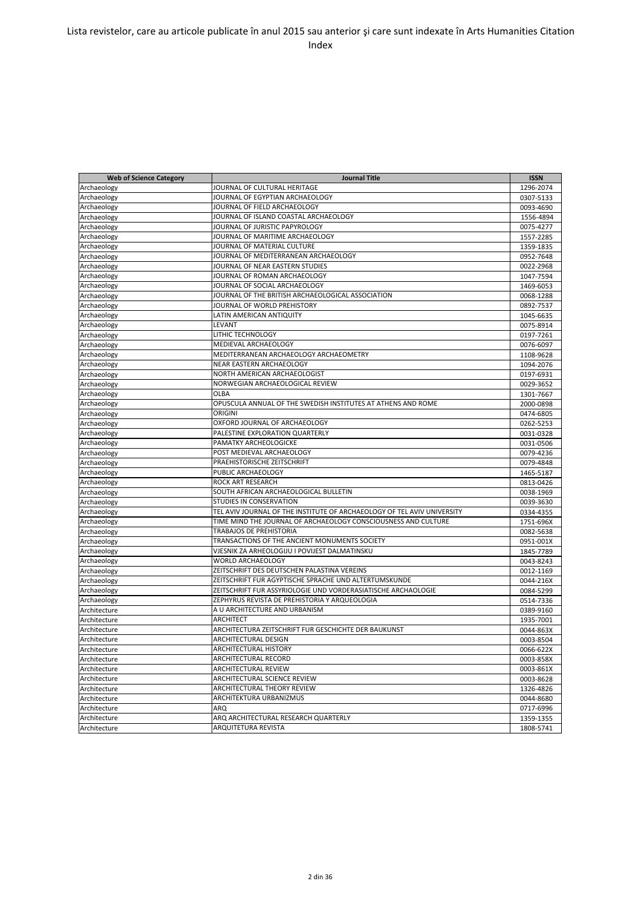Lista revistelor, care au articole publicate în anul 2015 sau anterior şi care sunt indexate în Arts Humanities Citation Index

| Web of Science Category | Journal Title | ISSN |
|---|---|---|
| Archaeology | JOURNAL OF CULTURAL HERITAGE | 1296-2074 |
| Archaeology | JOURNAL OF EGYPTIAN ARCHAEOLOGY | 0307-5133 |
| Archaeology | JOURNAL OF FIELD ARCHAEOLOGY | 0093-4690 |
| Archaeology | JOURNAL OF ISLAND COASTAL ARCHAEOLOGY | 1556-4894 |
| Archaeology | JOURNAL OF JURISTIC PAPYROLOGY | 0075-4277 |
| Archaeology | JOURNAL OF MARITIME ARCHAEOLOGY | 1557-2285 |
| Archaeology | JOURNAL OF MATERIAL CULTURE | 1359-1835 |
| Archaeology | JOURNAL OF MEDITERRANEAN ARCHAEOLOGY | 0952-7648 |
| Archaeology | JOURNAL OF NEAR EASTERN STUDIES | 0022-2968 |
| Archaeology | JOURNAL OF ROMAN ARCHAEOLOGY | 1047-7594 |
| Archaeology | JOURNAL OF SOCIAL ARCHAEOLOGY | 1469-6053 |
| Archaeology | JOURNAL OF THE BRITISH ARCHAEOLOGICAL ASSOCIATION | 0068-1288 |
| Archaeology | JOURNAL OF WORLD PREHISTORY | 0892-7537 |
| Archaeology | LATIN AMERICAN ANTIQUITY | 1045-6635 |
| Archaeology | LEVANT | 0075-8914 |
| Archaeology | LITHIC TECHNOLOGY | 0197-7261 |
| Archaeology | MEDIEVAL ARCHAEOLOGY | 0076-6097 |
| Archaeology | MEDITERRANEAN ARCHAEOLOGY ARCHAEOMETRY | 1108-9628 |
| Archaeology | NEAR EASTERN ARCHAEOLOGY | 1094-2076 |
| Archaeology | NORTH AMERICAN ARCHAEOLOGIST | 0197-6931 |
| Archaeology | NORWEGIAN ARCHAEOLOGICAL REVIEW | 0029-3652 |
| Archaeology | OLBA | 1301-7667 |
| Archaeology | OPUSCULA ANNUAL OF THE SWEDISH INSTITUTES AT ATHENS AND ROME | 2000-0898 |
| Archaeology | ORIGINI | 0474-6805 |
| Archaeology | OXFORD JOURNAL OF ARCHAEOLOGY | 0262-5253 |
| Archaeology | PALESTINE EXPLORATION QUARTERLY | 0031-0328 |
| Archaeology | PAMATKY ARCHEOLOGICKE | 0031-0506 |
| Archaeology | POST MEDIEVAL ARCHAEOLOGY | 0079-4236 |
| Archaeology | PRAEHISTORISCHE ZEITSCHRIFT | 0079-4848 |
| Archaeology | PUBLIC ARCHAEOLOGY | 1465-5187 |
| Archaeology | ROCK ART RESEARCH | 0813-0426 |
| Archaeology | SOUTH AFRICAN ARCHAEOLOGICAL BULLETIN | 0038-1969 |
| Archaeology | STUDIES IN CONSERVATION | 0039-3630 |
| Archaeology | TEL AVIV JOURNAL OF THE INSTITUTE OF ARCHAEOLOGY OF TEL AVIV UNIVERSITY | 0334-4355 |
| Archaeology | TIME MIND THE JOURNAL OF ARCHAEOLOGY CONSCIOUSNESS AND CULTURE | 1751-696X |
| Archaeology | TRABAJOS DE PREHISTORIA | 0082-5638 |
| Archaeology | TRANSACTIONS OF THE ANCIENT MONUMENTS SOCIETY | 0951-001X |
| Archaeology | VJESNIK ZA ARHEOLOGIJU I POVIJEST DALMATINSKU | 1845-7789 |
| Archaeology | WORLD ARCHAEOLOGY | 0043-8243 |
| Archaeology | ZEITSCHRIFT DES DEUTSCHEN PALASTINA VEREINS | 0012-1169 |
| Archaeology | ZEITSCHRIFT FUR AGYPTISCHE SPRACHE UND ALTERTUMSKUNDE | 0044-216X |
| Archaeology | ZEITSCHRIFT FUR ASSYRIOLOGIE UND VORDERASIATISCHE ARCHAOLOGIE | 0084-5299 |
| Archaeology | ZEPHYRUS REVISTA DE PREHISTORIA Y ARQUEOLOGIA | 0514-7336 |
| Architecture | A U ARCHITECTURE AND URBANISM | 0389-9160 |
| Architecture | ARCHITECT | 1935-7001 |
| Architecture | ARCHITECTURA ZEITSCHRIFT FUR GESCHICHTE DER BAUKUNST | 0044-863X |
| Architecture | ARCHITECTURAL DESIGN | 0003-8504 |
| Architecture | ARCHITECTURAL HISTORY | 0066-622X |
| Architecture | ARCHITECTURAL RECORD | 0003-858X |
| Architecture | ARCHITECTURAL REVIEW | 0003-861X |
| Architecture | ARCHITECTURAL SCIENCE REVIEW | 0003-8628 |
| Architecture | ARCHITECTURAL THEORY REVIEW | 1326-4826 |
| Architecture | ARCHITEKTURA URBANIZMUS | 0044-8680 |
| Architecture | ARQ | 0717-6996 |
| Architecture | ARQ ARCHITECTURAL RESEARCH QUARTERLY | 1359-1355 |
| Architecture | ARQUITETURA REVISTA | 1808-5741 |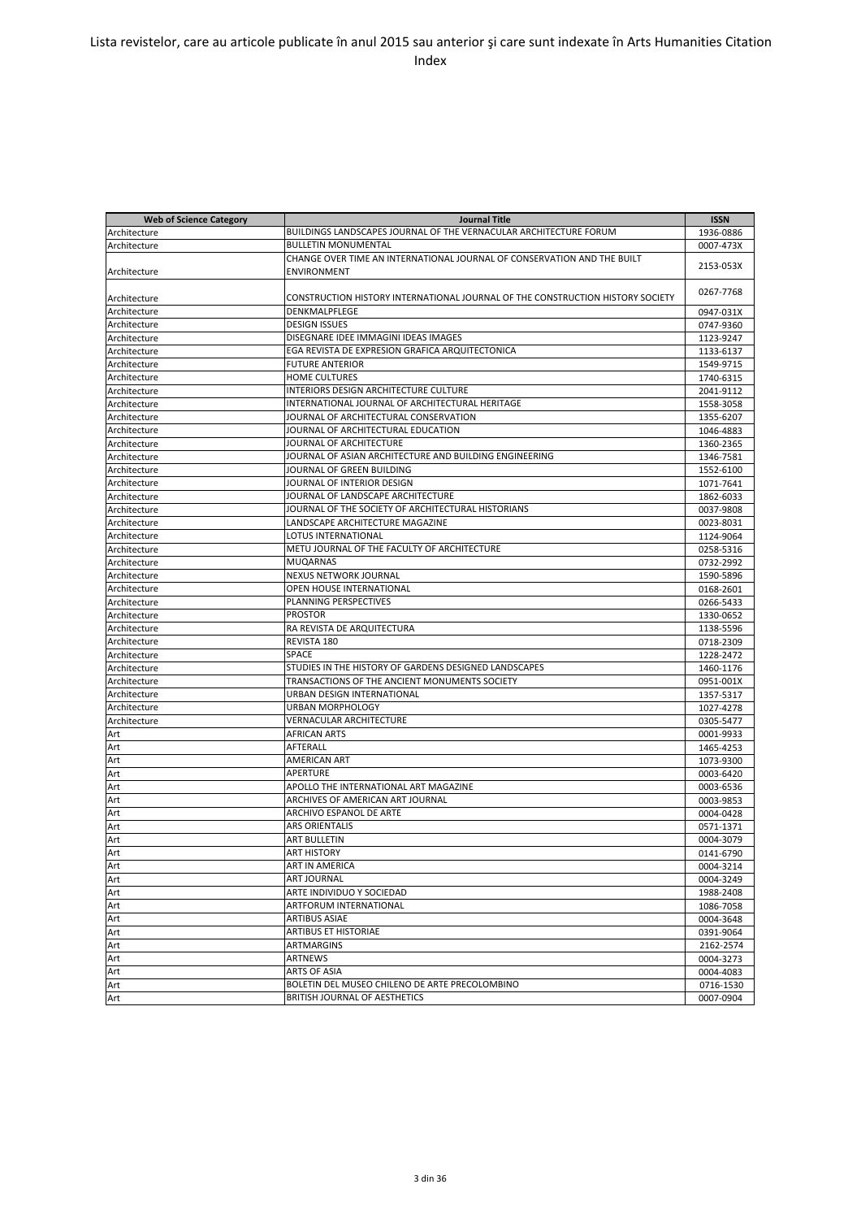Lista revistelor, care au articole publicate în anul 2015 sau anterior şi care sunt indexate în Arts Humanities Citation Index

| Web of Science Category | Journal Title | ISSN |
|---|---|---|
| Architecture | BUILDINGS LANDSCAPES JOURNAL OF THE VERNACULAR ARCHITECTURE FORUM | 1936-0886 |
| Architecture | BULLETIN MONUMENTAL | 0007-473X |
| Architecture | CHANGE OVER TIME AN INTERNATIONAL JOURNAL OF CONSERVATION AND THE BUILT ENVIRONMENT | 2153-053X |
| Architecture | CONSTRUCTION HISTORY INTERNATIONAL JOURNAL OF THE CONSTRUCTION HISTORY SOCIETY | 0267-7768 |
| Architecture | DENKMALPFLEGE | 0947-031X |
| Architecture | DESIGN ISSUES | 0747-9360 |
| Architecture | DISEGNARE IDEE IMMAGINI IDEAS IMAGES | 1123-9247 |
| Architecture | EGA REVISTA DE EXPRESION GRAFICA ARQUITECTONICA | 1133-6137 |
| Architecture | FUTURE ANTERIOR | 1549-9715 |
| Architecture | HOME CULTURES | 1740-6315 |
| Architecture | INTERIORS DESIGN ARCHITECTURE CULTURE | 2041-9112 |
| Architecture | INTERNATIONAL JOURNAL OF ARCHITECTURAL HERITAGE | 1558-3058 |
| Architecture | JOURNAL OF ARCHITECTURAL CONSERVATION | 1355-6207 |
| Architecture | JOURNAL OF ARCHITECTURAL EDUCATION | 1046-4883 |
| Architecture | JOURNAL OF ARCHITECTURE | 1360-2365 |
| Architecture | JOURNAL OF ASIAN ARCHITECTURE AND BUILDING ENGINEERING | 1346-7581 |
| Architecture | JOURNAL OF GREEN BUILDING | 1552-6100 |
| Architecture | JOURNAL OF INTERIOR DESIGN | 1071-7641 |
| Architecture | JOURNAL OF LANDSCAPE ARCHITECTURE | 1862-6033 |
| Architecture | JOURNAL OF THE SOCIETY OF ARCHITECTURAL HISTORIANS | 0037-9808 |
| Architecture | LANDSCAPE ARCHITECTURE MAGAZINE | 0023-8031 |
| Architecture | LOTUS INTERNATIONAL | 1124-9064 |
| Architecture | METU JOURNAL OF THE FACULTY OF ARCHITECTURE | 0258-5316 |
| Architecture | MUQARNAS | 0732-2992 |
| Architecture | NEXUS NETWORK JOURNAL | 1590-5896 |
| Architecture | OPEN HOUSE INTERNATIONAL | 0168-2601 |
| Architecture | PLANNING PERSPECTIVES | 0266-5433 |
| Architecture | PROSTOR | 1330-0652 |
| Architecture | RA REVISTA DE ARQUITECTURA | 1138-5596 |
| Architecture | REVISTA 180 | 0718-2309 |
| Architecture | SPACE | 1228-2472 |
| Architecture | STUDIES IN THE HISTORY OF GARDENS DESIGNED LANDSCAPES | 1460-1176 |
| Architecture | TRANSACTIONS OF THE ANCIENT MONUMENTS SOCIETY | 0951-001X |
| Architecture | URBAN DESIGN INTERNATIONAL | 1357-5317 |
| Architecture | URBAN MORPHOLOGY | 1027-4278 |
| Architecture | VERNACULAR ARCHITECTURE | 0305-5477 |
| Art | AFRICAN ARTS | 0001-9933 |
| Art | AFTERALL | 1465-4253 |
| Art | AMERICAN ART | 1073-9300 |
| Art | APERTURE | 0003-6420 |
| Art | APOLLO THE INTERNATIONAL ART MAGAZINE | 0003-6536 |
| Art | ARCHIVES OF AMERICAN ART JOURNAL | 0003-9853 |
| Art | ARCHIVO ESPANOL DE ARTE | 0004-0428 |
| Art | ARS ORIENTALIS | 0571-1371 |
| Art | ART BULLETIN | 0004-3079 |
| Art | ART HISTORY | 0141-6790 |
| Art | ART IN AMERICA | 0004-3214 |
| Art | ART JOURNAL | 0004-3249 |
| Art | ARTE INDIVIDUO Y SOCIEDAD | 1988-2408 |
| Art | ARTFORUM INTERNATIONAL | 1086-7058 |
| Art | ARTIBUS ASIAE | 0004-3648 |
| Art | ARTIBUS ET HISTORIAE | 0391-9064 |
| Art | ARTMARGINS | 2162-2574 |
| Art | ARTNEWS | 0004-3273 |
| Art | ARTS OF ASIA | 0004-4083 |
| Art | BOLETIN DEL MUSEO CHILENO DE ARTE PRECOLOMBINO | 0716-1530 |
| Art | BRITISH JOURNAL OF AESTHETICS | 0007-0904 |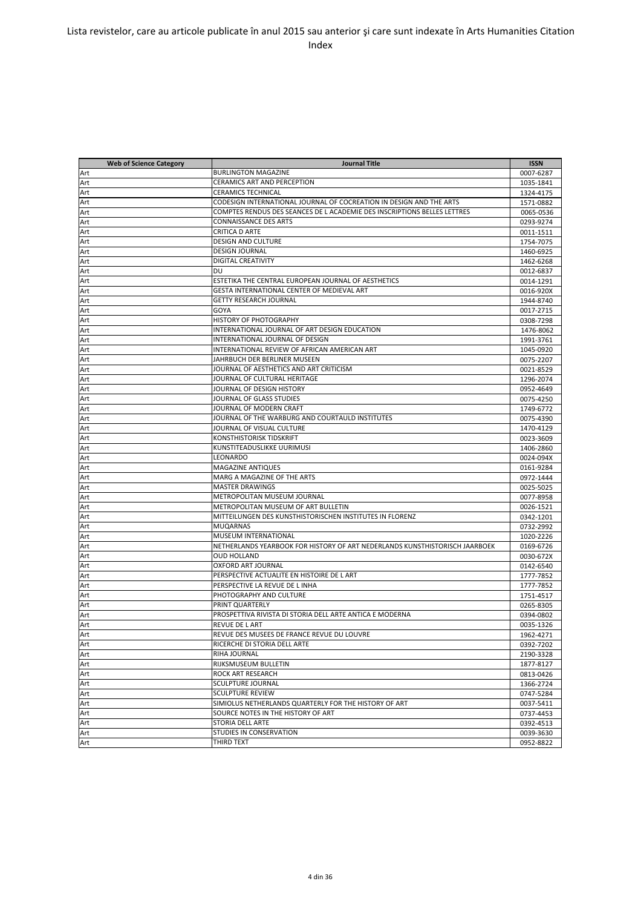Lista revistelor, care au articole publicate în anul 2015 sau anterior şi care sunt indexate în Arts Humanities Citation Index

| Web of Science Category | Journal Title | ISSN |
|---|---|---|
| Art | BURLINGTON MAGAZINE | 0007-6287 |
| Art | CERAMICS ART AND PERCEPTION | 1035-1841 |
| Art | CERAMICS TECHNICAL | 1324-4175 |
| Art | CODESIGN INTERNATIONAL JOURNAL OF COCREATION IN DESIGN AND THE ARTS | 1571-0882 |
| Art | COMPTES RENDUS DES SEANCES DE L ACADEMIE DES INSCRIPTIONS BELLES LETTRES | 0065-0536 |
| Art | CONNAISSANCE DES ARTS | 0293-9274 |
| Art | CRITICA D ARTE | 0011-1511 |
| Art | DESIGN AND CULTURE | 1754-7075 |
| Art | DESIGN JOURNAL | 1460-6925 |
| Art | DIGITAL CREATIVITY | 1462-6268 |
| Art | DU | 0012-6837 |
| Art | ESTETIKA THE CENTRAL EUROPEAN JOURNAL OF AESTHETICS | 0014-1291 |
| Art | GESTA INTERNATIONAL CENTER OF MEDIEVAL ART | 0016-920X |
| Art | GETTY RESEARCH JOURNAL | 1944-8740 |
| Art | GOYA | 0017-2715 |
| Art | HISTORY OF PHOTOGRAPHY | 0308-7298 |
| Art | INTERNATIONAL JOURNAL OF ART DESIGN EDUCATION | 1476-8062 |
| Art | INTERNATIONAL JOURNAL OF DESIGN | 1991-3761 |
| Art | INTERNATIONAL REVIEW OF AFRICAN AMERICAN ART | 1045-0920 |
| Art | JAHRBUCH DER BERLINER MUSEEN | 0075-2207 |
| Art | JOURNAL OF AESTHETICS AND ART CRITICISM | 0021-8529 |
| Art | JOURNAL OF CULTURAL HERITAGE | 1296-2074 |
| Art | JOURNAL OF DESIGN HISTORY | 0952-4649 |
| Art | JOURNAL OF GLASS STUDIES | 0075-4250 |
| Art | JOURNAL OF MODERN CRAFT | 1749-6772 |
| Art | JOURNAL OF THE WARBURG AND COURTAULD INSTITUTES | 0075-4390 |
| Art | JOURNAL OF VISUAL CULTURE | 1470-4129 |
| Art | KONSTHISTORISK TIDSKRIFT | 0023-3609 |
| Art | KUNSTITEADUSLIKKE UURIMUSI | 1406-2860 |
| Art | LEONARDO | 0024-094X |
| Art | MAGAZINE ANTIQUES | 0161-9284 |
| Art | MARG A MAGAZINE OF THE ARTS | 0972-1444 |
| Art | MASTER DRAWINGS | 0025-5025 |
| Art | METROPOLITAN MUSEUM JOURNAL | 0077-8958 |
| Art | METROPOLITAN MUSEUM OF ART BULLETIN | 0026-1521 |
| Art | MITTEILUNGEN DES KUNSTHISTORISCHEN INSTITUTES IN FLORENZ | 0342-1201 |
| Art | MUQARNAS | 0732-2992 |
| Art | MUSEUM INTERNATIONAL | 1020-2226 |
| Art | NETHERLANDS YEARBOOK FOR HISTORY OF ART NEDERLANDS KUNSTHISTORISCH JAARBOEK | 0169-6726 |
| Art | OUD HOLLAND | 0030-672X |
| Art | OXFORD ART JOURNAL | 0142-6540 |
| Art | PERSPECTIVE ACTUALITE EN HISTOIRE DE L ART | 1777-7852 |
| Art | PERSPECTIVE LA REVUE DE L INHA | 1777-7852 |
| Art | PHOTOGRAPHY AND CULTURE | 1751-4517 |
| Art | PRINT QUARTERLY | 0265-8305 |
| Art | PROSPETTIVA RIVISTA DI STORIA DELL ARTE ANTICA E MODERNA | 0394-0802 |
| Art | REVUE DE L ART | 0035-1326 |
| Art | REVUE DES MUSEES DE FRANCE REVUE DU LOUVRE | 1962-4271 |
| Art | RICERCHE DI STORIA DELL ARTE | 0392-7202 |
| Art | RIHA JOURNAL | 2190-3328 |
| Art | RIJKSMUSEUM BULLETIN | 1877-8127 |
| Art | ROCK ART RESEARCH | 0813-0426 |
| Art | SCULPTURE JOURNAL | 1366-2724 |
| Art | SCULPTURE REVIEW | 0747-5284 |
| Art | SIMIOLUS NETHERLANDS QUARTERLY FOR THE HISTORY OF ART | 0037-5411 |
| Art | SOURCE NOTES IN THE HISTORY OF ART | 0737-4453 |
| Art | STORIA DELL ARTE | 0392-4513 |
| Art | STUDIES IN CONSERVATION | 0039-3630 |
| Art | THIRD TEXT | 0952-8822 |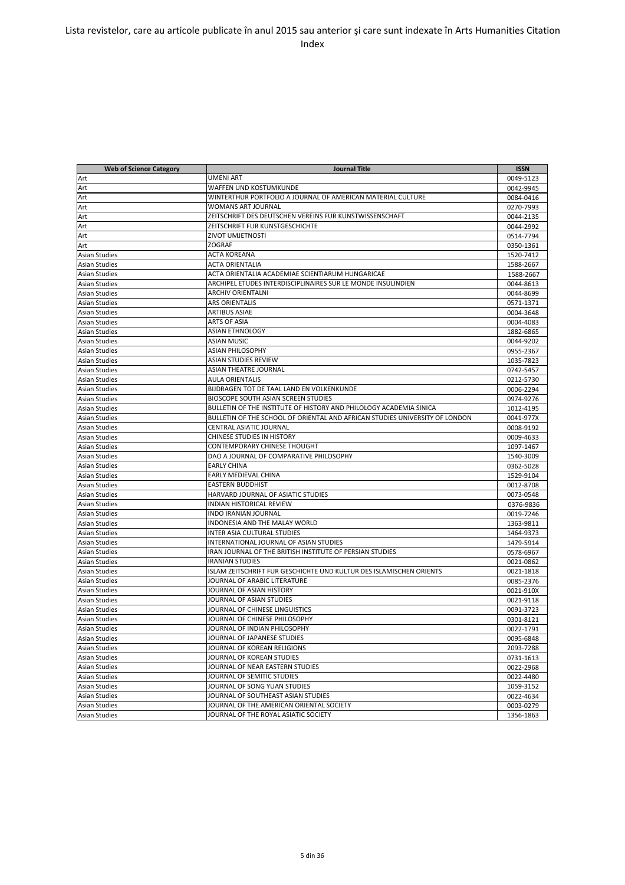| Web of Science Category | Journal Title | ISSN |
| --- | --- | --- |
| Art | UMENI ART | 0049-5123 |
| Art | WAFFEN UND KOSTUMKUNDE | 0042-9945 |
| Art | WINTERTHUR PORTFOLIO A JOURNAL OF AMERICAN MATERIAL CULTURE | 0084-0416 |
| Art | WOMANS ART JOURNAL | 0270-7993 |
| Art | ZEITSCHRIFT DES DEUTSCHEN VEREINS FUR KUNSTWISSENSCHAFT | 0044-2135 |
| Art | ZEITSCHRIFT FUR KUNSTGESCHICHTE | 0044-2992 |
| Art | ZIVOT UMJETNOSTI | 0514-7794 |
| Art | ZOGRAF | 0350-1361 |
| Asian Studies | ACTA KOREANA | 1520-7412 |
| Asian Studies | ACTA ORIENTALIA | 1588-2667 |
| Asian Studies | ACTA ORIENTALIA ACADEMIAE SCIENTIARUM HUNGARICAE | 1588-2667 |
| Asian Studies | ARCHIPEL ETUDES INTERDISCIPLINAIRES SUR LE MONDE INSULINDIEN | 0044-8613 |
| Asian Studies | ARCHIV ORIENTALNI | 0044-8699 |
| Asian Studies | ARS ORIENTALIS | 0571-1371 |
| Asian Studies | ARTIBUS ASIAE | 0004-3648 |
| Asian Studies | ARTS OF ASIA | 0004-4083 |
| Asian Studies | ASIAN ETHNOLOGY | 1882-6865 |
| Asian Studies | ASIAN MUSIC | 0044-9202 |
| Asian Studies | ASIAN PHILOSOPHY | 0955-2367 |
| Asian Studies | ASIAN STUDIES REVIEW | 1035-7823 |
| Asian Studies | ASIAN THEATRE JOURNAL | 0742-5457 |
| Asian Studies | AULA ORIENTALIS | 0212-5730 |
| Asian Studies | BIJDRAGEN TOT DE TAAL LAND EN VOLKENKUNDE | 0006-2294 |
| Asian Studies | BIOSCOPE SOUTH ASIAN SCREEN STUDIES | 0974-9276 |
| Asian Studies | BULLETIN OF THE INSTITUTE OF HISTORY AND PHILOLOGY ACADEMIA SINICA | 1012-4195 |
| Asian Studies | BULLETIN OF THE SCHOOL OF ORIENTAL AND AFRICAN STUDIES UNIVERSITY OF LONDON | 0041-977X |
| Asian Studies | CENTRAL ASIATIC JOURNAL | 0008-9192 |
| Asian Studies | CHINESE STUDIES IN HISTORY | 0009-4633 |
| Asian Studies | CONTEMPORARY CHINESE THOUGHT | 1097-1467 |
| Asian Studies | DAO A JOURNAL OF COMPARATIVE PHILOSOPHY | 1540-3009 |
| Asian Studies | EARLY CHINA | 0362-5028 |
| Asian Studies | EARLY MEDIEVAL CHINA | 1529-9104 |
| Asian Studies | EASTERN BUDDHIST | 0012-8708 |
| Asian Studies | HARVARD JOURNAL OF ASIATIC STUDIES | 0073-0548 |
| Asian Studies | INDIAN HISTORICAL REVIEW | 0376-9836 |
| Asian Studies | INDO IRANIAN JOURNAL | 0019-7246 |
| Asian Studies | INDONESIA AND THE MALAY WORLD | 1363-9811 |
| Asian Studies | INTER ASIA CULTURAL STUDIES | 1464-9373 |
| Asian Studies | INTERNATIONAL JOURNAL OF ASIAN STUDIES | 1479-5914 |
| Asian Studies | IRAN JOURNAL OF THE BRITISH INSTITUTE OF PERSIAN STUDIES | 0578-6967 |
| Asian Studies | IRANIAN STUDIES | 0021-0862 |
| Asian Studies | ISLAM ZEITSCHRIFT FUR GESCHICHTE UND KULTUR DES ISLAMISCHEN ORIENTS | 0021-1818 |
| Asian Studies | JOURNAL OF ARABIC LITERATURE | 0085-2376 |
| Asian Studies | JOURNAL OF ASIAN HISTORY | 0021-910X |
| Asian Studies | JOURNAL OF ASIAN STUDIES | 0021-9118 |
| Asian Studies | JOURNAL OF CHINESE LINGUISTICS | 0091-3723 |
| Asian Studies | JOURNAL OF CHINESE PHILOSOPHY | 0301-8121 |
| Asian Studies | JOURNAL OF INDIAN PHILOSOPHY | 0022-1791 |
| Asian Studies | JOURNAL OF JAPANESE STUDIES | 0095-6848 |
| Asian Studies | JOURNAL OF KOREAN RELIGIONS | 2093-7288 |
| Asian Studies | JOURNAL OF KOREAN STUDIES | 0731-1613 |
| Asian Studies | JOURNAL OF NEAR EASTERN STUDIES | 0022-2968 |
| Asian Studies | JOURNAL OF SEMITIC STUDIES | 0022-4480 |
| Asian Studies | JOURNAL OF SONG YUAN STUDIES | 1059-3152 |
| Asian Studies | JOURNAL OF SOUTHEAST ASIAN STUDIES | 0022-4634 |
| Asian Studies | JOURNAL OF THE AMERICAN ORIENTAL SOCIETY | 0003-0279 |
| Asian Studies | JOURNAL OF THE ROYAL ASIATIC SOCIETY | 1356-1863 |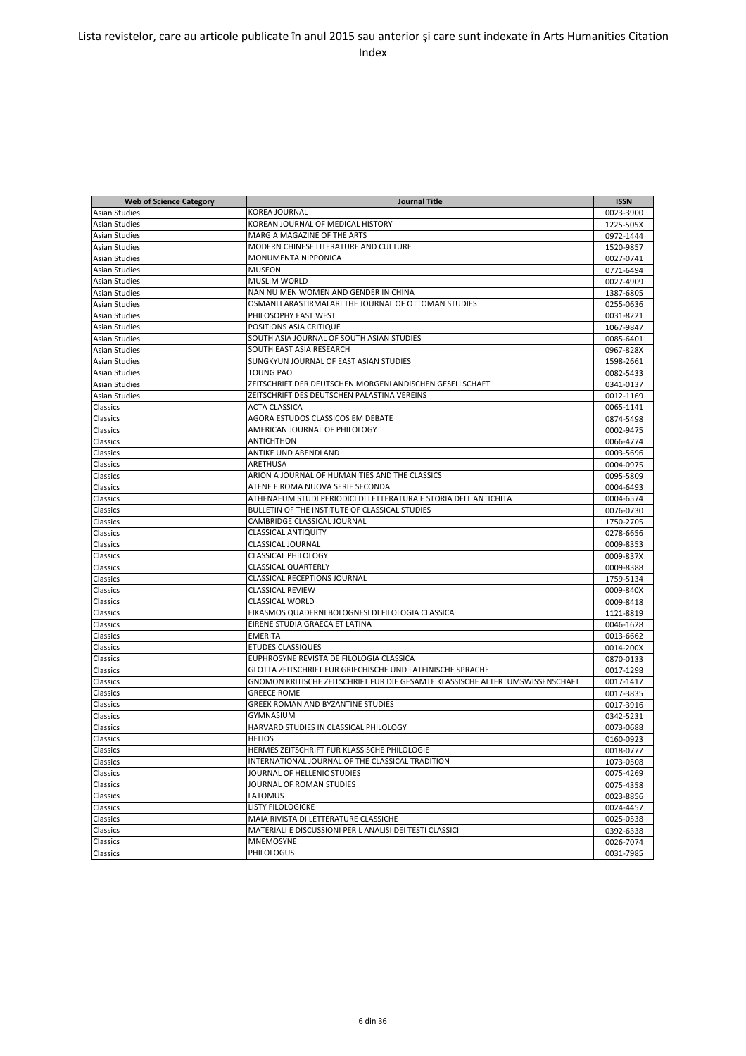Lista revistelor, care au articole publicate în anul 2015 sau anterior şi care sunt indexate în Arts Humanities Citation Index

| Web of Science Category | Journal Title | ISSN |
|---|---|---|
| Asian Studies | KOREA JOURNAL | 0023-3900 |
| Asian Studies | KOREAN JOURNAL OF MEDICAL HISTORY | 1225-505X |
| Asian Studies | MARG A MAGAZINE OF THE ARTS | 0972-1444 |
| Asian Studies | MODERN CHINESE LITERATURE AND CULTURE | 1520-9857 |
| Asian Studies | MONUMENTA NIPPONICA | 0027-0741 |
| Asian Studies | MUSEON | 0771-6494 |
| Asian Studies | MUSLIM WORLD | 0027-4909 |
| Asian Studies | NAN NU MEN WOMEN AND GENDER IN CHINA | 1387-6805 |
| Asian Studies | OSMANLI ARASTIRMALARI THE JOURNAL OF OTTOMAN STUDIES | 0255-0636 |
| Asian Studies | PHILOSOPHY EAST WEST | 0031-8221 |
| Asian Studies | POSITIONS ASIA CRITIQUE | 1067-9847 |
| Asian Studies | SOUTH ASIA JOURNAL OF SOUTH ASIAN STUDIES | 0085-6401 |
| Asian Studies | SOUTH EAST ASIA RESEARCH | 0967-828X |
| Asian Studies | SUNGKYUN JOURNAL OF EAST ASIAN STUDIES | 1598-2661 |
| Asian Studies | TOUNG PAO | 0082-5433 |
| Asian Studies | ZEITSCHRIFT DER DEUTSCHEN MORGENLANDISCHEN GESELLSCHAFT | 0341-0137 |
| Asian Studies | ZEITSCHRIFT DES DEUTSCHEN PALASTINA VEREINS | 0012-1169 |
| Classics | ACTA CLASSICA | 0065-1141 |
| Classics | AGORA ESTUDOS CLASSICOS EM DEBATE | 0874-5498 |
| Classics | AMERICAN JOURNAL OF PHILOLOGY | 0002-9475 |
| Classics | ANTICHTHON | 0066-4774 |
| Classics | ANTIKE UND ABENDLAND | 0003-5696 |
| Classics | ARETHUSA | 0004-0975 |
| Classics | ARION A JOURNAL OF HUMANITIES AND THE CLASSICS | 0095-5809 |
| Classics | ATENE E ROMA NUOVA SERIE SECONDA | 0004-6493 |
| Classics | ATHENAEUM STUDI PERIODICI DI LETTERATURA E STORIA DELL ANTICHITA | 0004-6574 |
| Classics | BULLETIN OF THE INSTITUTE OF CLASSICAL STUDIES | 0076-0730 |
| Classics | CAMBRIDGE CLASSICAL JOURNAL | 1750-2705 |
| Classics | CLASSICAL ANTIQUITY | 0278-6656 |
| Classics | CLASSICAL JOURNAL | 0009-8353 |
| Classics | CLASSICAL PHILOLOGY | 0009-837X |
| Classics | CLASSICAL QUARTERLY | 0009-8388 |
| Classics | CLASSICAL RECEPTIONS JOURNAL | 1759-5134 |
| Classics | CLASSICAL REVIEW | 0009-840X |
| Classics | CLASSICAL WORLD | 0009-8418 |
| Classics | EIKASMOS QUADERNI BOLOGNESI DI FILOLOGIA CLASSICA | 1121-8819 |
| Classics | EIRENE STUDIA GRAECA ET LATINA | 0046-1628 |
| Classics | EMERITA | 0013-6662 |
| Classics | ETUDES CLASSIQUES | 0014-200X |
| Classics | EUPHROSYNE REVISTA DE FILOLOGIA CLASSICA | 0870-0133 |
| Classics | GLOTTA ZEITSCHRIFT FUR GRIECHISCHE UND LATEINISCHE SPRACHE | 0017-1298 |
| Classics | GNOMON KRITISCHE ZEITSCHRIFT FUR DIE GESAMTE KLASSISCHE ALTERTUMSWISSENSCHAFT | 0017-1417 |
| Classics | GREECE ROME | 0017-3835 |
| Classics | GREEK ROMAN AND BYZANTINE STUDIES | 0017-3916 |
| Classics | GYMNASIUM | 0342-5231 |
| Classics | HARVARD STUDIES IN CLASSICAL PHILOLOGY | 0073-0688 |
| Classics | HELIOS | 0160-0923 |
| Classics | HERMES ZEITSCHRIFT FUR KLASSISCHE PHILOLOGIE | 0018-0777 |
| Classics | INTERNATIONAL JOURNAL OF THE CLASSICAL TRADITION | 1073-0508 |
| Classics | JOURNAL OF HELLENIC STUDIES | 0075-4269 |
| Classics | JOURNAL OF ROMAN STUDIES | 0075-4358 |
| Classics | LATOMUS | 0023-8856 |
| Classics | LISTY FILOLOGICKE | 0024-4457 |
| Classics | MAIA RIVISTA DI LETTERATURE CLASSICHE | 0025-0538 |
| Classics | MATERIALI E DISCUSSIONI PER L ANALISI DEI TESTI CLASSICI | 0392-6338 |
| Classics | MNEMOSYNE | 0026-7074 |
| Classics | PHILOLOGUS | 0031-7985 |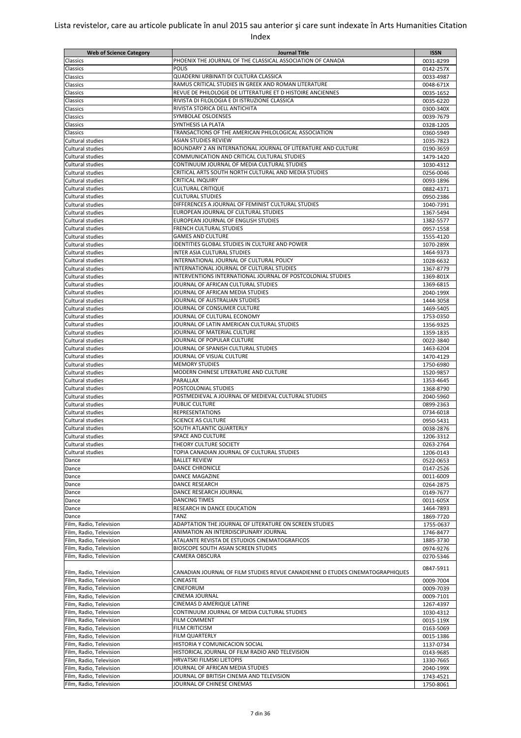# Lista revistelor, care au articole publicate în anul 2015 sau anterior şi care sunt indexate în Arts Humanities Citation Index

| Web of Science Category | Journal Title | ISSN |
| --- | --- | --- |
| Classics | PHOENIX THE JOURNAL OF THE CLASSICAL ASSOCIATION OF CANADA | 0031-8299 |
| Classics | POLIS | 0142-257X |
| Classics | QUADERNI URBINATI DI CULTURA CLASSICA | 0033-4987 |
| Classics | RAMUS CRITICAL STUDIES IN GREEK AND ROMAN LITERATURE | 0048-671X |
| Classics | REVUE DE PHILOLOGIE DE LITTERATURE ET D HISTOIRE ANCIENNES | 0035-1652 |
| Classics | RIVISTA DI FILOLOGIA E DI ISTRUZIONE CLASSICA | 0035-6220 |
| Classics | RIVISTA STORICA DELL ANTICHITA | 0300-340X |
| Classics | SYMBOLAE OSLOENSES | 0039-7679 |
| Classics | SYNTHESIS LA PLATA | 0328-1205 |
| Classics | TRANSACTIONS OF THE AMERICAN PHILOLOGICAL ASSOCIATION | 0360-5949 |
| Cultural studies | ASIAN STUDIES REVIEW | 1035-7823 |
| Cultural studies | BOUNDARY 2 AN INTERNATIONAL JOURNAL OF LITERATURE AND CULTURE | 0190-3659 |
| Cultural studies | COMMUNICATION AND CRITICAL CULTURAL STUDIES | 1479-1420 |
| Cultural studies | CONTINUUM JOURNAL OF MEDIA CULTURAL STUDIES | 1030-4312 |
| Cultural studies | CRITICAL ARTS SOUTH NORTH CULTURAL AND MEDIA STUDIES | 0256-0046 |
| Cultural studies | CRITICAL INQUIRY | 0093-1896 |
| Cultural studies | CULTURAL CRITIQUE | 0882-4371 |
| Cultural studies | CULTURAL STUDIES | 0950-2386 |
| Cultural studies | DIFFERENCES A JOURNAL OF FEMINIST CULTURAL STUDIES | 1040-7391 |
| Cultural studies | EUROPEAN JOURNAL OF CULTURAL STUDIES | 1367-5494 |
| Cultural studies | EUROPEAN JOURNAL OF ENGLISH STUDIES | 1382-5577 |
| Cultural studies | FRENCH CULTURAL STUDIES | 0957-1558 |
| Cultural studies | GAMES AND CULTURE | 1555-4120 |
| Cultural studies | IDENTITIES GLOBAL STUDIES IN CULTURE AND POWER | 1070-289X |
| Cultural studies | INTER ASIA CULTURAL STUDIES | 1464-9373 |
| Cultural studies | INTERNATIONAL JOURNAL OF CULTURAL POLICY | 1028-6632 |
| Cultural studies | INTERNATIONAL JOURNAL OF CULTURAL STUDIES | 1367-8779 |
| Cultural studies | INTERVENTIONS INTERNATIONAL JOURNAL OF POSTCOLONIAL STUDIES | 1369-801X |
| Cultural studies | JOURNAL OF AFRICAN CULTURAL STUDIES | 1369-6815 |
| Cultural studies | JOURNAL OF AFRICAN MEDIA STUDIES | 2040-199X |
| Cultural studies | JOURNAL OF AUSTRALIAN STUDIES | 1444-3058 |
| Cultural studies | JOURNAL OF CONSUMER CULTURE | 1469-5405 |
| Cultural studies | JOURNAL OF CULTURAL ECONOMY | 1753-0350 |
| Cultural studies | JOURNAL OF LATIN AMERICAN CULTURAL STUDIES | 1356-9325 |
| Cultural studies | JOURNAL OF MATERIAL CULTURE | 1359-1835 |
| Cultural studies | JOURNAL OF POPULAR CULTURE | 0022-3840 |
| Cultural studies | JOURNAL OF SPANISH CULTURAL STUDIES | 1463-6204 |
| Cultural studies | JOURNAL OF VISUAL CULTURE | 1470-4129 |
| Cultural studies | MEMORY STUDIES | 1750-6980 |
| Cultural studies | MODERN CHINESE LITERATURE AND CULTURE | 1520-9857 |
| Cultural studies | PARALLAX | 1353-4645 |
| Cultural studies | POSTCOLONIAL STUDIES | 1368-8790 |
| Cultural studies | POSTMEDIEVAL A JOURNAL OF MEDIEVAL CULTURAL STUDIES | 2040-5960 |
| Cultural studies | PUBLIC CULTURE | 0899-2363 |
| Cultural studies | REPRESENTATIONS | 0734-6018 |
| Cultural studies | SCIENCE AS CULTURE | 0950-5431 |
| Cultural studies | SOUTH ATLANTIC QUARTERLY | 0038-2876 |
| Cultural studies | SPACE AND CULTURE | 1206-3312 |
| Cultural studies | THEORY CULTURE SOCIETY | 0263-2764 |
| Cultural studies | TOPIA CANADIAN JOURNAL OF CULTURAL STUDIES | 1206-0143 |
| Dance | BALLET REVIEW | 0522-0653 |
| Dance | DANCE CHRONICLE | 0147-2526 |
| Dance | DANCE MAGAZINE | 0011-6009 |
| Dance | DANCE RESEARCH | 0264-2875 |
| Dance | DANCE RESEARCH JOURNAL | 0149-7677 |
| Dance | DANCING TIMES | 0011-605X |
| Dance | RESEARCH IN DANCE EDUCATION | 1464-7893 |
| Dance | TANZ | 1869-7720 |
| Film, Radio, Television | ADAPTATION THE JOURNAL OF LITERATURE ON SCREEN STUDIES | 1755-0637 |
| Film, Radio, Television | ANIMATION AN INTERDISCIPLINARY JOURNAL | 1746-8477 |
| Film, Radio, Television | ATALANTE REVISTA DE ESTUDIOS CINEMATOGRAFICOS | 1885-3730 |
| Film, Radio, Television | BIOSCOPE SOUTH ASIAN SCREEN STUDIES | 0974-9276 |
| Film, Radio, Television | CAMERA OBSCURA | 0270-5346 |
| Film, Radio, Television | CANADIAN JOURNAL OF FILM STUDIES REVUE CANADIENNE D ETUDES CINEMATOGRAPHIQUES | 0847-5911 |
| Film, Radio, Television | CINEASTE | 0009-7004 |
| Film, Radio, Television | CINEFORUM | 0009-7039 |
| Film, Radio, Television | CINEMA JOURNAL | 0009-7101 |
| Film, Radio, Television | CINEMAS D AMERIQUE LATINE | 1267-4397 |
| Film, Radio, Television | CONTINUUM JOURNAL OF MEDIA CULTURAL STUDIES | 1030-4312 |
| Film, Radio, Television | FILM COMMENT | 0015-119X |
| Film, Radio, Television | FILM CRITICISM | 0163-5069 |
| Film, Radio, Television | FILM QUARTERLY | 0015-1386 |
| Film, Radio, Television | HISTORIA Y COMUNICACION SOCIAL | 1137-0734 |
| Film, Radio, Television | HISTORICAL JOURNAL OF FILM RADIO AND TELEVISION | 0143-9685 |
| Film, Radio, Television | HRVATSKI FILMSKI LJETOPIS | 1330-7665 |
| Film, Radio, Television | JOURNAL OF AFRICAN MEDIA STUDIES | 2040-199X |
| Film, Radio, Television | JOURNAL OF BRITISH CINEMA AND TELEVISION | 1743-4521 |
| Film, Radio, Television | JOURNAL OF CHINESE CINEMAS | 1750-8061 |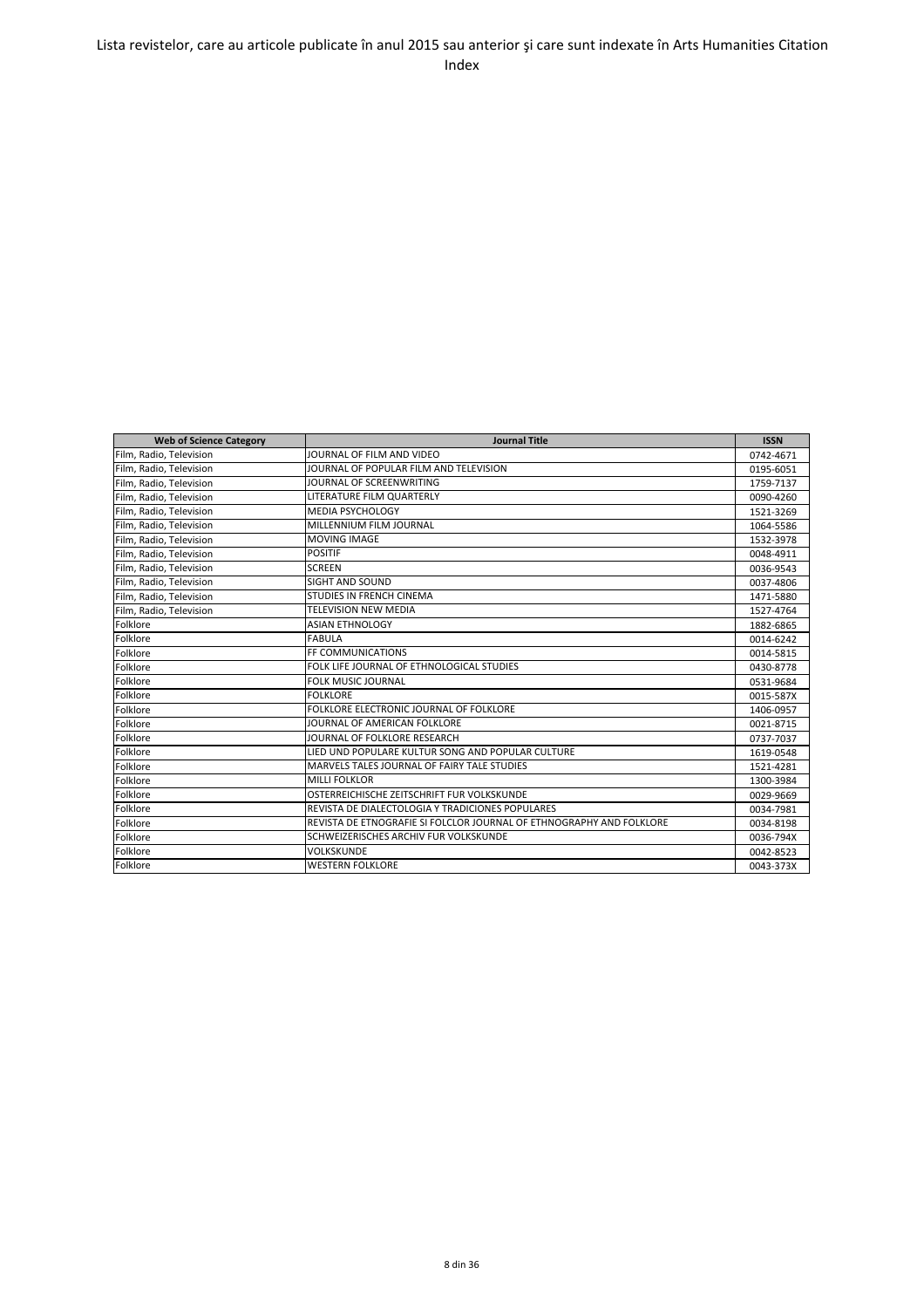Lista revistelor, care au articole publicate în anul 2015 sau anterior şi care sunt indexate în Arts Humanities Citation Index

| Web of Science Category | Journal Title | ISSN |
|---|---|---|
| Film, Radio, Television | JOURNAL OF FILM AND VIDEO | 0742-4671 |
| Film, Radio, Television | JOURNAL OF POPULAR FILM AND TELEVISION | 0195-6051 |
| Film, Radio, Television | JOURNAL OF SCREENWRITING | 1759-7137 |
| Film, Radio, Television | LITERATURE FILM QUARTERLY | 0090-4260 |
| Film, Radio, Television | MEDIA PSYCHOLOGY | 1521-3269 |
| Film, Radio, Television | MILLENNIUM FILM JOURNAL | 1064-5586 |
| Film, Radio, Television | MOVING IMAGE | 1532-3978 |
| Film, Radio, Television | POSITIF | 0048-4911 |
| Film, Radio, Television | SCREEN | 0036-9543 |
| Film, Radio, Television | SIGHT AND SOUND | 0037-4806 |
| Film, Radio, Television | STUDIES IN FRENCH CINEMA | 1471-5880 |
| Film, Radio, Television | TELEVISION NEW MEDIA | 1527-4764 |
| Folklore | ASIAN ETHNOLOGY | 1882-6865 |
| Folklore | FABULA | 0014-6242 |
| Folklore | FF COMMUNICATIONS | 0014-5815 |
| Folklore | FOLK LIFE JOURNAL OF ETHNOLOGICAL STUDIES | 0430-8778 |
| Folklore | FOLK MUSIC JOURNAL | 0531-9684 |
| Folklore | FOLKLORE | 0015-587X |
| Folklore | FOLKLORE ELECTRONIC JOURNAL OF FOLKLORE | 1406-0957 |
| Folklore | JOURNAL OF AMERICAN FOLKLORE | 0021-8715 |
| Folklore | JOURNAL OF FOLKLORE RESEARCH | 0737-7037 |
| Folklore | LIED UND POPULARE KULTUR SONG AND POPULAR CULTURE | 1619-0548 |
| Folklore | MARVELS TALES JOURNAL OF FAIRY TALE STUDIES | 1521-4281 |
| Folklore | MILLI FOLKLOR | 1300-3984 |
| Folklore | OSTERREICHISCHE ZEITSCHRIFT FUR VOLKSKUNDE | 0029-9669 |
| Folklore | REVISTA DE DIALECTOLOGIA Y TRADICIONES POPULARES | 0034-7981 |
| Folklore | REVISTA DE ETNOGRAFIE SI FOLCLOR JOURNAL OF ETHNOGRAPHY AND FOLKLORE | 0034-8198 |
| Folklore | SCHWEIZERISCHES ARCHIV FUR VOLKSKUNDE | 0036-794X |
| Folklore | VOLKSKUNDE | 0042-8523 |
| Folklore | WESTERN FOLKLORE | 0043-373X |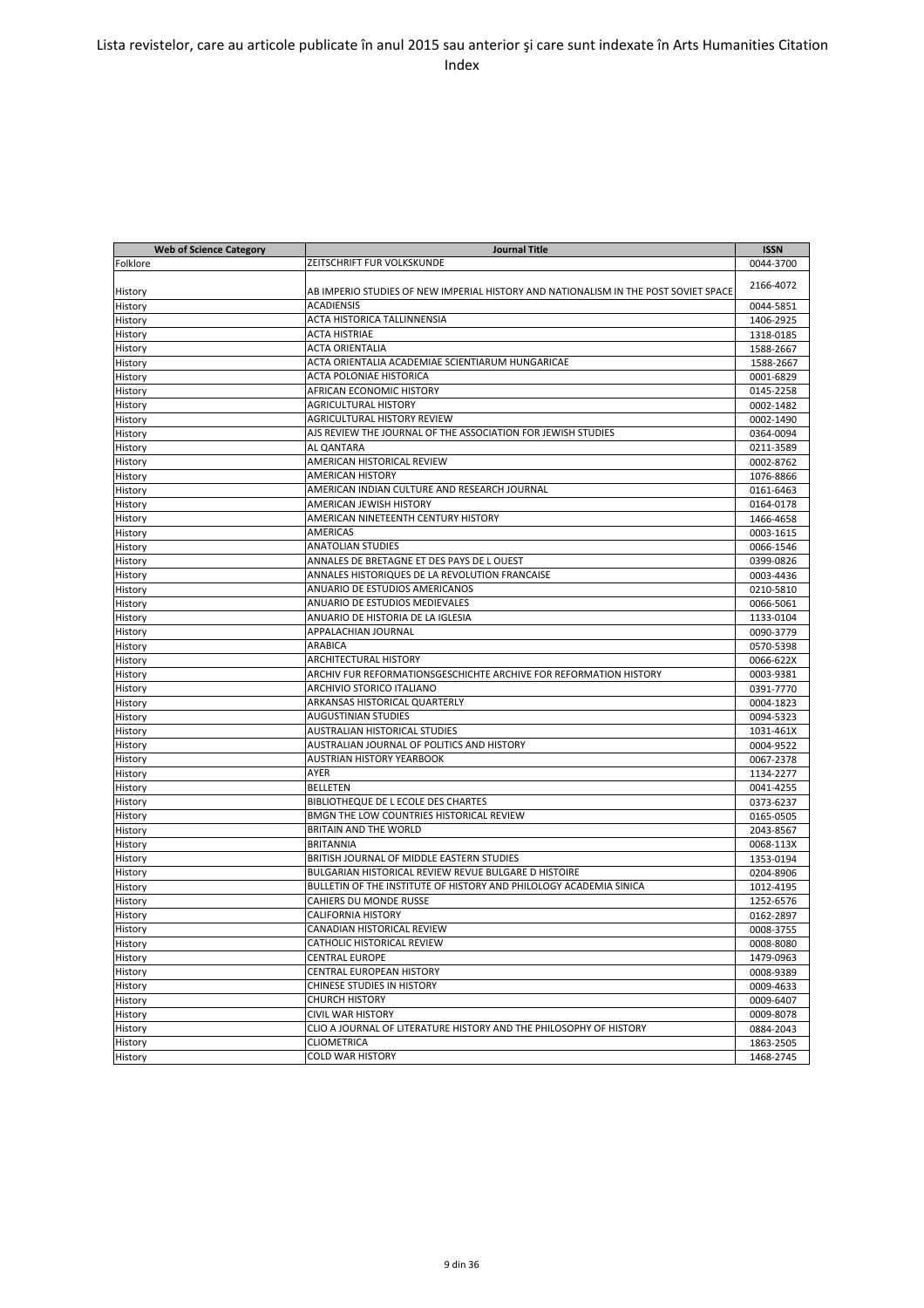| Web of Science Category | Journal Title | ISSN |
|---|---|---|
| Folklore | ZEITSCHRIFT FUR VOLKSKUNDE | 0044-3700 |
| History | AB IMPERIO STUDIES OF NEW IMPERIAL HISTORY AND NATIONALISM IN THE POST SOVIET SPACE | 2166-4072 |
| History | ACADIENSIS | 0044-5851 |
| History | ACTA HISTORICA TALLINNENSIA | 1406-2925 |
| History | ACTA HISTRIAE | 1318-0185 |
| History | ACTA ORIENTALIA | 1588-2667 |
| History | ACTA ORIENTALIA ACADEMIAE SCIENTIARUM HUNGARICAE | 1588-2667 |
| History | ACTA POLONIAE HISTORICA | 0001-6829 |
| History | AFRICAN ECONOMIC HISTORY | 0145-2258 |
| History | AGRICULTURAL HISTORY | 0002-1482 |
| History | AGRICULTURAL HISTORY REVIEW | 0002-1490 |
| History | AJS REVIEW THE JOURNAL OF THE ASSOCIATION FOR JEWISH STUDIES | 0364-0094 |
| History | AL QANTARA | 0211-3589 |
| History | AMERICAN HISTORICAL REVIEW | 0002-8762 |
| History | AMERICAN HISTORY | 1076-8866 |
| History | AMERICAN INDIAN CULTURE AND RESEARCH JOURNAL | 0161-6463 |
| History | AMERICAN JEWISH HISTORY | 0164-0178 |
| History | AMERICAN NINETEENTH CENTURY HISTORY | 1466-4658 |
| History | AMERICAS | 0003-1615 |
| History | ANATOLIAN STUDIES | 0066-1546 |
| History | ANNALES DE BRETAGNE ET DES PAYS DE L OUEST | 0399-0826 |
| History | ANNALES HISTORIQUES DE LA REVOLUTION FRANCAISE | 0003-4436 |
| History | ANUARIO DE ESTUDIOS AMERICANOS | 0210-5810 |
| History | ANUARIO DE ESTUDIOS MEDIEVALES | 0066-5061 |
| History | ANUARIO DE HISTORIA DE LA IGLESIA | 1133-0104 |
| History | APPALACHIAN JOURNAL | 0090-3779 |
| History | ARABICA | 0570-5398 |
| History | ARCHITECTURAL HISTORY | 0066-622X |
| History | ARCHIV FUR REFORMATIONSGESCHICHTE ARCHIVE FOR REFORMATION HISTORY | 0003-9381 |
| History | ARCHIVIO STORICO ITALIANO | 0391-7770 |
| History | ARKANSAS HISTORICAL QUARTERLY | 0004-1823 |
| History | AUGUSTINIAN STUDIES | 0094-5323 |
| History | AUSTRALIAN HISTORICAL STUDIES | 1031-461X |
| History | AUSTRALIAN JOURNAL OF POLITICS AND HISTORY | 0004-9522 |
| History | AUSTRIAN HISTORY YEARBOOK | 0067-2378 |
| History | AYER | 1134-2277 |
| History | BELLETEN | 0041-4255 |
| History | BIBLIOTHEQUE DE L ECOLE DES CHARTES | 0373-6237 |
| History | BMGN THE LOW COUNTRIES HISTORICAL REVIEW | 0165-0505 |
| History | BRITAIN AND THE WORLD | 2043-8567 |
| History | BRITANNIA | 0068-113X |
| History | BRITISH JOURNAL OF MIDDLE EASTERN STUDIES | 1353-0194 |
| History | BULGARIAN HISTORICAL REVIEW REVUE BULGARE D HISTOIRE | 0204-8906 |
| History | BULLETIN OF THE INSTITUTE OF HISTORY AND PHILOLOGY ACADEMIA SINICA | 1012-4195 |
| History | CAHIERS DU MONDE RUSSE | 1252-6576 |
| History | CALIFORNIA HISTORY | 0162-2897 |
| History | CANADIAN HISTORICAL REVIEW | 0008-3755 |
| History | CATHOLIC HISTORICAL REVIEW | 0008-8080 |
| History | CENTRAL EUROPE | 1479-0963 |
| History | CENTRAL EUROPEAN HISTORY | 0008-9389 |
| History | CHINESE STUDIES IN HISTORY | 0009-4633 |
| History | CHURCH HISTORY | 0009-6407 |
| History | CIVIL WAR HISTORY | 0009-8078 |
| History | CLIO A JOURNAL OF LITERATURE HISTORY AND THE PHILOSOPHY OF HISTORY | 0884-2043 |
| History | CLIOMETRICA | 1863-2505 |
| History | COLD WAR HISTORY | 1468-2745 |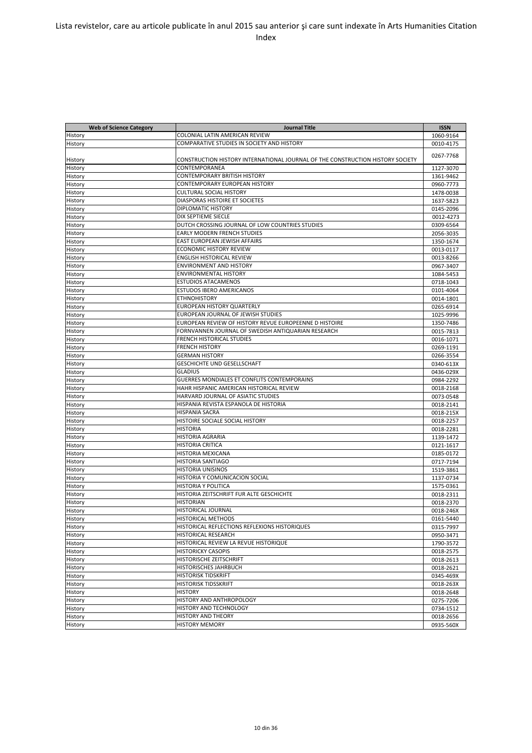Lista revistelor, care au articole publicate în anul 2015 sau anterior şi care sunt indexate în Arts Humanities Citation Index

| Web of Science Category | Journal Title | ISSN |
| --- | --- | --- |
| History | COLONIAL LATIN AMERICAN REVIEW | 1060-9164 |
| History | COMPARATIVE STUDIES IN SOCIETY AND HISTORY | 0010-4175 |
| History | CONSTRUCTION HISTORY INTERNATIONAL JOURNAL OF THE CONSTRUCTION HISTORY SOCIETY | 0267-7768 |
| History | CONTEMPORANEA | 1127-3070 |
| History | CONTEMPORARY BRITISH HISTORY | 1361-9462 |
| History | CONTEMPORARY EUROPEAN HISTORY | 0960-7773 |
| History | CULTURAL SOCIAL HISTORY | 1478-0038 |
| History | DIASPORAS HISTOIRE ET SOCIETES | 1637-5823 |
| History | DIPLOMATIC HISTORY | 0145-2096 |
| History | DIX SEPTIEME SIECLE | 0012-4273 |
| History | DUTCH CROSSING JOURNAL OF LOW COUNTRIES STUDIES | 0309-6564 |
| History | EARLY MODERN FRENCH STUDIES | 2056-3035 |
| History | EAST EUROPEAN JEWISH AFFAIRS | 1350-1674 |
| History | ECONOMIC HISTORY REVIEW | 0013-0117 |
| History | ENGLISH HISTORICAL REVIEW | 0013-8266 |
| History | ENVIRONMENT AND HISTORY | 0967-3407 |
| History | ENVIRONMENTAL HISTORY | 1084-5453 |
| History | ESTUDIOS ATACAMENOS | 0718-1043 |
| History | ESTUDOS IBERO AMERICANOS | 0101-4064 |
| History | ETHNOHISTORY | 0014-1801 |
| History | EUROPEAN HISTORY QUARTERLY | 0265-6914 |
| History | EUROPEAN JOURNAL OF JEWISH STUDIES | 1025-9996 |
| History | EUROPEAN REVIEW OF HISTORY REVUE EUROPEENNE D HISTOIRE | 1350-7486 |
| History | FORNVANNEN JOURNAL OF SWEDISH ANTIQUARIAN RESEARCH | 0015-7813 |
| History | FRENCH HISTORICAL STUDIES | 0016-1071 |
| History | FRENCH HISTORY | 0269-1191 |
| History | GERMAN HISTORY | 0266-3554 |
| History | GESCHICHTE UND GESELLSCHAFT | 0340-613X |
| History | GLADIUS | 0436-029X |
| History | GUERRES MONDIALES ET CONFLITS CONTEMPORAINS | 0984-2292 |
| History | HAHR HISPANIC AMERICAN HISTORICAL REVIEW | 0018-2168 |
| History | HARVARD JOURNAL OF ASIATIC STUDIES | 0073-0548 |
| History | HISPANIA REVISTA ESPANOLA DE HISTORIA | 0018-2141 |
| History | HISPANIA SACRA | 0018-215X |
| History | HISTOIRE SOCIALE SOCIAL HISTORY | 0018-2257 |
| History | HISTORIA | 0018-2281 |
| History | HISTORIA AGRARIA | 1139-1472 |
| History | HISTORIA CRITICA | 0121-1617 |
| History | HISTORIA MEXICANA | 0185-0172 |
| History | HISTORIA SANTIAGO | 0717-7194 |
| History | HISTORIA UNISINOS | 1519-3861 |
| History | HISTORIA Y COMUNICACION SOCIAL | 1137-0734 |
| History | HISTORIA Y POLITICA | 1575-0361 |
| History | HISTORIA ZEITSCHRIFT FUR ALTE GESCHICHTE | 0018-2311 |
| History | HISTORIAN | 0018-2370 |
| History | HISTORICAL JOURNAL | 0018-246X |
| History | HISTORICAL METHODS | 0161-5440 |
| History | HISTORICAL REFLECTIONS REFLEXIONS HISTORIQUES | 0315-7997 |
| History | HISTORICAL RESEARCH | 0950-3471 |
| History | HISTORICAL REVIEW LA REVUE HISTORIQUE | 1790-3572 |
| History | HISTORICKY CASOPIS | 0018-2575 |
| History | HISTORISCHE ZEITSCHRIFT | 0018-2613 |
| History | HISTORISCHES JAHRBUCH | 0018-2621 |
| History | HISTORISK TIDSKRIFT | 0345-469X |
| History | HISTORISK TIDSSKRIFT | 0018-263X |
| History | HISTORY | 0018-2648 |
| History | HISTORY AND ANTHROPOLOGY | 0275-7206 |
| History | HISTORY AND TECHNOLOGY | 0734-1512 |
| History | HISTORY AND THEORY | 0018-2656 |
| History | HISTORY MEMORY | 0935-560X |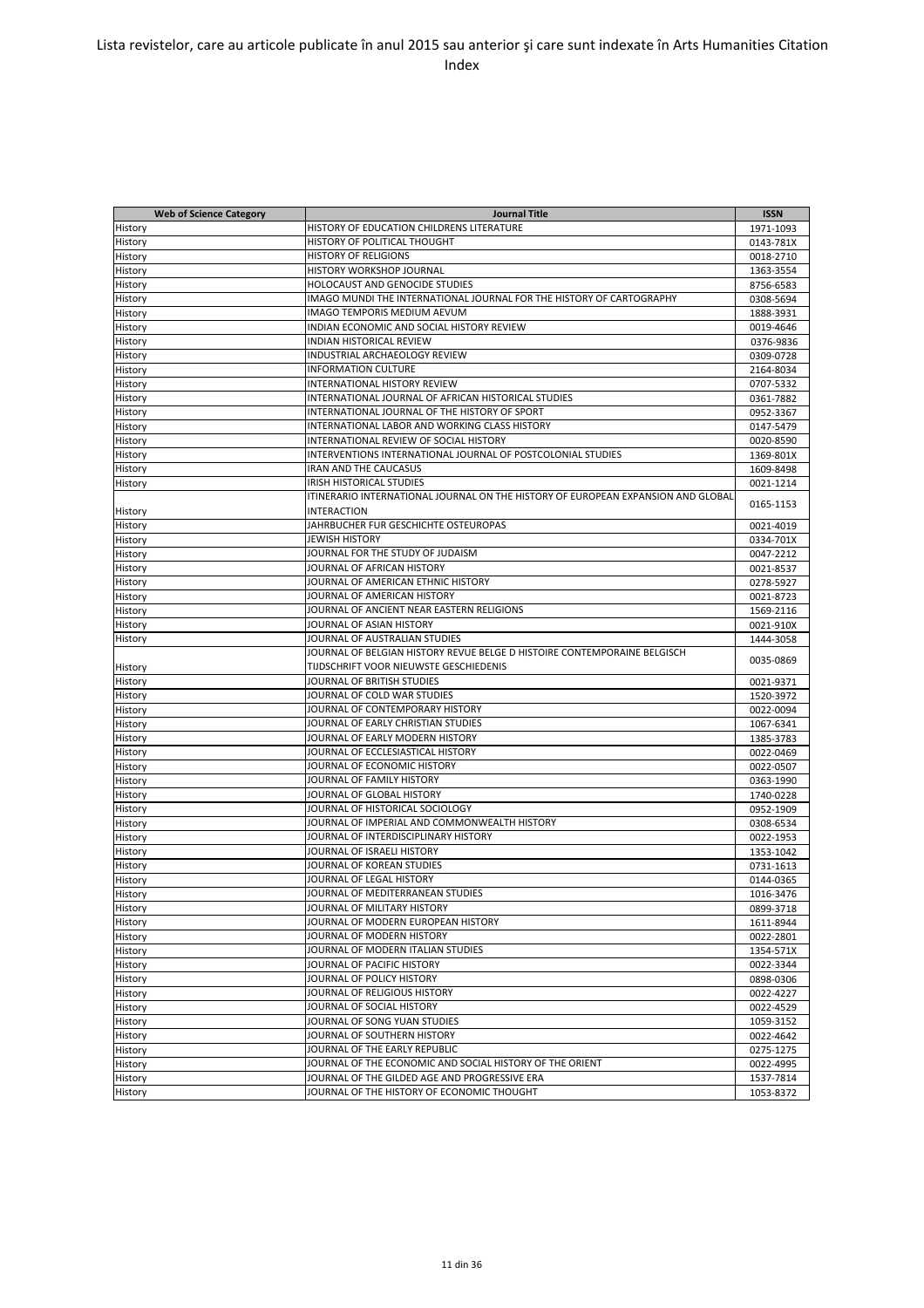Lista revistelor, care au articole publicate în anul 2015 sau anterior şi care sunt indexate în Arts Humanities Citation Index

| Web of Science Category | Journal Title | ISSN |
|---|---|---|
| History | HISTORY OF EDUCATION CHILDRENS LITERATURE | 1971-1093 |
| History | HISTORY OF POLITICAL THOUGHT | 0143-781X |
| History | HISTORY OF RELIGIONS | 0018-2710 |
| History | HISTORY WORKSHOP JOURNAL | 1363-3554 |
| History | HOLOCAUST AND GENOCIDE STUDIES | 8756-6583 |
| History | IMAGO MUNDI THE INTERNATIONAL JOURNAL FOR THE HISTORY OF CARTOGRAPHY | 0308-5694 |
| History | IMAGO TEMPORIS MEDIUM AEVUM | 1888-3931 |
| History | INDIAN ECONOMIC AND SOCIAL HISTORY REVIEW | 0019-4646 |
| History | INDIAN HISTORICAL REVIEW | 0376-9836 |
| History | INDUSTRIAL ARCHAEOLOGY REVIEW | 0309-0728 |
| History | INFORMATION CULTURE | 2164-8034 |
| History | INTERNATIONAL HISTORY REVIEW | 0707-5332 |
| History | INTERNATIONAL JOURNAL OF AFRICAN HISTORICAL STUDIES | 0361-7882 |
| History | INTERNATIONAL JOURNAL OF THE HISTORY OF SPORT | 0952-3367 |
| History | INTERNATIONAL LABOR AND WORKING CLASS HISTORY | 0147-5479 |
| History | INTERNATIONAL REVIEW OF SOCIAL HISTORY | 0020-8590 |
| History | INTERVENTIONS INTERNATIONAL JOURNAL OF POSTCOLONIAL STUDIES | 1369-801X |
| History | IRAN AND THE CAUCASUS | 1609-8498 |
| History | IRISH HISTORICAL STUDIES | 0021-1214 |
| History | ITINERARIO INTERNATIONAL JOURNAL ON THE HISTORY OF EUROPEAN EXPANSION AND GLOBAL INTERACTION | 0165-1153 |
| History | JAHRBUCHER FUR GESCHICHTE OSTEUROPAS | 0021-4019 |
| History | JEWISH HISTORY | 0334-701X |
| History | JOURNAL FOR THE STUDY OF JUDAISM | 0047-2212 |
| History | JOURNAL OF AFRICAN HISTORY | 0021-8537 |
| History | JOURNAL OF AMERICAN ETHNIC HISTORY | 0278-5927 |
| History | JOURNAL OF AMERICAN HISTORY | 0021-8723 |
| History | JOURNAL OF ANCIENT NEAR EASTERN RELIGIONS | 1569-2116 |
| History | JOURNAL OF ASIAN HISTORY | 0021-910X |
| History | JOURNAL OF AUSTRALIAN STUDIES | 1444-3058 |
| History | JOURNAL OF BELGIAN HISTORY REVUE BELGE D HISTOIRE CONTEMPORAINE BELGISCH TIJDSCHRIFT VOOR NIEUWSTE GESCHIEDENIS | 0035-0869 |
| History | JOURNAL OF BRITISH STUDIES | 0021-9371 |
| History | JOURNAL OF COLD WAR STUDIES | 1520-3972 |
| History | JOURNAL OF CONTEMPORARY HISTORY | 0022-0094 |
| History | JOURNAL OF EARLY CHRISTIAN STUDIES | 1067-6341 |
| History | JOURNAL OF EARLY MODERN HISTORY | 1385-3783 |
| History | JOURNAL OF ECCLESIASTICAL HISTORY | 0022-0469 |
| History | JOURNAL OF ECONOMIC HISTORY | 0022-0507 |
| History | JOURNAL OF FAMILY HISTORY | 0363-1990 |
| History | JOURNAL OF GLOBAL HISTORY | 1740-0228 |
| History | JOURNAL OF HISTORICAL SOCIOLOGY | 0952-1909 |
| History | JOURNAL OF IMPERIAL AND COMMONWEALTH HISTORY | 0308-6534 |
| History | JOURNAL OF INTERDISCIPLINARY HISTORY | 0022-1953 |
| History | JOURNAL OF ISRAELI HISTORY | 1353-1042 |
| History | JOURNAL OF KOREAN STUDIES | 0731-1613 |
| History | JOURNAL OF LEGAL HISTORY | 0144-0365 |
| History | JOURNAL OF MEDITERRANEAN STUDIES | 1016-3476 |
| History | JOURNAL OF MILITARY HISTORY | 0899-3718 |
| History | JOURNAL OF MODERN EUROPEAN HISTORY | 1611-8944 |
| History | JOURNAL OF MODERN HISTORY | 0022-2801 |
| History | JOURNAL OF MODERN ITALIAN STUDIES | 1354-571X |
| History | JOURNAL OF PACIFIC HISTORY | 0022-3344 |
| History | JOURNAL OF POLICY HISTORY | 0898-0306 |
| History | JOURNAL OF RELIGIOUS HISTORY | 0022-4227 |
| History | JOURNAL OF SOCIAL HISTORY | 0022-4529 |
| History | JOURNAL OF SONG YUAN STUDIES | 1059-3152 |
| History | JOURNAL OF SOUTHERN HISTORY | 0022-4642 |
| History | JOURNAL OF THE EARLY REPUBLIC | 0275-1275 |
| History | JOURNAL OF THE ECONOMIC AND SOCIAL HISTORY OF THE ORIENT | 0022-4995 |
| History | JOURNAL OF THE GILDED AGE AND PROGRESSIVE ERA | 1537-7814 |
| History | JOURNAL OF THE HISTORY OF ECONOMIC THOUGHT | 1053-8372 |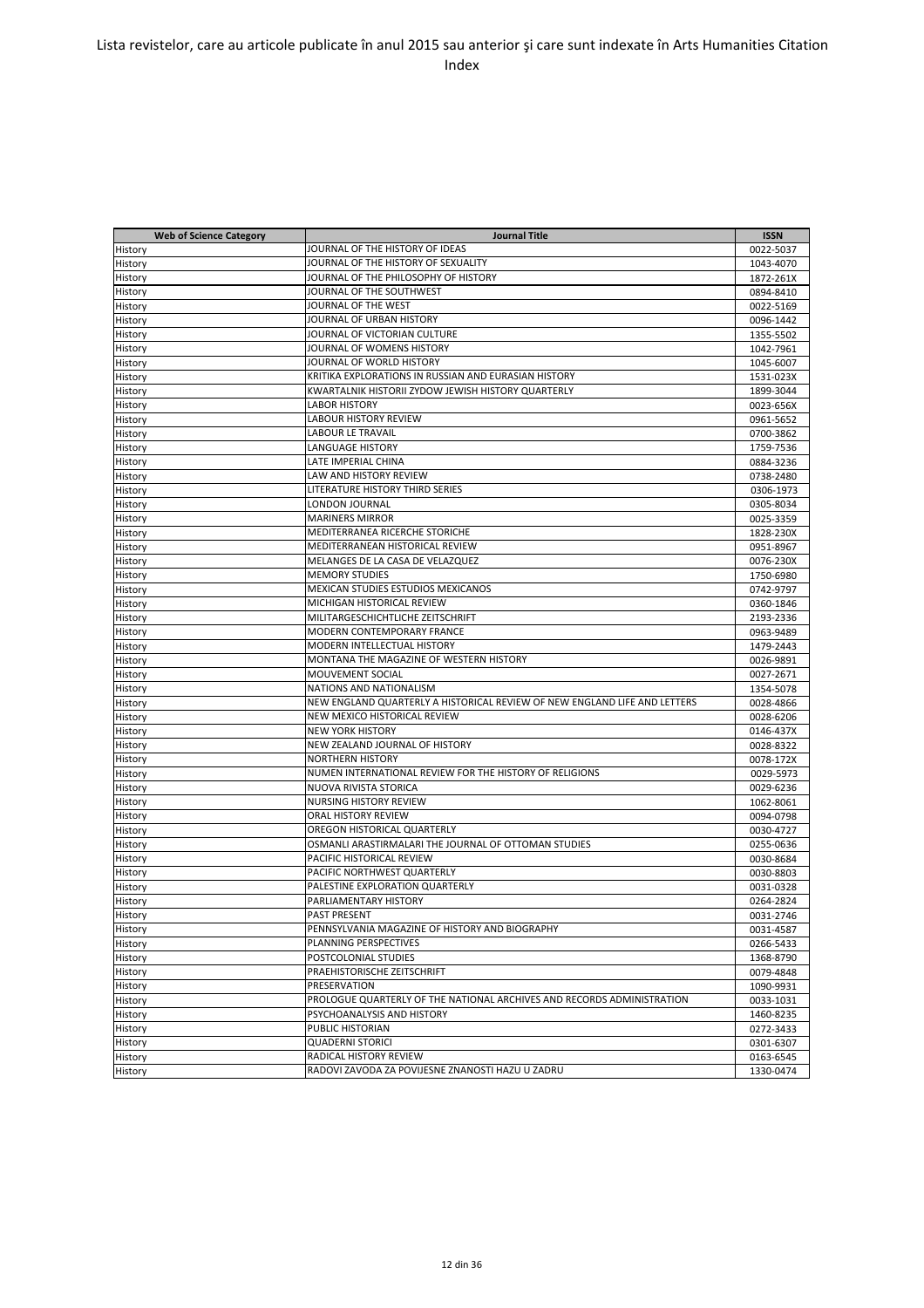Lista revistelor, care au articole publicate în anul 2015 sau anterior şi care sunt indexate în Arts Humanities Citation Index

| Web of Science Category | Journal Title | ISSN |
|---|---|---|
| History | JOURNAL OF THE HISTORY OF IDEAS | 0022-5037 |
| History | JOURNAL OF THE HISTORY OF SEXUALITY | 1043-4070 |
| History | JOURNAL OF THE PHILOSOPHY OF HISTORY | 1872-261X |
| History | JOURNAL OF THE SOUTHWEST | 0894-8410 |
| History | JOURNAL OF THE WEST | 0022-5169 |
| History | JOURNAL OF URBAN HISTORY | 0096-1442 |
| History | JOURNAL OF VICTORIAN CULTURE | 1355-5502 |
| History | JOURNAL OF WOMENS HISTORY | 1042-7961 |
| History | JOURNAL OF WORLD HISTORY | 1045-6007 |
| History | KRITIKA EXPLORATIONS IN RUSSIAN AND EURASIAN HISTORY | 1531-023X |
| History | KWARTALNIK HISTORII ZYDOW JEWISH HISTORY QUARTERLY | 1899-3044 |
| History | LABOR HISTORY | 0023-656X |
| History | LABOUR HISTORY REVIEW | 0961-5652 |
| History | LABOUR LE TRAVAIL | 0700-3862 |
| History | LANGUAGE HISTORY | 1759-7536 |
| History | LATE IMPERIAL CHINA | 0884-3236 |
| History | LAW AND HISTORY REVIEW | 0738-2480 |
| History | LITERATURE HISTORY THIRD SERIES | 0306-1973 |
| History | LONDON JOURNAL | 0305-8034 |
| History | MARINERS MIRROR | 0025-3359 |
| History | MEDITERRANEA RICERCHE STORICHE | 1828-230X |
| History | MEDITERRANEAN HISTORICAL REVIEW | 0951-8967 |
| History | MELANGES DE LA CASA DE VELAZQUEZ | 0076-230X |
| History | MEMORY STUDIES | 1750-6980 |
| History | MEXICAN STUDIES ESTUDIOS MEXICANOS | 0742-9797 |
| History | MICHIGAN HISTORICAL REVIEW | 0360-1846 |
| History | MILITARGESCHICHTLICHE ZEITSCHRIFT | 2193-2336 |
| History | MODERN CONTEMPORARY FRANCE | 0963-9489 |
| History | MODERN INTELLECTUAL HISTORY | 1479-2443 |
| History | MONTANA THE MAGAZINE OF WESTERN HISTORY | 0026-9891 |
| History | MOUVEMENT SOCIAL | 0027-2671 |
| History | NATIONS AND NATIONALISM | 1354-5078 |
| History | NEW ENGLAND QUARTERLY A HISTORICAL REVIEW OF NEW ENGLAND LIFE AND LETTERS | 0028-4866 |
| History | NEW MEXICO HISTORICAL REVIEW | 0028-6206 |
| History | NEW YORK HISTORY | 0146-437X |
| History | NEW ZEALAND JOURNAL OF HISTORY | 0028-8322 |
| History | NORTHERN HISTORY | 0078-172X |
| History | NUMEN INTERNATIONAL REVIEW FOR THE HISTORY OF RELIGIONS | 0029-5973 |
| History | NUOVA RIVISTA STORICA | 0029-6236 |
| History | NURSING HISTORY REVIEW | 1062-8061 |
| History | ORAL HISTORY REVIEW | 0094-0798 |
| History | OREGON HISTORICAL QUARTERLY | 0030-4727 |
| History | OSMANLI ARASTIRMALARI THE JOURNAL OF OTTOMAN STUDIES | 0255-0636 |
| History | PACIFIC HISTORICAL REVIEW | 0030-8684 |
| History | PACIFIC NORTHWEST QUARTERLY | 0030-8803 |
| History | PALESTINE EXPLORATION QUARTERLY | 0031-0328 |
| History | PARLIAMENTARY HISTORY | 0264-2824 |
| History | PAST PRESENT | 0031-2746 |
| History | PENNSYLVANIA MAGAZINE OF HISTORY AND BIOGRAPHY | 0031-4587 |
| History | PLANNING PERSPECTIVES | 0266-5433 |
| History | POSTCOLONIAL STUDIES | 1368-8790 |
| History | PRAEHISTORISCHE ZEITSCHRIFT | 0079-4848 |
| History | PRESERVATION | 1090-9931 |
| History | PROLOGUE QUARTERLY OF THE NATIONAL ARCHIVES AND RECORDS ADMINISTRATION | 0033-1031 |
| History | PSYCHOANALYSIS AND HISTORY | 1460-8235 |
| History | PUBLIC HISTORIAN | 0272-3433 |
| History | QUADERNI STORICI | 0301-6307 |
| History | RADICAL HISTORY REVIEW | 0163-6545 |
| History | RADOVI ZAVODA ZA POVIJESNE ZNANOSTI HAZU U ZADRU | 1330-0474 |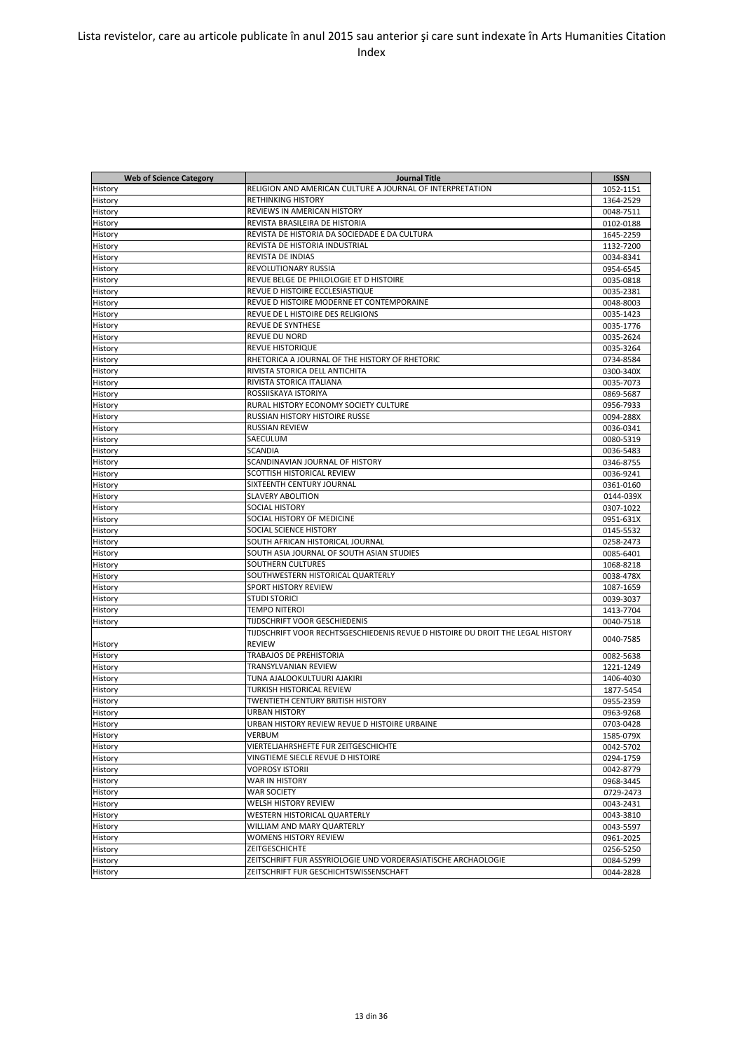# Lista revistelor, care au articole publicate în anul 2015 sau anterior şi care sunt indexate în Arts Humanities Citation Index

| Web of Science Category | Journal Title | ISSN |
| --- | --- | --- |
| History | RELIGION AND AMERICAN CULTURE A JOURNAL OF INTERPRETATION | 1052-1151 |
| History | RETHINKING HISTORY | 1364-2529 |
| History | REVIEWS IN AMERICAN HISTORY | 0048-7511 |
| History | REVISTA BRASILEIRA DE HISTORIA | 0102-0188 |
| History | REVISTA DE HISTORIA DA SOCIEDADE E DA CULTURA | 1645-2259 |
| History | REVISTA DE HISTORIA INDUSTRIAL | 1132-7200 |
| History | REVISTA DE INDIAS | 0034-8341 |
| History | REVOLUTIONARY RUSSIA | 0954-6545 |
| History | REVUE BELGE DE PHILOLOGIE ET D HISTOIRE | 0035-0818 |
| History | REVUE D HISTOIRE ECCLESIASTIQUE | 0035-2381 |
| History | REVUE D HISTOIRE MODERNE ET CONTEMPORAINE | 0048-8003 |
| History | REVUE DE L HISTOIRE DES RELIGIONS | 0035-1423 |
| History | REVUE DE SYNTHESE | 0035-1776 |
| History | REVUE DU NORD | 0035-2624 |
| History | REVUE HISTORIQUE | 0035-3264 |
| History | RHETORICA A JOURNAL OF THE HISTORY OF RHETORIC | 0734-8584 |
| History | RIVISTA STORICA DELL ANTICHITA | 0300-340X |
| History | RIVISTA STORICA ITALIANA | 0035-7073 |
| History | ROSSIISKAYA ISTORIYA | 0869-5687 |
| History | RURAL HISTORY ECONOMY SOCIETY CULTURE | 0956-7933 |
| History | RUSSIAN HISTORY HISTOIRE RUSSE | 0094-288X |
| History | RUSSIAN REVIEW | 0036-0341 |
| History | SAECULUM | 0080-5319 |
| History | SCANDIA | 0036-5483 |
| History | SCANDINAVIAN JOURNAL OF HISTORY | 0346-8755 |
| History | SCOTTISH HISTORICAL REVIEW | 0036-9241 |
| History | SIXTEENTH CENTURY JOURNAL | 0361-0160 |
| History | SLAVERY ABOLITION | 0144-039X |
| History | SOCIAL HISTORY | 0307-1022 |
| History | SOCIAL HISTORY OF MEDICINE | 0951-631X |
| History | SOCIAL SCIENCE HISTORY | 0145-5532 |
| History | SOUTH AFRICAN HISTORICAL JOURNAL | 0258-2473 |
| History | SOUTH ASIA JOURNAL OF SOUTH ASIAN STUDIES | 0085-6401 |
| History | SOUTHERN CULTURES | 1068-8218 |
| History | SOUTHWESTERN HISTORICAL QUARTERLY | 0038-478X |
| History | SPORT HISTORY REVIEW | 1087-1659 |
| History | STUDI STORICI | 0039-3037 |
| History | TEMPO NITEROI | 1413-7704 |
| History | TIJDSCHRIFT VOOR GESCHIEDENIS | 0040-7518 |
| History | TIJDSCHRIFT VOOR RECHTSGESCHIEDENIS REVUE D HISTOIRE DU DROIT THE LEGAL HISTORY REVIEW | 0040-7585 |
| History | TRABAJOS DE PREHISTORIA | 0082-5638 |
| History | TRANSYLVANIAN REVIEW | 1221-1249 |
| History | TUNA AJALOOKULTUURI AJAKIRI | 1406-4030 |
| History | TURKISH HISTORICAL REVIEW | 1877-5454 |
| History | TWENTIETH CENTURY BRITISH HISTORY | 0955-2359 |
| History | URBAN HISTORY | 0963-9268 |
| History | URBAN HISTORY REVIEW REVUE D HISTOIRE URBAINE | 0703-0428 |
| History | VERBUM | 1585-079X |
| History | VIERTELJAHRSHEFTE FUR ZEITGESCHICHTE | 0042-5702 |
| History | VINGTIEME SIECLE REVUE D HISTOIRE | 0294-1759 |
| History | VOPROSY ISTORII | 0042-8779 |
| History | WAR IN HISTORY | 0968-3445 |
| History | WAR SOCIETY | 0729-2473 |
| History | WELSH HISTORY REVIEW | 0043-2431 |
| History | WESTERN HISTORICAL QUARTERLY | 0043-3810 |
| History | WILLIAM AND MARY QUARTERLY | 0043-5597 |
| History | WOMENS HISTORY REVIEW | 0961-2025 |
| History | ZEITGESCHICHTE | 0256-5250 |
| History | ZEITSCHRIFT FUR ASSYRIOLOGIE UND VORDERASIATISCHE ARCHAOLOGIE | 0084-5299 |
| History | ZEITSCHRIFT FUR GESCHICHTSWISSENSCHAFT | 0044-2828 |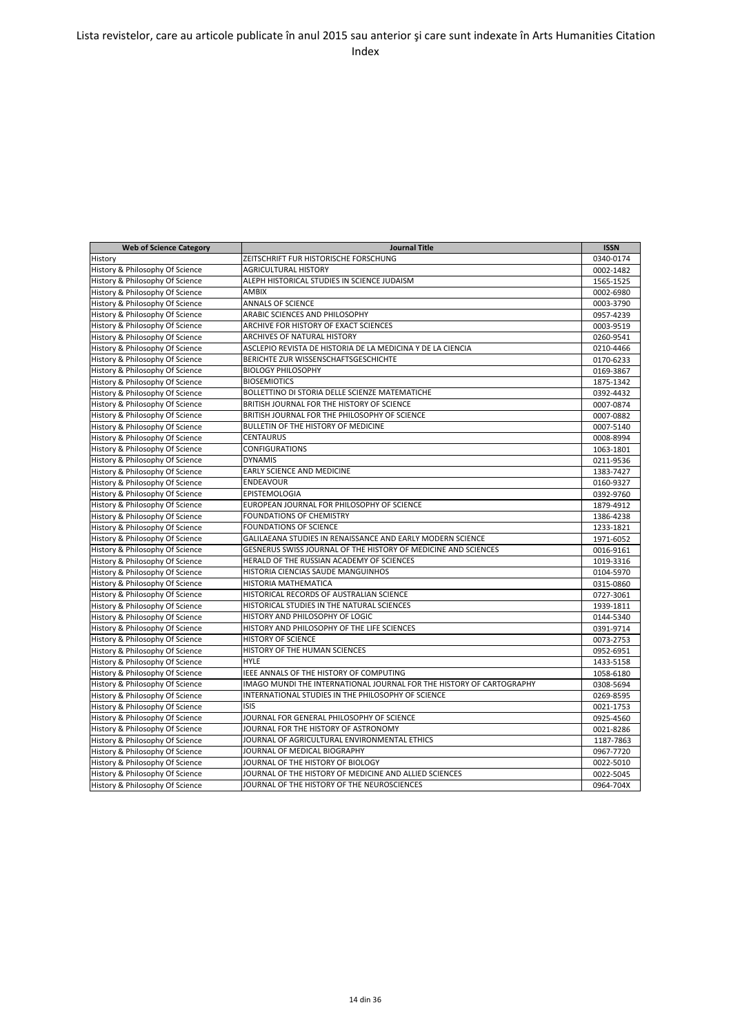Lista revistelor, care au articole publicate în anul 2015 sau anterior şi care sunt indexate în Arts Humanities Citation Index

| Web of Science Category | Journal Title | ISSN |
| --- | --- | --- |
| History | ZEITSCHRIFT FUR HISTORISCHE FORSCHUNG | 0340-0174 |
| History & Philosophy Of Science | AGRICULTURAL HISTORY | 0002-1482 |
| History & Philosophy Of Science | ALEPH HISTORICAL STUDIES IN SCIENCE JUDAISM | 1565-1525 |
| History & Philosophy Of Science | AMBIX | 0002-6980 |
| History & Philosophy Of Science | ANNALS OF SCIENCE | 0003-3790 |
| History & Philosophy Of Science | ARABIC SCIENCES AND PHILOSOPHY | 0957-4239 |
| History & Philosophy Of Science | ARCHIVE FOR HISTORY OF EXACT SCIENCES | 0003-9519 |
| History & Philosophy Of Science | ARCHIVES OF NATURAL HISTORY | 0260-9541 |
| History & Philosophy Of Science | ASCLEPIO REVISTA DE HISTORIA DE LA MEDICINA Y DE LA CIENCIA | 0210-4466 |
| History & Philosophy Of Science | BERICHTE ZUR WISSENSCHAFTSGESCHICHTE | 0170-6233 |
| History & Philosophy Of Science | BIOLOGY PHILOSOPHY | 0169-3867 |
| History & Philosophy Of Science | BIOSEMIOTICS | 1875-1342 |
| History & Philosophy Of Science | BOLLETTINO DI STORIA DELLE SCIENZE MATEMATICHE | 0392-4432 |
| History & Philosophy Of Science | BRITISH JOURNAL FOR THE HISTORY OF SCIENCE | 0007-0874 |
| History & Philosophy Of Science | BRITISH JOURNAL FOR THE PHILOSOPHY OF SCIENCE | 0007-0882 |
| History & Philosophy Of Science | BULLETIN OF THE HISTORY OF MEDICINE | 0007-5140 |
| History & Philosophy Of Science | CENTAURUS | 0008-8994 |
| History & Philosophy Of Science | CONFIGURATIONS | 1063-1801 |
| History & Philosophy Of Science | DYNAMIS | 0211-9536 |
| History & Philosophy Of Science | EARLY SCIENCE AND MEDICINE | 1383-7427 |
| History & Philosophy Of Science | ENDEAVOUR | 0160-9327 |
| History & Philosophy Of Science | EPISTEMOLOGIA | 0392-9760 |
| History & Philosophy Of Science | EUROPEAN JOURNAL FOR PHILOSOPHY OF SCIENCE | 1879-4912 |
| History & Philosophy Of Science | FOUNDATIONS OF CHEMISTRY | 1386-4238 |
| History & Philosophy Of Science | FOUNDATIONS OF SCIENCE | 1233-1821 |
| History & Philosophy Of Science | GALILAEANA STUDIES IN RENAISSANCE AND EARLY MODERN SCIENCE | 1971-6052 |
| History & Philosophy Of Science | GESNERUS SWISS JOURNAL OF THE HISTORY OF MEDICINE AND SCIENCES | 0016-9161 |
| History & Philosophy Of Science | HERALD OF THE RUSSIAN ACADEMY OF SCIENCES | 1019-3316 |
| History & Philosophy Of Science | HISTORIA CIENCIAS SAUDE MANGUINHOS | 0104-5970 |
| History & Philosophy Of Science | HISTORIA MATHEMATICA | 0315-0860 |
| History & Philosophy Of Science | HISTORICAL RECORDS OF AUSTRALIAN SCIENCE | 0727-3061 |
| History & Philosophy Of Science | HISTORICAL STUDIES IN THE NATURAL SCIENCES | 1939-1811 |
| History & Philosophy Of Science | HISTORY AND PHILOSOPHY OF LOGIC | 0144-5340 |
| History & Philosophy Of Science | HISTORY AND PHILOSOPHY OF THE LIFE SCIENCES | 0391-9714 |
| History & Philosophy Of Science | HISTORY OF SCIENCE | 0073-2753 |
| History & Philosophy Of Science | HISTORY OF THE HUMAN SCIENCES | 0952-6951 |
| History & Philosophy Of Science | HYLE | 1433-5158 |
| History & Philosophy Of Science | IEEE ANNALS OF THE HISTORY OF COMPUTING | 1058-6180 |
| History & Philosophy Of Science | IMAGO MUNDI THE INTERNATIONAL JOURNAL FOR THE HISTORY OF CARTOGRAPHY | 0308-5694 |
| History & Philosophy Of Science | INTERNATIONAL STUDIES IN THE PHILOSOPHY OF SCIENCE | 0269-8595 |
| History & Philosophy Of Science | ISIS | 0021-1753 |
| History & Philosophy Of Science | JOURNAL FOR GENERAL PHILOSOPHY OF SCIENCE | 0925-4560 |
| History & Philosophy Of Science | JOURNAL FOR THE HISTORY OF ASTRONOMY | 0021-8286 |
| History & Philosophy Of Science | JOURNAL OF AGRICULTURAL ENVIRONMENTAL ETHICS | 1187-7863 |
| History & Philosophy Of Science | JOURNAL OF MEDICAL BIOGRAPHY | 0967-7720 |
| History & Philosophy Of Science | JOURNAL OF THE HISTORY OF BIOLOGY | 0022-5010 |
| History & Philosophy Of Science | JOURNAL OF THE HISTORY OF MEDICINE AND ALLIED SCIENCES | 0022-5045 |
| History & Philosophy Of Science | JOURNAL OF THE HISTORY OF THE NEUROSCIENCES | 0964-704X |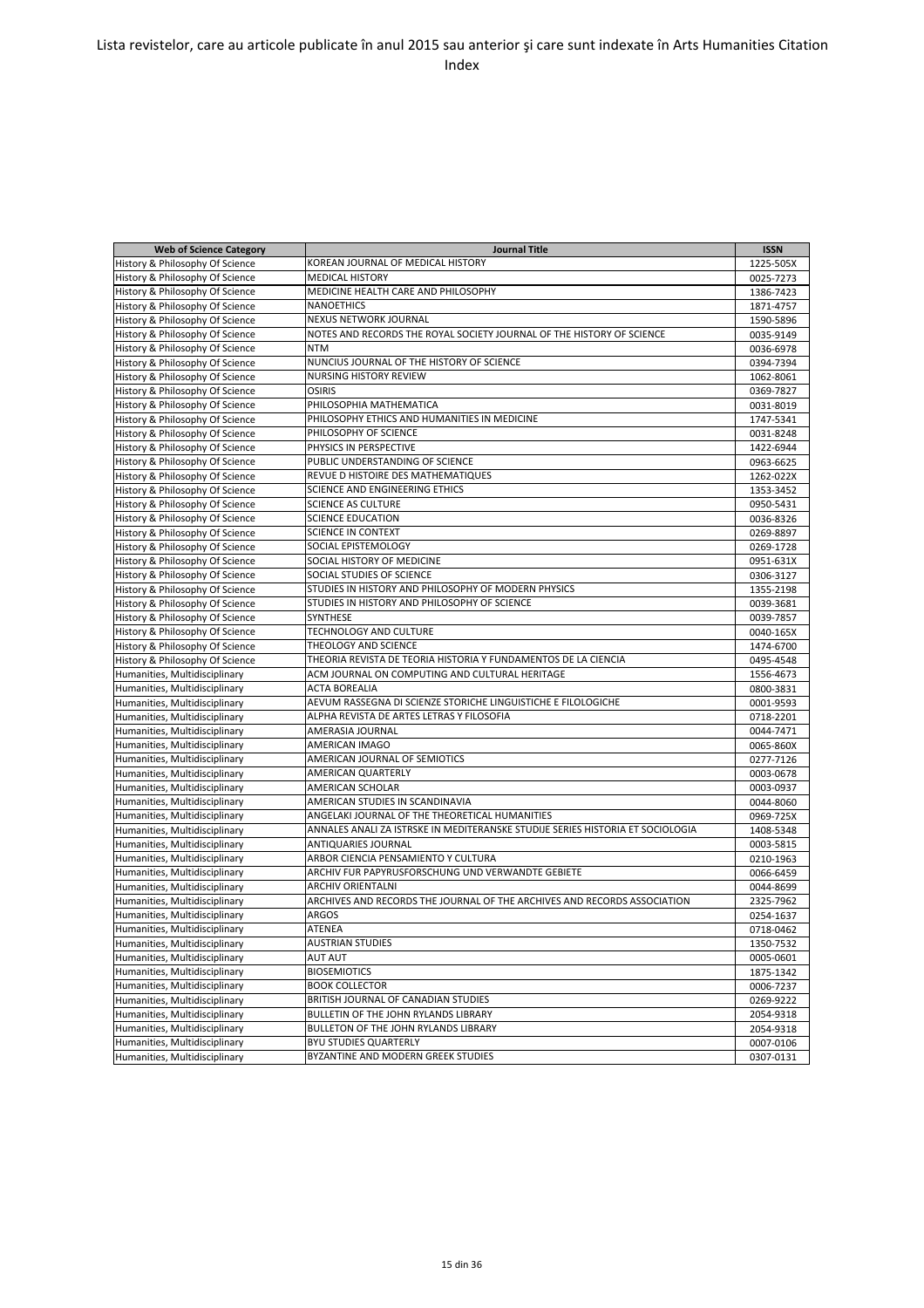Lista revistelor, care au articole publicate în anul 2015 sau anterior şi care sunt indexate în Arts Humanities Citation Index

| Web of Science Category | Journal Title | ISSN |
|---|---|---|
| History & Philosophy Of Science | KOREAN JOURNAL OF MEDICAL HISTORY | 1225-505X |
| History & Philosophy Of Science | MEDICAL HISTORY | 0025-7273 |
| History & Philosophy Of Science | MEDICINE HEALTH CARE AND PHILOSOPHY | 1386-7423 |
| History & Philosophy Of Science | NANOETHICS | 1871-4757 |
| History & Philosophy Of Science | NEXUS NETWORK JOURNAL | 1590-5896 |
| History & Philosophy Of Science | NOTES AND RECORDS THE ROYAL SOCIETY JOURNAL OF THE HISTORY OF SCIENCE | 0035-9149 |
| History & Philosophy Of Science | NTM | 0036-6978 |
| History & Philosophy Of Science | NUNCIUS JOURNAL OF THE HISTORY OF SCIENCE | 0394-7394 |
| History & Philosophy Of Science | NURSING HISTORY REVIEW | 1062-8061 |
| History & Philosophy Of Science | OSIRIS | 0369-7827 |
| History & Philosophy Of Science | PHILOSOPHIA MATHEMATICA | 0031-8019 |
| History & Philosophy Of Science | PHILOSOPHY ETHICS AND HUMANITIES IN MEDICINE | 1747-5341 |
| History & Philosophy Of Science | PHILOSOPHY OF SCIENCE | 0031-8248 |
| History & Philosophy Of Science | PHYSICS IN PERSPECTIVE | 1422-6944 |
| History & Philosophy Of Science | PUBLIC UNDERSTANDING OF SCIENCE | 0963-6625 |
| History & Philosophy Of Science | REVUE D HISTOIRE DES MATHEMATIQUES | 1262-022X |
| History & Philosophy Of Science | SCIENCE AND ENGINEERING ETHICS | 1353-3452 |
| History & Philosophy Of Science | SCIENCE AS CULTURE | 0950-5431 |
| History & Philosophy Of Science | SCIENCE EDUCATION | 0036-8326 |
| History & Philosophy Of Science | SCIENCE IN CONTEXT | 0269-8897 |
| History & Philosophy Of Science | SOCIAL EPISTEMOLOGY | 0269-1728 |
| History & Philosophy Of Science | SOCIAL HISTORY OF MEDICINE | 0951-631X |
| History & Philosophy Of Science | SOCIAL STUDIES OF SCIENCE | 0306-3127 |
| History & Philosophy Of Science | STUDIES IN HISTORY AND PHILOSOPHY OF MODERN PHYSICS | 1355-2198 |
| History & Philosophy Of Science | STUDIES IN HISTORY AND PHILOSOPHY OF SCIENCE | 0039-3681 |
| History & Philosophy Of Science | SYNTHESE | 0039-7857 |
| History & Philosophy Of Science | TECHNOLOGY AND CULTURE | 0040-165X |
| History & Philosophy Of Science | THEOLOGY AND SCIENCE | 1474-6700 |
| History & Philosophy Of Science | THEORIA REVISTA DE TEORIA HISTORIA Y FUNDAMENTOS DE LA CIENCIA | 0495-4548 |
| Humanities, Multidisciplinary | ACM JOURNAL ON COMPUTING AND CULTURAL HERITAGE | 1556-4673 |
| Humanities, Multidisciplinary | ACTA BOREALIA | 0800-3831 |
| Humanities, Multidisciplinary | AEVUM RASSEGNA DI SCIENZE STORICHE LINGUISTICHE E FILOLOGICHE | 0001-9593 |
| Humanities, Multidisciplinary | ALPHA REVISTA DE ARTES LETRAS Y FILOSOFIA | 0718-2201 |
| Humanities, Multidisciplinary | AMERASIA JOURNAL | 0044-7471 |
| Humanities, Multidisciplinary | AMERICAN IMAGO | 0065-860X |
| Humanities, Multidisciplinary | AMERICAN JOURNAL OF SEMIOTICS | 0277-7126 |
| Humanities, Multidisciplinary | AMERICAN QUARTERLY | 0003-0678 |
| Humanities, Multidisciplinary | AMERICAN SCHOLAR | 0003-0937 |
| Humanities, Multidisciplinary | AMERICAN STUDIES IN SCANDINAVIA | 0044-8060 |
| Humanities, Multidisciplinary | ANGELAKI JOURNAL OF THE THEORETICAL HUMANITIES | 0969-725X |
| Humanities, Multidisciplinary | ANNALES ANALI ZA ISTRSKE IN MEDITERANSKE STUDIJE SERIES HISTORIA ET SOCIOLOGIA | 1408-5348 |
| Humanities, Multidisciplinary | ANTIQUARIES JOURNAL | 0003-5815 |
| Humanities, Multidisciplinary | ARBOR CIENCIA PENSAMIENTO Y CULTURA | 0210-1963 |
| Humanities, Multidisciplinary | ARCHIV FUR PAPYRUSFORSCHUNG UND VERWANDTE GEBIETE | 0066-6459 |
| Humanities, Multidisciplinary | ARCHIV ORIENTALNI | 0044-8699 |
| Humanities, Multidisciplinary | ARCHIVES AND RECORDS THE JOURNAL OF THE ARCHIVES AND RECORDS ASSOCIATION | 2325-7962 |
| Humanities, Multidisciplinary | ARGOS | 0254-1637 |
| Humanities, Multidisciplinary | ATENEA | 0718-0462 |
| Humanities, Multidisciplinary | AUSTRIAN STUDIES | 1350-7532 |
| Humanities, Multidisciplinary | AUT AUT | 0005-0601 |
| Humanities, Multidisciplinary | BIOSEMIOTICS | 1875-1342 |
| Humanities, Multidisciplinary | BOOK COLLECTOR | 0006-7237 |
| Humanities, Multidisciplinary | BRITISH JOURNAL OF CANADIAN STUDIES | 0269-9222 |
| Humanities, Multidisciplinary | BULLETIN OF THE JOHN RYLANDS LIBRARY | 2054-9318 |
| Humanities, Multidisciplinary | BULLETON OF THE JOHN RYLANDS LIBRARY | 2054-9318 |
| Humanities, Multidisciplinary | BYU STUDIES QUARTERLY | 0007-0106 |
| Humanities, Multidisciplinary | BYZANTINE AND MODERN GREEK STUDIES | 0307-0131 |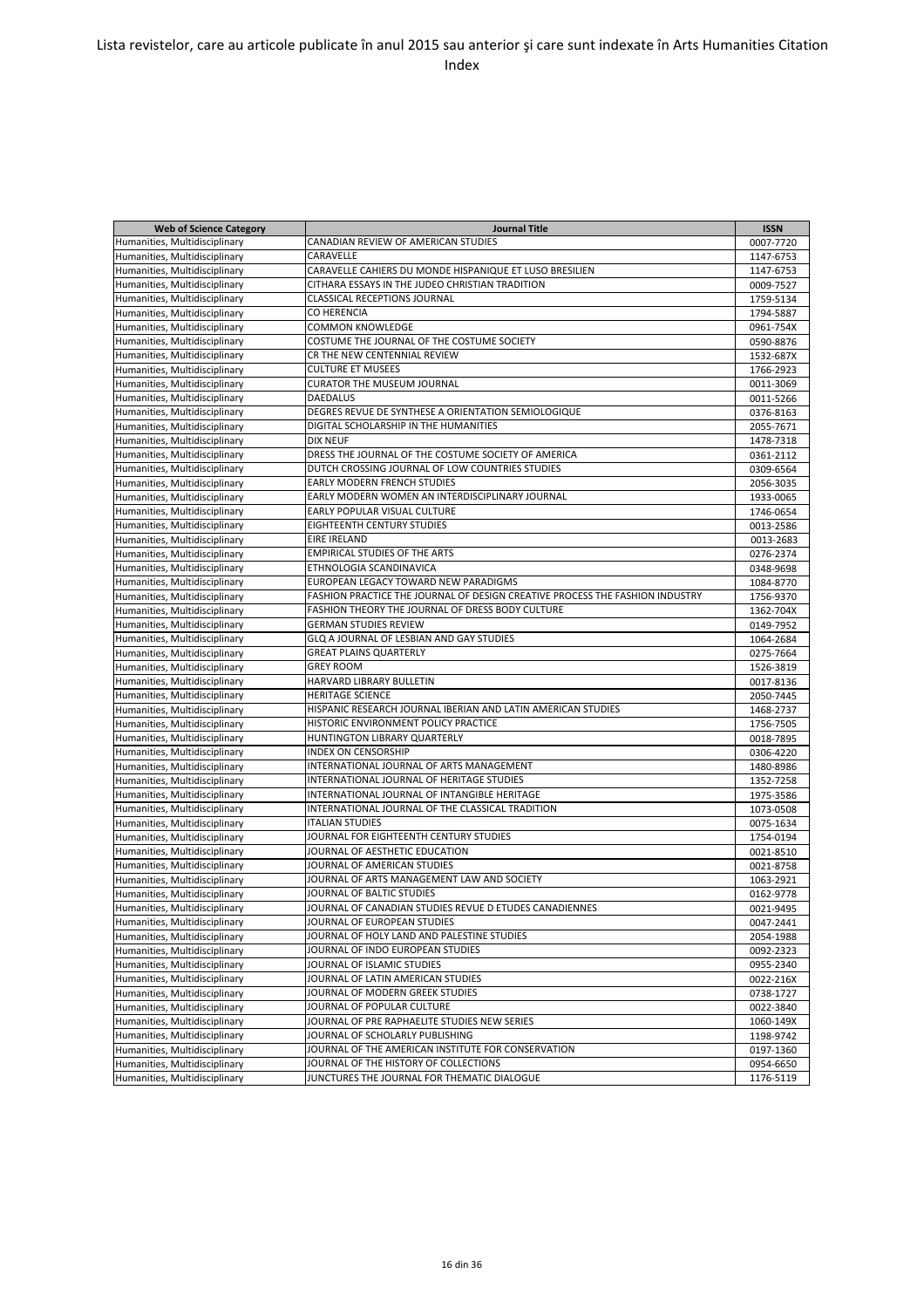Lista revistelor, care au articole publicate în anul 2015 sau anterior şi care sunt indexate în Arts Humanities Citation Index

| Web of Science Category | Journal Title | ISSN |
| --- | --- | --- |
| Humanities, Multidisciplinary | CANADIAN REVIEW OF AMERICAN STUDIES | 0007-7720 |
| Humanities, Multidisciplinary | CARAVELLE | 1147-6753 |
| Humanities, Multidisciplinary | CARAVELLE CAHIERS DU MONDE HISPANIQUE ET LUSO BRESILIEN | 1147-6753 |
| Humanities, Multidisciplinary | CITHARA ESSAYS IN THE JUDEO CHRISTIAN TRADITION | 0009-7527 |
| Humanities, Multidisciplinary | CLASSICAL RECEPTIONS JOURNAL | 1759-5134 |
| Humanities, Multidisciplinary | CO HERENCIA | 1794-5887 |
| Humanities, Multidisciplinary | COMMON KNOWLEDGE | 0961-754X |
| Humanities, Multidisciplinary | COSTUME THE JOURNAL OF THE COSTUME SOCIETY | 0590-8876 |
| Humanities, Multidisciplinary | CR THE NEW CENTENNIAL REVIEW | 1532-687X |
| Humanities, Multidisciplinary | CULTURE ET MUSEES | 1766-2923 |
| Humanities, Multidisciplinary | CURATOR THE MUSEUM JOURNAL | 0011-3069 |
| Humanities, Multidisciplinary | DAEDALUS | 0011-5266 |
| Humanities, Multidisciplinary | DEGRES REVUE DE SYNTHESE A ORIENTATION SEMIOLOGIQUE | 0376-8163 |
| Humanities, Multidisciplinary | DIGITAL SCHOLARSHIP IN THE HUMANITIES | 2055-7671 |
| Humanities, Multidisciplinary | DIX NEUF | 1478-7318 |
| Humanities, Multidisciplinary | DRESS THE JOURNAL OF THE COSTUME SOCIETY OF AMERICA | 0361-2112 |
| Humanities, Multidisciplinary | DUTCH CROSSING JOURNAL OF LOW COUNTRIES STUDIES | 0309-6564 |
| Humanities, Multidisciplinary | EARLY MODERN FRENCH STUDIES | 2056-3035 |
| Humanities, Multidisciplinary | EARLY MODERN WOMEN AN INTERDISCIPLINARY JOURNAL | 1933-0065 |
| Humanities, Multidisciplinary | EARLY POPULAR VISUAL CULTURE | 1746-0654 |
| Humanities, Multidisciplinary | EIGHTEENTH CENTURY STUDIES | 0013-2586 |
| Humanities, Multidisciplinary | EIRE IRELAND | 0013-2683 |
| Humanities, Multidisciplinary | EMPIRICAL STUDIES OF THE ARTS | 0276-2374 |
| Humanities, Multidisciplinary | ETHNOLOGIA SCANDINAVICA | 0348-9698 |
| Humanities, Multidisciplinary | EUROPEAN LEGACY TOWARD NEW PARADIGMS | 1084-8770 |
| Humanities, Multidisciplinary | FASHION PRACTICE THE JOURNAL OF DESIGN CREATIVE PROCESS THE FASHION INDUSTRY | 1756-9370 |
| Humanities, Multidisciplinary | FASHION THEORY THE JOURNAL OF DRESS BODY CULTURE | 1362-704X |
| Humanities, Multidisciplinary | GERMAN STUDIES REVIEW | 0149-7952 |
| Humanities, Multidisciplinary | GLQ A JOURNAL OF LESBIAN AND GAY STUDIES | 1064-2684 |
| Humanities, Multidisciplinary | GREAT PLAINS QUARTERLY | 0275-7664 |
| Humanities, Multidisciplinary | GREY ROOM | 1526-3819 |
| Humanities, Multidisciplinary | HARVARD LIBRARY BULLETIN | 0017-8136 |
| Humanities, Multidisciplinary | HERITAGE SCIENCE | 2050-7445 |
| Humanities, Multidisciplinary | HISPANIC RESEARCH JOURNAL IBERIAN AND LATIN AMERICAN STUDIES | 1468-2737 |
| Humanities, Multidisciplinary | HISTORIC ENVIRONMENT POLICY PRACTICE | 1756-7505 |
| Humanities, Multidisciplinary | HUNTINGTON LIBRARY QUARTERLY | 0018-7895 |
| Humanities, Multidisciplinary | INDEX ON CENSORSHIP | 0306-4220 |
| Humanities, Multidisciplinary | INTERNATIONAL JOURNAL OF ARTS MANAGEMENT | 1480-8986 |
| Humanities, Multidisciplinary | INTERNATIONAL JOURNAL OF HERITAGE STUDIES | 1352-7258 |
| Humanities, Multidisciplinary | INTERNATIONAL JOURNAL OF INTANGIBLE HERITAGE | 1975-3586 |
| Humanities, Multidisciplinary | INTERNATIONAL JOURNAL OF THE CLASSICAL TRADITION | 1073-0508 |
| Humanities, Multidisciplinary | ITALIAN STUDIES | 0075-1634 |
| Humanities, Multidisciplinary | JOURNAL FOR EIGHTEENTH CENTURY STUDIES | 1754-0194 |
| Humanities, Multidisciplinary | JOURNAL OF AESTHETIC EDUCATION | 0021-8510 |
| Humanities, Multidisciplinary | JOURNAL OF AMERICAN STUDIES | 0021-8758 |
| Humanities, Multidisciplinary | JOURNAL OF ARTS MANAGEMENT LAW AND SOCIETY | 1063-2921 |
| Humanities, Multidisciplinary | JOURNAL OF BALTIC STUDIES | 0162-9778 |
| Humanities, Multidisciplinary | JOURNAL OF CANADIAN STUDIES REVUE D ETUDES CANADIENNES | 0021-9495 |
| Humanities, Multidisciplinary | JOURNAL OF EUROPEAN STUDIES | 0047-2441 |
| Humanities, Multidisciplinary | JOURNAL OF HOLY LAND AND PALESTINE STUDIES | 2054-1988 |
| Humanities, Multidisciplinary | JOURNAL OF INDO EUROPEAN STUDIES | 0092-2323 |
| Humanities, Multidisciplinary | JOURNAL OF ISLAMIC STUDIES | 0955-2340 |
| Humanities, Multidisciplinary | JOURNAL OF LATIN AMERICAN STUDIES | 0022-216X |
| Humanities, Multidisciplinary | JOURNAL OF MODERN GREEK STUDIES | 0738-1727 |
| Humanities, Multidisciplinary | JOURNAL OF POPULAR CULTURE | 0022-3840 |
| Humanities, Multidisciplinary | JOURNAL OF PRE RAPHAELITE STUDIES NEW SERIES | 1060-149X |
| Humanities, Multidisciplinary | JOURNAL OF SCHOLARLY PUBLISHING | 1198-9742 |
| Humanities, Multidisciplinary | JOURNAL OF THE AMERICAN INSTITUTE FOR CONSERVATION | 0197-1360 |
| Humanities, Multidisciplinary | JOURNAL OF THE HISTORY OF COLLECTIONS | 0954-6650 |
| Humanities, Multidisciplinary | JUNCTURES THE JOURNAL FOR THEMATIC DIALOGUE | 1176-5119 |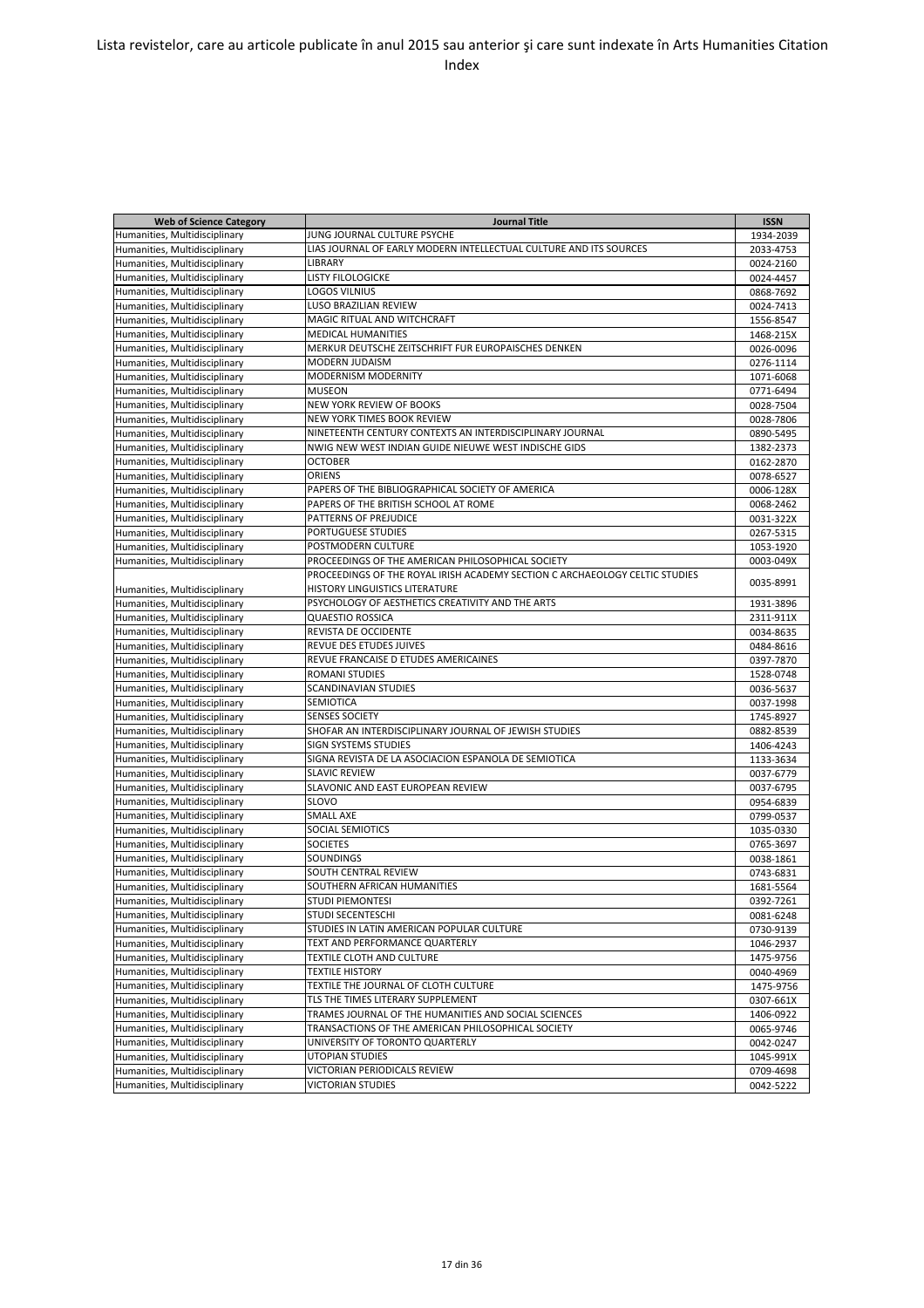Lista revistelor, care au articole publicate în anul 2015 sau anterior şi care sunt indexate în Arts Humanities Citation Index

| Web of Science Category | Journal Title | ISSN |
|---|---|---|
| Humanities, Multidisciplinary | JUNG JOURNAL CULTURE PSYCHE | 1934-2039 |
| Humanities, Multidisciplinary | LIAS JOURNAL OF EARLY MODERN INTELLECTUAL CULTURE AND ITS SOURCES | 2033-4753 |
| Humanities, Multidisciplinary | LIBRARY | 0024-2160 |
| Humanities, Multidisciplinary | LISTY FILOLOGICKE | 0024-4457 |
| Humanities, Multidisciplinary | LOGOS VILNIUS | 0868-7692 |
| Humanities, Multidisciplinary | LUSO BRAZILIAN REVIEW | 0024-7413 |
| Humanities, Multidisciplinary | MAGIC RITUAL AND WITCHCRAFT | 1556-8547 |
| Humanities, Multidisciplinary | MEDICAL HUMANITIES | 1468-215X |
| Humanities, Multidisciplinary | MERKUR DEUTSCHE ZEITSCHRIFT FUR EUROPAISCHES DENKEN | 0026-0096 |
| Humanities, Multidisciplinary | MODERN JUDAISM | 0276-1114 |
| Humanities, Multidisciplinary | MODERNISM MODERNITY | 1071-6068 |
| Humanities, Multidisciplinary | MUSEON | 0771-6494 |
| Humanities, Multidisciplinary | NEW YORK REVIEW OF BOOKS | 0028-7504 |
| Humanities, Multidisciplinary | NEW YORK TIMES BOOK REVIEW | 0028-7806 |
| Humanities, Multidisciplinary | NINETEENTH CENTURY CONTEXTS AN INTERDISCIPLINARY JOURNAL | 0890-5495 |
| Humanities, Multidisciplinary | NWIG NEW WEST INDIAN GUIDE NIEUWE WEST INDISCHE GIDS | 1382-2373 |
| Humanities, Multidisciplinary | OCTOBER | 0162-2870 |
| Humanities, Multidisciplinary | ORIENS | 0078-6527 |
| Humanities, Multidisciplinary | PAPERS OF THE BIBLIOGRAPHICAL SOCIETY OF AMERICA | 0006-128X |
| Humanities, Multidisciplinary | PAPERS OF THE BRITISH SCHOOL AT ROME | 0068-2462 |
| Humanities, Multidisciplinary | PATTERNS OF PREJUDICE | 0031-322X |
| Humanities, Multidisciplinary | PORTUGUESE STUDIES | 0267-5315 |
| Humanities, Multidisciplinary | POSTMODERN CULTURE | 1053-1920 |
| Humanities, Multidisciplinary | PROCEEDINGS OF THE AMERICAN PHILOSOPHICAL SOCIETY | 0003-049X |
| Humanities, Multidisciplinary | PROCEEDINGS OF THE ROYAL IRISH ACADEMY SECTION C ARCHAEOLOGY CELTIC STUDIES HISTORY LINGUISTICS LITERATURE | 0035-8991 |
| Humanities, Multidisciplinary | PSYCHOLOGY OF AESTHETICS CREATIVITY AND THE ARTS | 1931-3896 |
| Humanities, Multidisciplinary | QUAESTIO ROSSICA | 2311-911X |
| Humanities, Multidisciplinary | REVISTA DE OCCIDENTE | 0034-8635 |
| Humanities, Multidisciplinary | REVUE DES ETUDES JUIVES | 0484-8616 |
| Humanities, Multidisciplinary | REVUE FRANCAISE D ETUDES AMERICAINES | 0397-7870 |
| Humanities, Multidisciplinary | ROMANI STUDIES | 1528-0748 |
| Humanities, Multidisciplinary | SCANDINAVIAN STUDIES | 0036-5637 |
| Humanities, Multidisciplinary | SEMIOTICA | 0037-1998 |
| Humanities, Multidisciplinary | SENSES SOCIETY | 1745-8927 |
| Humanities, Multidisciplinary | SHOFAR AN INTERDISCIPLINARY JOURNAL OF JEWISH STUDIES | 0882-8539 |
| Humanities, Multidisciplinary | SIGN SYSTEMS STUDIES | 1406-4243 |
| Humanities, Multidisciplinary | SIGNA REVISTA DE LA ASOCIACION ESPANOLA DE SEMIOTICA | 1133-3634 |
| Humanities, Multidisciplinary | SLAVIC REVIEW | 0037-6779 |
| Humanities, Multidisciplinary | SLAVONIC AND EAST EUROPEAN REVIEW | 0037-6795 |
| Humanities, Multidisciplinary | SLOVO | 0954-6839 |
| Humanities, Multidisciplinary | SMALL AXE | 0799-0537 |
| Humanities, Multidisciplinary | SOCIAL SEMIOTICS | 1035-0330 |
| Humanities, Multidisciplinary | SOCIETES | 0765-3697 |
| Humanities, Multidisciplinary | SOUNDINGS | 0038-1861 |
| Humanities, Multidisciplinary | SOUTH CENTRAL REVIEW | 0743-6831 |
| Humanities, Multidisciplinary | SOUTHERN AFRICAN HUMANITIES | 1681-5564 |
| Humanities, Multidisciplinary | STUDI PIEMONTESI | 0392-7261 |
| Humanities, Multidisciplinary | STUDI SECENTESCHI | 0081-6248 |
| Humanities, Multidisciplinary | STUDIES IN LATIN AMERICAN POPULAR CULTURE | 0730-9139 |
| Humanities, Multidisciplinary | TEXT AND PERFORMANCE QUARTERLY | 1046-2937 |
| Humanities, Multidisciplinary | TEXTILE CLOTH AND CULTURE | 1475-9756 |
| Humanities, Multidisciplinary | TEXTILE HISTORY | 0040-4969 |
| Humanities, Multidisciplinary | TEXTILE THE JOURNAL OF CLOTH CULTURE | 1475-9756 |
| Humanities, Multidisciplinary | TLS THE TIMES LITERARY SUPPLEMENT | 0307-661X |
| Humanities, Multidisciplinary | TRAMES JOURNAL OF THE HUMANITIES AND SOCIAL SCIENCES | 1406-0922 |
| Humanities, Multidisciplinary | TRANSACTIONS OF THE AMERICAN PHILOSOPHICAL SOCIETY | 0065-9746 |
| Humanities, Multidisciplinary | UNIVERSITY OF TORONTO QUARTERLY | 0042-0247 |
| Humanities, Multidisciplinary | UTOPIAN STUDIES | 1045-991X |
| Humanities, Multidisciplinary | VICTORIAN PERIODICALS REVIEW | 0709-4698 |
| Humanities, Multidisciplinary | VICTORIAN STUDIES | 0042-5222 |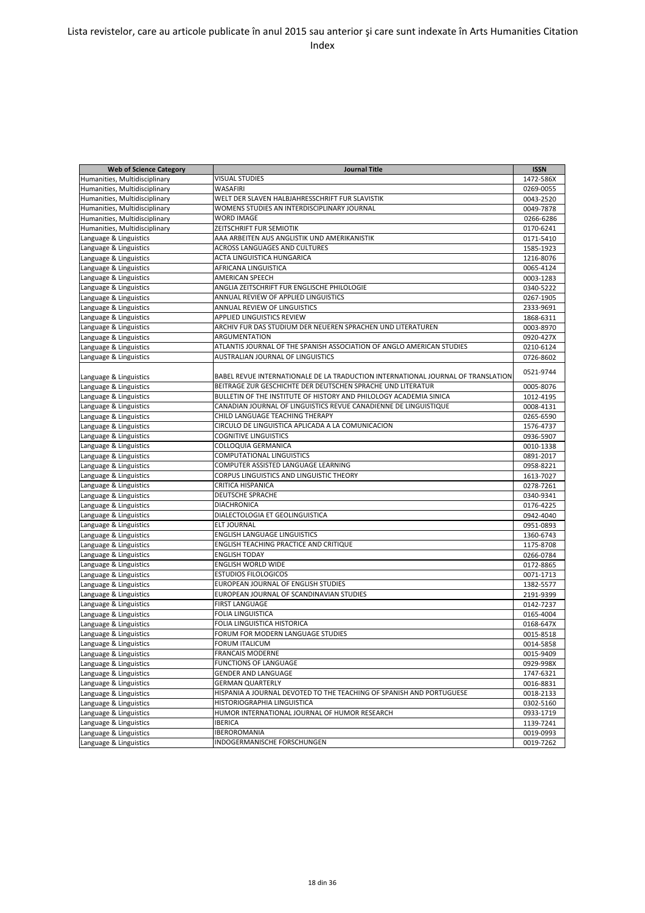Lista revistelor, care au articole publicate în anul 2015 sau anterior şi care sunt indexate în Arts Humanities Citation Index

| Web of Science Category | Journal Title | ISSN |
|---|---|---|
| Humanities, Multidisciplinary | VISUAL STUDIES | 1472-586X |
| Humanities, Multidisciplinary | WASAFIRI | 0269-0055 |
| Humanities, Multidisciplinary | WELT DER SLAVEN HALBJAHRESSCHRIFT FUR SLAVISTIK | 0043-2520 |
| Humanities, Multidisciplinary | WOMENS STUDIES AN INTERDISCIPLINARY JOURNAL | 0049-7878 |
| Humanities, Multidisciplinary | WORD IMAGE | 0266-6286 |
| Humanities, Multidisciplinary | ZEITSCHRIFT FUR SEMIOTIK | 0170-6241 |
| Language & Linguistics | AAA ARBEITEN AUS ANGLISTIK UND AMERIKANISTIK | 0171-5410 |
| Language & Linguistics | ACROSS LANGUAGES AND CULTURES | 1585-1923 |
| Language & Linguistics | ACTA LINGUISTICA HUNGARICA | 1216-8076 |
| Language & Linguistics | AFRICANA LINGUISTICA | 0065-4124 |
| Language & Linguistics | AMERICAN SPEECH | 0003-1283 |
| Language & Linguistics | ANGLIA ZEITSCHRIFT FUR ENGLISCHE PHILOLOGIE | 0340-5222 |
| Language & Linguistics | ANNUAL REVIEW OF APPLIED LINGUISTICS | 0267-1905 |
| Language & Linguistics | ANNUAL REVIEW OF LINGUISTICS | 2333-9691 |
| Language & Linguistics | APPLIED LINGUISTICS REVIEW | 1868-6311 |
| Language & Linguistics | ARCHIV FUR DAS STUDIUM DER NEUEREN SPRACHEN UND LITERATUREN | 0003-8970 |
| Language & Linguistics | ARGUMENTATION | 0920-427X |
| Language & Linguistics | ATLANTIS JOURNAL OF THE SPANISH ASSOCIATION OF ANGLO AMERICAN STUDIES | 0210-6124 |
| Language & Linguistics | AUSTRALIAN JOURNAL OF LINGUISTICS | 0726-8602 |
| Language & Linguistics | BABEL REVUE INTERNATIONALE DE LA TRADUCTION INTERNATIONAL JOURNAL OF TRANSLATION | 0521-9744 |
| Language & Linguistics | BEITRAGE ZUR GESCHICHTE DER DEUTSCHEN SPRACHE UND LITERATUR | 0005-8076 |
| Language & Linguistics | BULLETIN OF THE INSTITUTE OF HISTORY AND PHILOLOGY ACADEMIA SINICA | 1012-4195 |
| Language & Linguistics | CANADIAN JOURNAL OF LINGUISTICS REVUE CANADIENNE DE LINGUISTIQUE | 0008-4131 |
| Language & Linguistics | CHILD LANGUAGE TEACHING THERAPY | 0265-6590 |
| Language & Linguistics | CIRCULO DE LINGUISTICA APLICADA A LA COMUNICACION | 1576-4737 |
| Language & Linguistics | COGNITIVE LINGUISTICS | 0936-5907 |
| Language & Linguistics | COLLOQUIA GERMANICA | 0010-1338 |
| Language & Linguistics | COMPUTATIONAL LINGUISTICS | 0891-2017 |
| Language & Linguistics | COMPUTER ASSISTED LANGUAGE LEARNING | 0958-8221 |
| Language & Linguistics | CORPUS LINGUISTICS AND LINGUISTIC THEORY | 1613-7027 |
| Language & Linguistics | CRITICA HISPANICA | 0278-7261 |
| Language & Linguistics | DEUTSCHE SPRACHE | 0340-9341 |
| Language & Linguistics | DIACHRONICA | 0176-4225 |
| Language & Linguistics | DIALECTOLOGIA ET GEOLINGUISTICA | 0942-4040 |
| Language & Linguistics | ELT JOURNAL | 0951-0893 |
| Language & Linguistics | ENGLISH LANGUAGE LINGUISTICS | 1360-6743 |
| Language & Linguistics | ENGLISH TEACHING PRACTICE AND CRITIQUE | 1175-8708 |
| Language & Linguistics | ENGLISH TODAY | 0266-0784 |
| Language & Linguistics | ENGLISH WORLD WIDE | 0172-8865 |
| Language & Linguistics | ESTUDIOS FILOLOGICOS | 0071-1713 |
| Language & Linguistics | EUROPEAN JOURNAL OF ENGLISH STUDIES | 1382-5577 |
| Language & Linguistics | EUROPEAN JOURNAL OF SCANDINAVIAN STUDIES | 2191-9399 |
| Language & Linguistics | FIRST LANGUAGE | 0142-7237 |
| Language & Linguistics | FOLIA LINGUISTICA | 0165-4004 |
| Language & Linguistics | FOLIA LINGUISTICA HISTORICA | 0168-647X |
| Language & Linguistics | FORUM FOR MODERN LANGUAGE STUDIES | 0015-8518 |
| Language & Linguistics | FORUM ITALICUM | 0014-5858 |
| Language & Linguistics | FRANCAIS MODERNE | 0015-9409 |
| Language & Linguistics | FUNCTIONS OF LANGUAGE | 0929-998X |
| Language & Linguistics | GENDER AND LANGUAGE | 1747-6321 |
| Language & Linguistics | GERMAN QUARTERLY | 0016-8831 |
| Language & Linguistics | HISPANIA A JOURNAL DEVOTED TO THE TEACHING OF SPANISH AND PORTUGUESE | 0018-2133 |
| Language & Linguistics | HISTORIOGRAPHIA LINGUISTICA | 0302-5160 |
| Language & Linguistics | HUMOR INTERNATIONAL JOURNAL OF HUMOR RESEARCH | 0933-1719 |
| Language & Linguistics | IBERICA | 1139-7241 |
| Language & Linguistics | IBEROROMANIA | 0019-0993 |
| Language & Linguistics | INDOGERMANISCHE FORSCHUNGEN | 0019-7262 |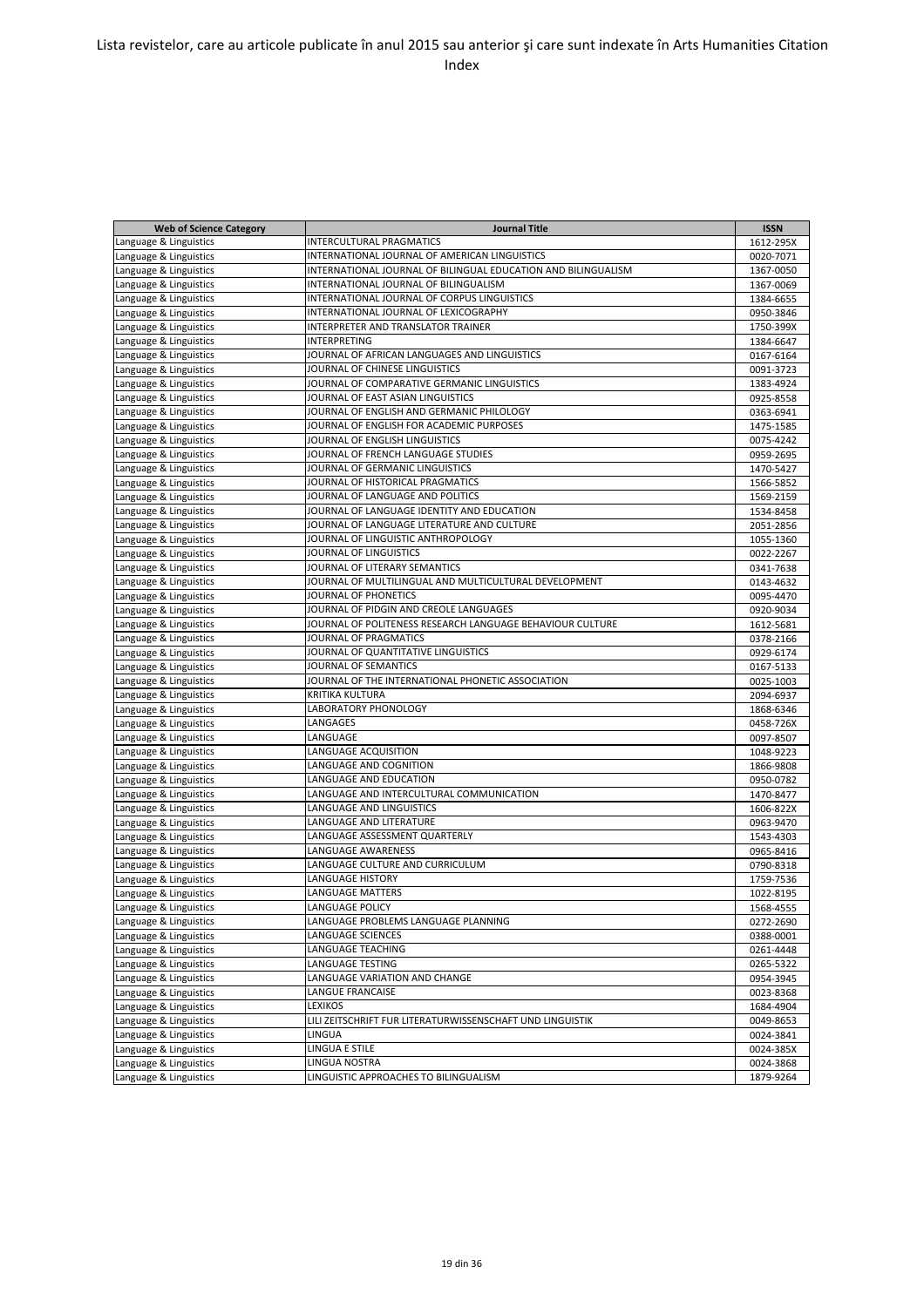| Web of Science Category | Journal Title | ISSN |
| --- | --- | --- |
| Language & Linguistics | INTERCULTURAL PRAGMATICS | 1612-295X |
| Language & Linguistics | INTERNATIONAL JOURNAL OF AMERICAN LINGUISTICS | 0020-7071 |
| Language & Linguistics | INTERNATIONAL JOURNAL OF BILINGUAL EDUCATION AND BILINGUALISM | 1367-0050 |
| Language & Linguistics | INTERNATIONAL JOURNAL OF BILINGUALISM | 1367-0069 |
| Language & Linguistics | INTERNATIONAL JOURNAL OF CORPUS LINGUISTICS | 1384-6655 |
| Language & Linguistics | INTERNATIONAL JOURNAL OF LEXICOGRAPHY | 0950-3846 |
| Language & Linguistics | INTERPRETER AND TRANSLATOR TRAINER | 1750-399X |
| Language & Linguistics | INTERPRETING | 1384-6647 |
| Language & Linguistics | JOURNAL OF AFRICAN LANGUAGES AND LINGUISTICS | 0167-6164 |
| Language & Linguistics | JOURNAL OF CHINESE LINGUISTICS | 0091-3723 |
| Language & Linguistics | JOURNAL OF COMPARATIVE GERMANIC LINGUISTICS | 1383-4924 |
| Language & Linguistics | JOURNAL OF EAST ASIAN LINGUISTICS | 0925-8558 |
| Language & Linguistics | JOURNAL OF ENGLISH AND GERMANIC PHILOLOGY | 0363-6941 |
| Language & Linguistics | JOURNAL OF ENGLISH FOR ACADEMIC PURPOSES | 1475-1585 |
| Language & Linguistics | JOURNAL OF ENGLISH LINGUISTICS | 0075-4242 |
| Language & Linguistics | JOURNAL OF FRENCH LANGUAGE STUDIES | 0959-2695 |
| Language & Linguistics | JOURNAL OF GERMANIC LINGUISTICS | 1470-5427 |
| Language & Linguistics | JOURNAL OF HISTORICAL PRAGMATICS | 1566-5852 |
| Language & Linguistics | JOURNAL OF LANGUAGE AND POLITICS | 1569-2159 |
| Language & Linguistics | JOURNAL OF LANGUAGE IDENTITY AND EDUCATION | 1534-8458 |
| Language & Linguistics | JOURNAL OF LANGUAGE LITERATURE AND CULTURE | 2051-2856 |
| Language & Linguistics | JOURNAL OF LINGUISTIC ANTHROPOLOGY | 1055-1360 |
| Language & Linguistics | JOURNAL OF LINGUISTICS | 0022-2267 |
| Language & Linguistics | JOURNAL OF LITERARY SEMANTICS | 0341-7638 |
| Language & Linguistics | JOURNAL OF MULTILINGUAL AND MULTICULTURAL DEVELOPMENT | 0143-4632 |
| Language & Linguistics | JOURNAL OF PHONETICS | 0095-4470 |
| Language & Linguistics | JOURNAL OF PIDGIN AND CREOLE LANGUAGES | 0920-9034 |
| Language & Linguistics | JOURNAL OF POLITENESS RESEARCH LANGUAGE BEHAVIOUR CULTURE | 1612-5681 |
| Language & Linguistics | JOURNAL OF PRAGMATICS | 0378-2166 |
| Language & Linguistics | JOURNAL OF QUANTITATIVE LINGUISTICS | 0929-6174 |
| Language & Linguistics | JOURNAL OF SEMANTICS | 0167-5133 |
| Language & Linguistics | JOURNAL OF THE INTERNATIONAL PHONETIC ASSOCIATION | 0025-1003 |
| Language & Linguistics | KRITIKA KULTURA | 2094-6937 |
| Language & Linguistics | LABORATORY PHONOLOGY | 1868-6346 |
| Language & Linguistics | LANGAGES | 0458-726X |
| Language & Linguistics | LANGUAGE | 0097-8507 |
| Language & Linguistics | LANGUAGE ACQUISITION | 1048-9223 |
| Language & Linguistics | LANGUAGE AND COGNITION | 1866-9808 |
| Language & Linguistics | LANGUAGE AND EDUCATION | 0950-0782 |
| Language & Linguistics | LANGUAGE AND INTERCULTURAL COMMUNICATION | 1470-8477 |
| Language & Linguistics | LANGUAGE AND LINGUISTICS | 1606-822X |
| Language & Linguistics | LANGUAGE AND LITERATURE | 0963-9470 |
| Language & Linguistics | LANGUAGE ASSESSMENT QUARTERLY | 1543-4303 |
| Language & Linguistics | LANGUAGE AWARENESS | 0965-8416 |
| Language & Linguistics | LANGUAGE CULTURE AND CURRICULUM | 0790-8318 |
| Language & Linguistics | LANGUAGE HISTORY | 1759-7536 |
| Language & Linguistics | LANGUAGE MATTERS | 1022-8195 |
| Language & Linguistics | LANGUAGE POLICY | 1568-4555 |
| Language & Linguistics | LANGUAGE PROBLEMS LANGUAGE PLANNING | 0272-2690 |
| Language & Linguistics | LANGUAGE SCIENCES | 0388-0001 |
| Language & Linguistics | LANGUAGE TEACHING | 0261-4448 |
| Language & Linguistics | LANGUAGE TESTING | 0265-5322 |
| Language & Linguistics | LANGUAGE VARIATION AND CHANGE | 0954-3945 |
| Language & Linguistics | LANGUE FRANCAISE | 0023-8368 |
| Language & Linguistics | LEXIKOS | 1684-4904 |
| Language & Linguistics | LILI ZEITSCHRIFT FUR LITERATURWISSENSCHAFT UND LINGUISTIK | 0049-8653 |
| Language & Linguistics | LINGUA | 0024-3841 |
| Language & Linguistics | LINGUA E STILE | 0024-385X |
| Language & Linguistics | LINGUA NOSTRA | 0024-3868 |
| Language & Linguistics | LINGUISTIC APPROACHES TO BILINGUALISM | 1879-9264 |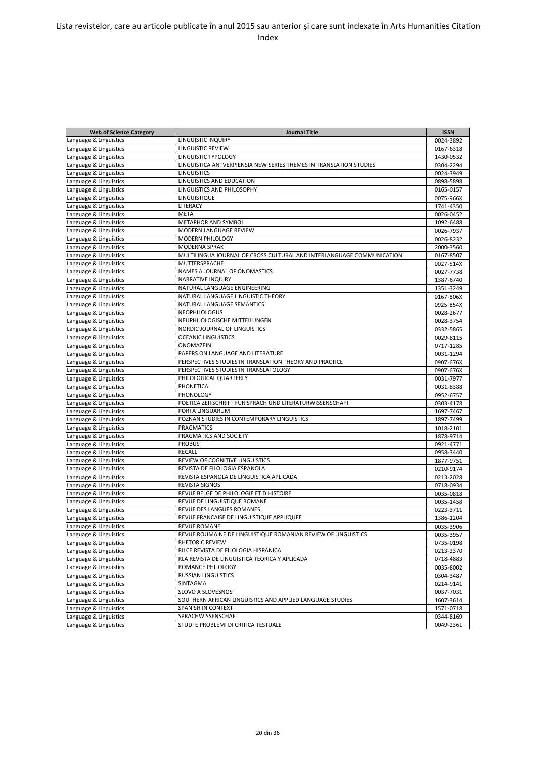| Web of Science Category | Journal Title | ISSN |
|---|---|---|
| Language & Linguistics | LINGUISTIC INQUIRY | 0024-3892 |
| Language & Linguistics | LINGUISTIC REVIEW | 0167-6318 |
| Language & Linguistics | LINGUISTIC TYPOLOGY | 1430-0532 |
| Language & Linguistics | LINGUISTICA ANTVERPIENSIA NEW SERIES THEMES IN TRANSLATION STUDIES | 0304-2294 |
| Language & Linguistics | LINGUISTICS | 0024-3949 |
| Language & Linguistics | LINGUISTICS AND EDUCATION | 0898-5898 |
| Language & Linguistics | LINGUISTICS AND PHILOSOPHY | 0165-0157 |
| Language & Linguistics | LINGUISTIQUE | 0075-966X |
| Language & Linguistics | LITERACY | 1741-4350 |
| Language & Linguistics | META | 0026-0452 |
| Language & Linguistics | METAPHOR AND SYMBOL | 1092-6488 |
| Language & Linguistics | MODERN LANGUAGE REVIEW | 0026-7937 |
| Language & Linguistics | MODERN PHILOLOGY | 0026-8232 |
| Language & Linguistics | MODERNA SPRAK | 2000-3560 |
| Language & Linguistics | MULTILINGUA JOURNAL OF CROSS CULTURAL AND INTERLANGUAGE COMMUNICATION | 0167-8507 |
| Language & Linguistics | MUTTERSPRACHE | 0027-514X |
| Language & Linguistics | NAMES A JOURNAL OF ONOMASTICS | 0027-7738 |
| Language & Linguistics | NARRATIVE INQUIRY | 1387-6740 |
| Language & Linguistics | NATURAL LANGUAGE ENGINEERING | 1351-3249 |
| Language & Linguistics | NATURAL LANGUAGE LINGUISTIC THEORY | 0167-806X |
| Language & Linguistics | NATURAL LANGUAGE SEMANTICS | 0925-854X |
| Language & Linguistics | NEOPHILOLOGUS | 0028-2677 |
| Language & Linguistics | NEUPHILOLOGISCHE MITTEILUNGEN | 0028-3754 |
| Language & Linguistics | NORDIC JOURNAL OF LINGUISTICS | 0332-5865 |
| Language & Linguistics | OCEANIC LINGUISTICS | 0029-8115 |
| Language & Linguistics | ONOMAZEIN | 0717-1285 |
| Language & Linguistics | PAPERS ON LANGUAGE AND LITERATURE | 0031-1294 |
| Language & Linguistics | PERSPECTIVES STUDIES IN TRANSLATION THEORY AND PRACTICE | 0907-676X |
| Language & Linguistics | PERSPECTIVES STUDIES IN TRANSLATOLOGY | 0907-676X |
| Language & Linguistics | PHILOLOGICAL QUARTERLY | 0031-7977 |
| Language & Linguistics | PHONETICA | 0031-8388 |
| Language & Linguistics | PHONOLOGY | 0952-6757 |
| Language & Linguistics | POETICA ZEITSCHRIFT FUR SPRACH UND LITERATURWISSENSCHAFT | 0303-4178 |
| Language & Linguistics | PORTA LINGUARUM | 1697-7467 |
| Language & Linguistics | POZNAN STUDIES IN CONTEMPORARY LINGUISTICS | 1897-7499 |
| Language & Linguistics | PRAGMATICS | 1018-2101 |
| Language & Linguistics | PRAGMATICS AND SOCIETY | 1878-9714 |
| Language & Linguistics | PROBUS | 0921-4771 |
| Language & Linguistics | RECALL | 0958-3440 |
| Language & Linguistics | REVIEW OF COGNITIVE LINGUISTICS | 1877-9751 |
| Language & Linguistics | REVISTA DE FILOLOGIA ESPANOLA | 0210-9174 |
| Language & Linguistics | REVISTA ESPANOLA DE LINGUISTICA APLICADA | 0213-2028 |
| Language & Linguistics | REVISTA SIGNOS | 0718-0934 |
| Language & Linguistics | REVUE BELGE DE PHILOLOGIE ET D HISTOIRE | 0035-0818 |
| Language & Linguistics | REVUE DE LINGUISTIQUE ROMANE | 0035-1458 |
| Language & Linguistics | REVUE DES LANGUES ROMANES | 0223-3711 |
| Language & Linguistics | REVUE FRANCAISE DE LINGUISTIQUE APPLIQUEE | 1386-1204 |
| Language & Linguistics | REVUE ROMANE | 0035-3906 |
| Language & Linguistics | REVUE ROUMAINE DE LINGUISTIQUE ROMANIAN REVIEW OF LINGUISTICS | 0035-3957 |
| Language & Linguistics | RHETORIC REVIEW | 0735-0198 |
| Language & Linguistics | RILCE REVISTA DE FILOLOGIA HISPANICA | 0213-2370 |
| Language & Linguistics | RLA REVISTA DE LINGUISTICA TEORICA Y APLICADA | 0718-4883 |
| Language & Linguistics | ROMANCE PHILOLOGY | 0035-8002 |
| Language & Linguistics | RUSSIAN LINGUISTICS | 0304-3487 |
| Language & Linguistics | SINTAGMA | 0214-9141 |
| Language & Linguistics | SLOVO A SLOVESNOST | 0037-7031 |
| Language & Linguistics | SOUTHERN AFRICAN LINGUISTICS AND APPLIED LANGUAGE STUDIES | 1607-3614 |
| Language & Linguistics | SPANISH IN CONTEXT | 1571-0718 |
| Language & Linguistics | SPRACHWISSENSCHAFT | 0344-8169 |
| Language & Linguistics | STUDI E PROBLEMI DI CRITICA TESTUALE | 0049-2361 |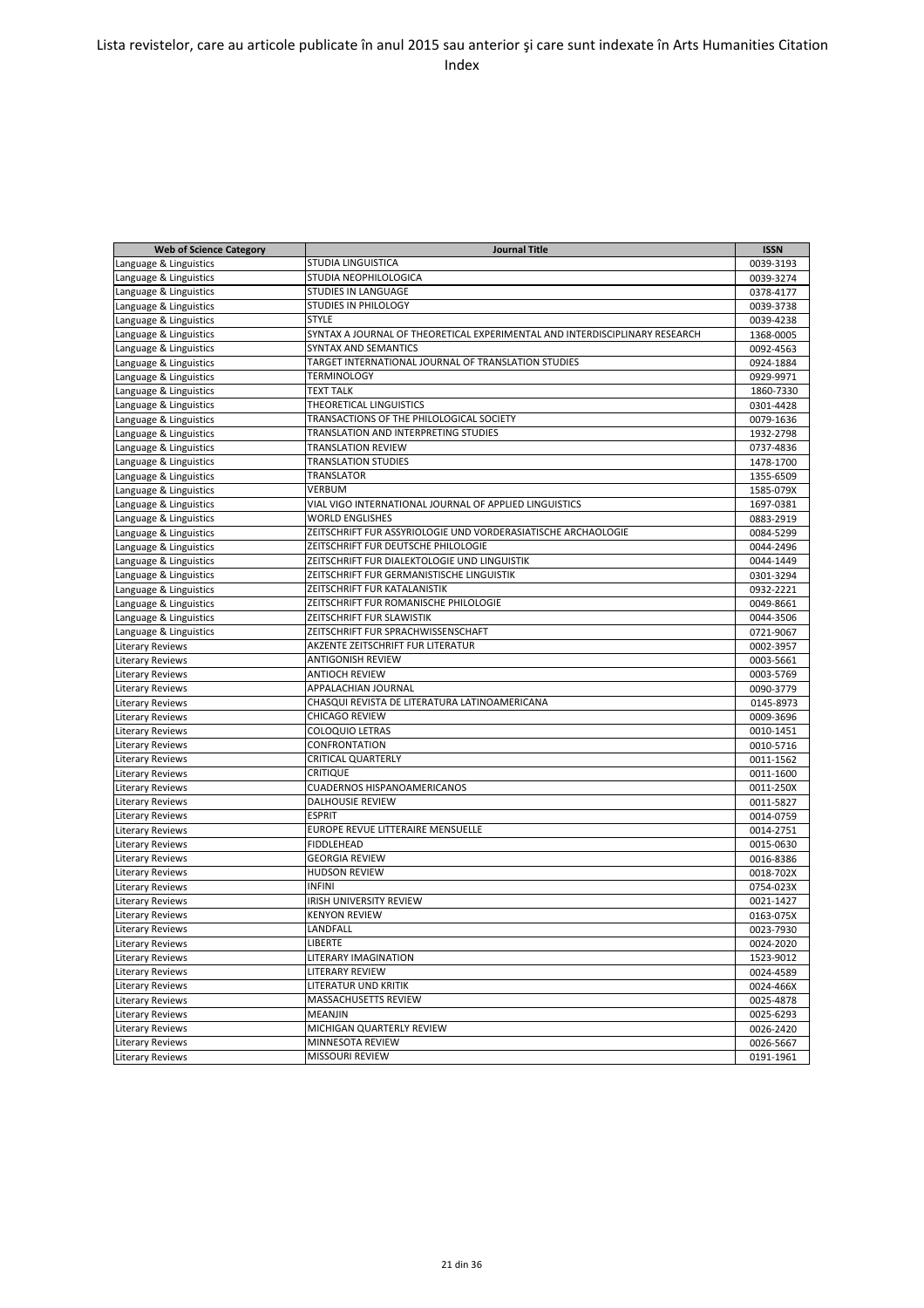Lista revistelor, care au articole publicate în anul 2015 sau anterior şi care sunt indexate în Arts Humanities Citation Index

| Web of Science Category | Journal Title | ISSN |
|---|---|---|
| Language & Linguistics | STUDIA LINGUISTICA | 0039-3193 |
| Language & Linguistics | STUDIA NEOPHILOLOGICA | 0039-3274 |
| Language & Linguistics | STUDIES IN LANGUAGE | 0378-4177 |
| Language & Linguistics | STUDIES IN PHILOLOGY | 0039-3738 |
| Language & Linguistics | STYLE | 0039-4238 |
| Language & Linguistics | SYNTAX A JOURNAL OF THEORETICAL EXPERIMENTAL AND INTERDISCIPLINARY RESEARCH | 1368-0005 |
| Language & Linguistics | SYNTAX AND SEMANTICS | 0092-4563 |
| Language & Linguistics | TARGET INTERNATIONAL JOURNAL OF TRANSLATION STUDIES | 0924-1884 |
| Language & Linguistics | TERMINOLOGY | 0929-9971 |
| Language & Linguistics | TEXT TALK | 1860-7330 |
| Language & Linguistics | THEORETICAL LINGUISTICS | 0301-4428 |
| Language & Linguistics | TRANSACTIONS OF THE PHILOLOGICAL SOCIETY | 0079-1636 |
| Language & Linguistics | TRANSLATION AND INTERPRETING STUDIES | 1932-2798 |
| Language & Linguistics | TRANSLATION REVIEW | 0737-4836 |
| Language & Linguistics | TRANSLATION STUDIES | 1478-1700 |
| Language & Linguistics | TRANSLATOR | 1355-6509 |
| Language & Linguistics | VERBUM | 1585-079X |
| Language & Linguistics | VIAL VIGO INTERNATIONAL JOURNAL OF APPLIED LINGUISTICS | 1697-0381 |
| Language & Linguistics | WORLD ENGLISHES | 0883-2919 |
| Language & Linguistics | ZEITSCHRIFT FUR ASSYRIOLOGIE UND VORDERASIATISCHE ARCHAOLOGIE | 0084-5299 |
| Language & Linguistics | ZEITSCHRIFT FUR DEUTSCHE PHILOLOGIE | 0044-2496 |
| Language & Linguistics | ZEITSCHRIFT FUR DIALEKTOLOGIE UND LINGUISTIK | 0044-1449 |
| Language & Linguistics | ZEITSCHRIFT FUR GERMANISTISCHE LINGUISTIK | 0301-3294 |
| Language & Linguistics | ZEITSCHRIFT FUR KATALANISTIK | 0932-2221 |
| Language & Linguistics | ZEITSCHRIFT FUR ROMANISCHE PHILOLOGIE | 0049-8661 |
| Language & Linguistics | ZEITSCHRIFT FUR SLAWISTIK | 0044-3506 |
| Language & Linguistics | ZEITSCHRIFT FUR SPRACHWISSENSCHAFT | 0721-9067 |
| Literary Reviews | AKZENTE ZEITSCHRIFT FUR LITERATUR | 0002-3957 |
| Literary Reviews | ANTIGONISH REVIEW | 0003-5661 |
| Literary Reviews | ANTIOCH REVIEW | 0003-5769 |
| Literary Reviews | APPALACHIAN JOURNAL | 0090-3779 |
| Literary Reviews | CHASQUI REVISTA DE LITERATURA LATINOAMERICANA | 0145-8973 |
| Literary Reviews | CHICAGO REVIEW | 0009-3696 |
| Literary Reviews | COLOQUIO LETRAS | 0010-1451 |
| Literary Reviews | CONFRONTATION | 0010-5716 |
| Literary Reviews | CRITICAL QUARTERLY | 0011-1562 |
| Literary Reviews | CRITIQUE | 0011-1600 |
| Literary Reviews | CUADERNOS HISPANOAMERICANOS | 0011-250X |
| Literary Reviews | DALHOUSIE REVIEW | 0011-5827 |
| Literary Reviews | ESPRIT | 0014-0759 |
| Literary Reviews | EUROPE REVUE LITTERAIRE MENSUELLE | 0014-2751 |
| Literary Reviews | FIDDLEHEAD | 0015-0630 |
| Literary Reviews | GEORGIA REVIEW | 0016-8386 |
| Literary Reviews | HUDSON REVIEW | 0018-702X |
| Literary Reviews | INFINI | 0754-023X |
| Literary Reviews | IRISH UNIVERSITY REVIEW | 0021-1427 |
| Literary Reviews | KENYON REVIEW | 0163-075X |
| Literary Reviews | LANDFALL | 0023-7930 |
| Literary Reviews | LIBERTE | 0024-2020 |
| Literary Reviews | LITERARY IMAGINATION | 1523-9012 |
| Literary Reviews | LITERARY REVIEW | 0024-4589 |
| Literary Reviews | LITERATUR UND KRITIK | 0024-466X |
| Literary Reviews | MASSACHUSETTS REVIEW | 0025-4878 |
| Literary Reviews | MEANJIN | 0025-6293 |
| Literary Reviews | MICHIGAN QUARTERLY REVIEW | 0026-2420 |
| Literary Reviews | MINNESOTA REVIEW | 0026-5667 |
| Literary Reviews | MISSOURI REVIEW | 0191-1961 |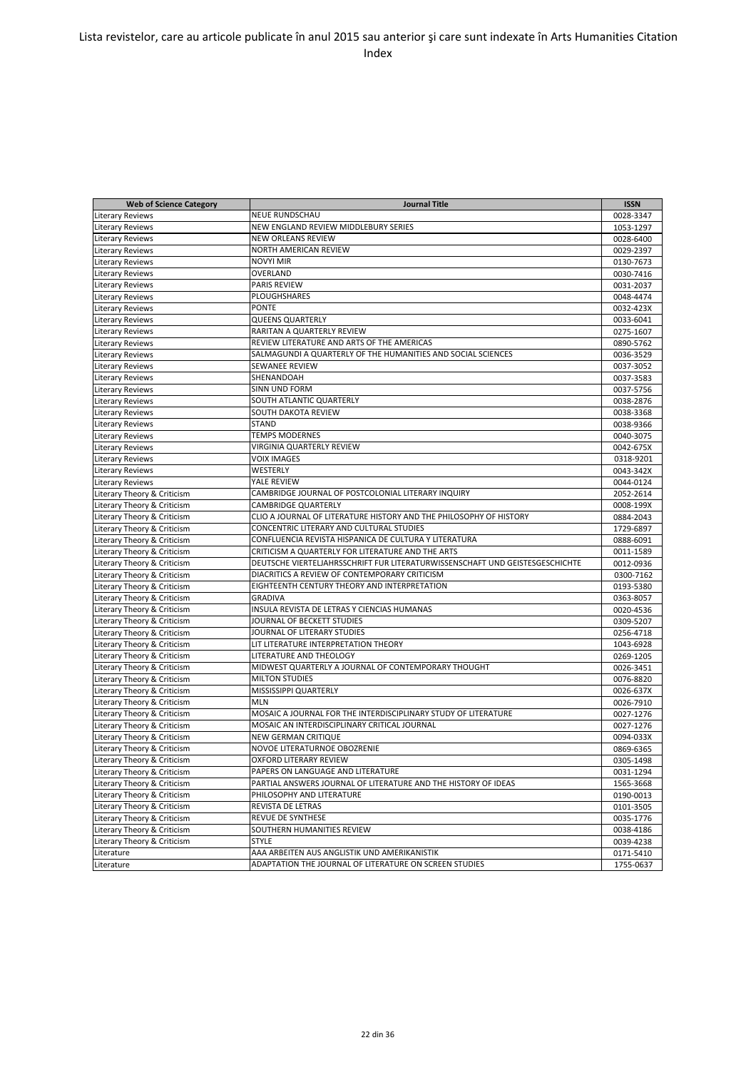Lista revistelor, care au articole publicate în anul 2015 sau anterior şi care sunt indexate în Arts Humanities Citation Index

| Web of Science Category | Journal Title | ISSN |
| --- | --- | --- |
| Literary Reviews | NEUE RUNDSCHAU | 0028-3347 |
| Literary Reviews | NEW ENGLAND REVIEW MIDDLEBURY SERIES | 1053-1297 |
| Literary Reviews | NEW ORLEANS REVIEW | 0028-6400 |
| Literary Reviews | NORTH AMERICAN REVIEW | 0029-2397 |
| Literary Reviews | NOVYI MIR | 0130-7673 |
| Literary Reviews | OVERLAND | 0030-7416 |
| Literary Reviews | PARIS REVIEW | 0031-2037 |
| Literary Reviews | PLOUGHSHARES | 0048-4474 |
| Literary Reviews | PONTE | 0032-423X |
| Literary Reviews | QUEENS QUARTERLY | 0033-6041 |
| Literary Reviews | RARITAN A QUARTERLY REVIEW | 0275-1607 |
| Literary Reviews | REVIEW LITERATURE AND ARTS OF THE AMERICAS | 0890-5762 |
| Literary Reviews | SALMAGUNDI A QUARTERLY OF THE HUMANITIES AND SOCIAL SCIENCES | 0036-3529 |
| Literary Reviews | SEWANEE REVIEW | 0037-3052 |
| Literary Reviews | SHENANDOAH | 0037-3583 |
| Literary Reviews | SINN UND FORM | 0037-5756 |
| Literary Reviews | SOUTH ATLANTIC QUARTERLY | 0038-2876 |
| Literary Reviews | SOUTH DAKOTA REVIEW | 0038-3368 |
| Literary Reviews | STAND | 0038-9366 |
| Literary Reviews | TEMPS MODERNES | 0040-3075 |
| Literary Reviews | VIRGINIA QUARTERLY REVIEW | 0042-675X |
| Literary Reviews | VOIX IMAGES | 0318-9201 |
| Literary Reviews | WESTERLY | 0043-342X |
| Literary Reviews | YALE REVIEW | 0044-0124 |
| Literary Theory & Criticism | CAMBRIDGE JOURNAL OF POSTCOLONIAL LITERARY INQUIRY | 2052-2614 |
| Literary Theory & Criticism | CAMBRIDGE QUARTERLY | 0008-199X |
| Literary Theory & Criticism | CLIO A JOURNAL OF LITERATURE HISTORY AND THE PHILOSOPHY OF HISTORY | 0884-2043 |
| Literary Theory & Criticism | CONCENTRIC LITERARY AND CULTURAL STUDIES | 1729-6897 |
| Literary Theory & Criticism | CONFLUENCIA REVISTA HISPANICA DE CULTURA Y LITERATURA | 0888-6091 |
| Literary Theory & Criticism | CRITICISM A QUARTERLY FOR LITERATURE AND THE ARTS | 0011-1589 |
| Literary Theory & Criticism | DEUTSCHE VIERTELJAHRSSCHRIFT FUR LITERATURWISSENSCHAFT UND GEISTESGESCHICHTE | 0012-0936 |
| Literary Theory & Criticism | DIACRITICS A REVIEW OF CONTEMPORARY CRITICISM | 0300-7162 |
| Literary Theory & Criticism | EIGHTEENTH CENTURY THEORY AND INTERPRETATION | 0193-5380 |
| Literary Theory & Criticism | GRADIVA | 0363-8057 |
| Literary Theory & Criticism | INSULA REVISTA DE LETRAS Y CIENCIAS HUMANAS | 0020-4536 |
| Literary Theory & Criticism | JOURNAL OF BECKETT STUDIES | 0309-5207 |
| Literary Theory & Criticism | JOURNAL OF LITERARY STUDIES | 0256-4718 |
| Literary Theory & Criticism | LIT LITERATURE INTERPRETATION THEORY | 1043-6928 |
| Literary Theory & Criticism | LITERATURE AND THEOLOGY | 0269-1205 |
| Literary Theory & Criticism | MIDWEST QUARTERLY A JOURNAL OF CONTEMPORARY THOUGHT | 0026-3451 |
| Literary Theory & Criticism | MILTON STUDIES | 0076-8820 |
| Literary Theory & Criticism | MISSISSIPPI QUARTERLY | 0026-637X |
| Literary Theory & Criticism | MLN | 0026-7910 |
| Literary Theory & Criticism | MOSAIC A JOURNAL FOR THE INTERDISCIPLINARY STUDY OF LITERATURE | 0027-1276 |
| Literary Theory & Criticism | MOSAIC AN INTERDISCIPLINARY CRITICAL JOURNAL | 0027-1276 |
| Literary Theory & Criticism | NEW GERMAN CRITIQUE | 0094-033X |
| Literary Theory & Criticism | NOVOE LITERATURNOE OBOZRENIE | 0869-6365 |
| Literary Theory & Criticism | OXFORD LITERARY REVIEW | 0305-1498 |
| Literary Theory & Criticism | PAPERS ON LANGUAGE AND LITERATURE | 0031-1294 |
| Literary Theory & Criticism | PARTIAL ANSWERS JOURNAL OF LITERATURE AND THE HISTORY OF IDEAS | 1565-3668 |
| Literary Theory & Criticism | PHILOSOPHY AND LITERATURE | 0190-0013 |
| Literary Theory & Criticism | REVISTA DE LETRAS | 0101-3505 |
| Literary Theory & Criticism | REVUE DE SYNTHESE | 0035-1776 |
| Literary Theory & Criticism | SOUTHERN HUMANITIES REVIEW | 0038-4186 |
| Literary Theory & Criticism | STYLE | 0039-4238 |
| Literature | AAA ARBEITEN AUS ANGLISTIK UND AMERIKANISTIK | 0171-5410 |
| Literature | ADAPTATION THE JOURNAL OF LITERATURE ON SCREEN STUDIES | 1755-0637 |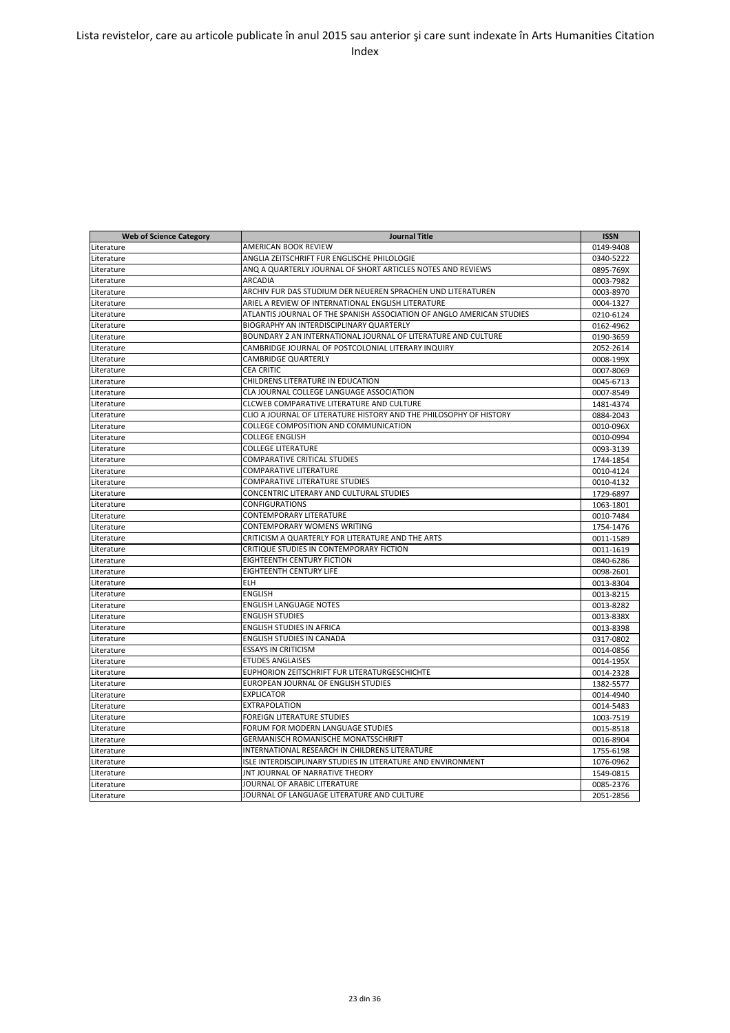Lista revistelor, care au articole publicate în anul 2015 sau anterior şi care sunt indexate în Arts Humanities Citation Index

| Web of Science Category | Journal Title | ISSN |
| --- | --- | --- |
| Literature | AMERICAN BOOK REVIEW | 0149-9408 |
| Literature | ANGLIA ZEITSCHRIFT FUR ENGLISCHE PHILOLOGIE | 0340-5222 |
| Literature | ANQ A QUARTERLY JOURNAL OF SHORT ARTICLES NOTES AND REVIEWS | 0895-769X |
| Literature | ARCADIA | 0003-7982 |
| Literature | ARCHIV FUR DAS STUDIUM DER NEUEREN SPRACHEN UND LITERATUREN | 0003-8970 |
| Literature | ARIEL A REVIEW OF INTERNATIONAL ENGLISH LITERATURE | 0004-1327 |
| Literature | ATLANTIS JOURNAL OF THE SPANISH ASSOCIATION OF ANGLO AMERICAN STUDIES | 0210-6124 |
| Literature | BIOGRAPHY AN INTERDISCIPLINARY QUARTERLY | 0162-4962 |
| Literature | BOUNDARY 2 AN INTERNATIONAL JOURNAL OF LITERATURE AND CULTURE | 0190-3659 |
| Literature | CAMBRIDGE JOURNAL OF POSTCOLONIAL LITERARY INQUIRY | 2052-2614 |
| Literature | CAMBRIDGE QUARTERLY | 0008-199X |
| Literature | CEA CRITIC | 0007-8069 |
| Literature | CHILDRENS LITERATURE IN EDUCATION | 0045-6713 |
| Literature | CLA JOURNAL COLLEGE LANGUAGE ASSOCIATION | 0007-8549 |
| Literature | CLCWEB COMPARATIVE LITERATURE AND CULTURE | 1481-4374 |
| Literature | CLIO A JOURNAL OF LITERATURE HISTORY AND THE PHILOSOPHY OF HISTORY | 0884-2043 |
| Literature | COLLEGE COMPOSITION AND COMMUNICATION | 0010-096X |
| Literature | COLLEGE ENGLISH | 0010-0994 |
| Literature | COLLEGE LITERATURE | 0093-3139 |
| Literature | COMPARATIVE CRITICAL STUDIES | 1744-1854 |
| Literature | COMPARATIVE LITERATURE | 0010-4124 |
| Literature | COMPARATIVE LITERATURE STUDIES | 0010-4132 |
| Literature | CONCENTRIC LITERARY AND CULTURAL STUDIES | 1729-6897 |
| Literature | CONFIGURATIONS | 1063-1801 |
| Literature | CONTEMPORARY LITERATURE | 0010-7484 |
| Literature | CONTEMPORARY WOMENS WRITING | 1754-1476 |
| Literature | CRITICISM A QUARTERLY FOR LITERATURE AND THE ARTS | 0011-1589 |
| Literature | CRITIQUE STUDIES IN CONTEMPORARY FICTION | 0011-1619 |
| Literature | EIGHTEENTH CENTURY FICTION | 0840-6286 |
| Literature | EIGHTEENTH CENTURY LIFE | 0098-2601 |
| Literature | ELH | 0013-8304 |
| Literature | ENGLISH | 0013-8215 |
| Literature | ENGLISH LANGUAGE NOTES | 0013-8282 |
| Literature | ENGLISH STUDIES | 0013-838X |
| Literature | ENGLISH STUDIES IN AFRICA | 0013-8398 |
| Literature | ENGLISH STUDIES IN CANADA | 0317-0802 |
| Literature | ESSAYS IN CRITICISM | 0014-0856 |
| Literature | ETUDES ANGLAISES | 0014-195X |
| Literature | EUPHORION ZEITSCHRIFT FUR LITERATURGESCHICHTE | 0014-2328 |
| Literature | EUROPEAN JOURNAL OF ENGLISH STUDIES | 1382-5577 |
| Literature | EXPLICATOR | 0014-4940 |
| Literature | EXTRAPOLATION | 0014-5483 |
| Literature | FOREIGN LITERATURE STUDIES | 1003-7519 |
| Literature | FORUM FOR MODERN LANGUAGE STUDIES | 0015-8518 |
| Literature | GERMANISCH ROMANISCHE MONATSSCHRIFT | 0016-8904 |
| Literature | INTERNATIONAL RESEARCH IN CHILDRENS LITERATURE | 1755-6198 |
| Literature | ISLE INTERDISCIPLINARY STUDIES IN LITERATURE AND ENVIRONMENT | 1076-0962 |
| Literature | JNT JOURNAL OF NARRATIVE THEORY | 1549-0815 |
| Literature | JOURNAL OF ARABIC LITERATURE | 0085-2376 |
| Literature | JOURNAL OF LANGUAGE LITERATURE AND CULTURE | 2051-2856 |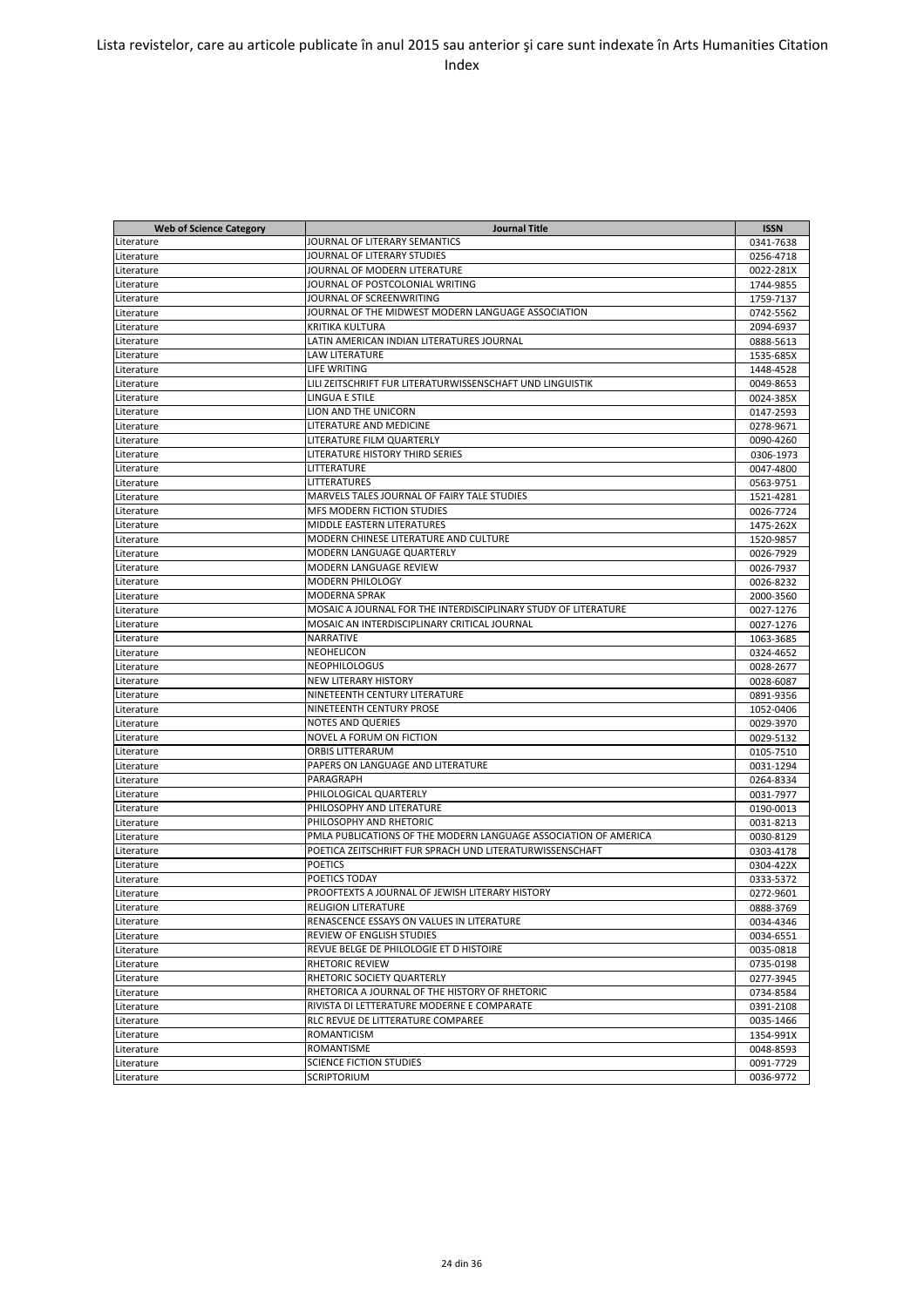Lista revistelor, care au articole publicate în anul 2015 sau anterior şi care sunt indexate în Arts Humanities Citation Index

| Web of Science Category | Journal Title | ISSN |
|---|---|---|
| Literature | JOURNAL OF LITERARY SEMANTICS | 0341-7638 |
| Literature | JOURNAL OF LITERARY STUDIES | 0256-4718 |
| Literature | JOURNAL OF MODERN LITERATURE | 0022-281X |
| Literature | JOURNAL OF POSTCOLONIAL WRITING | 1744-9855 |
| Literature | JOURNAL OF SCREENWRITING | 1759-7137 |
| Literature | JOURNAL OF THE MIDWEST MODERN LANGUAGE ASSOCIATION | 0742-5562 |
| Literature | KRITIKA KULTURA | 2094-6937 |
| Literature | LATIN AMERICAN INDIAN LITERATURES JOURNAL | 0888-5613 |
| Literature | LAW LITERATURE | 1535-685X |
| Literature | LIFE WRITING | 1448-4528 |
| Literature | LILI ZEITSCHRIFT FUR LITERATURWISSENSCHAFT UND LINGUISTIK | 0049-8653 |
| Literature | LINGUA E STILE | 0024-385X |
| Literature | LION AND THE UNICORN | 0147-2593 |
| Literature | LITERATURE AND MEDICINE | 0278-9671 |
| Literature | LITERATURE FILM QUARTERLY | 0090-4260 |
| Literature | LITERATURE HISTORY THIRD SERIES | 0306-1973 |
| Literature | LITTERATURE | 0047-4800 |
| Literature | LITTERATURES | 0563-9751 |
| Literature | MARVELS TALES JOURNAL OF FAIRY TALE STUDIES | 1521-4281 |
| Literature | MFS MODERN FICTION STUDIES | 0026-7724 |
| Literature | MIDDLE EASTERN LITERATURES | 1475-262X |
| Literature | MODERN CHINESE LITERATURE AND CULTURE | 1520-9857 |
| Literature | MODERN LANGUAGE QUARTERLY | 0026-7929 |
| Literature | MODERN LANGUAGE REVIEW | 0026-7937 |
| Literature | MODERN PHILOLOGY | 0026-8232 |
| Literature | MODERNA SPRAK | 2000-3560 |
| Literature | MOSAIC A JOURNAL FOR THE INTERDISCIPLINARY STUDY OF LITERATURE | 0027-1276 |
| Literature | MOSAIC AN INTERDISCIPLINARY CRITICAL JOURNAL | 0027-1276 |
| Literature | NARRATIVE | 1063-3685 |
| Literature | NEOHELICON | 0324-4652 |
| Literature | NEOPHILOLOGUS | 0028-2677 |
| Literature | NEW LITERARY HISTORY | 0028-6087 |
| Literature | NINETEENTH CENTURY LITERATURE | 0891-9356 |
| Literature | NINETEENTH CENTURY PROSE | 1052-0406 |
| Literature | NOTES AND QUERIES | 0029-3970 |
| Literature | NOVEL A FORUM ON FICTION | 0029-5132 |
| Literature | ORBIS LITTERARUM | 0105-7510 |
| Literature | PAPERS ON LANGUAGE AND LITERATURE | 0031-1294 |
| Literature | PARAGRAPH | 0264-8334 |
| Literature | PHILOLOGICAL QUARTERLY | 0031-7977 |
| Literature | PHILOSOPHY AND LITERATURE | 0190-0013 |
| Literature | PHILOSOPHY AND RHETORIC | 0031-8213 |
| Literature | PMLA PUBLICATIONS OF THE MODERN LANGUAGE ASSOCIATION OF AMERICA | 0030-8129 |
| Literature | POETICA ZEITSCHRIFT FUR SPRACH UND LITERATURWISSENSCHAFT | 0303-4178 |
| Literature | POETICS | 0304-422X |
| Literature | POETICS TODAY | 0333-5372 |
| Literature | PROOFTEXTS A JOURNAL OF JEWISH LITERARY HISTORY | 0272-9601 |
| Literature | RELIGION LITERATURE | 0888-3769 |
| Literature | RENASCENCE ESSAYS ON VALUES IN LITERATURE | 0034-4346 |
| Literature | REVIEW OF ENGLISH STUDIES | 0034-6551 |
| Literature | REVUE BELGE DE PHILOLOGIE ET D HISTOIRE | 0035-0818 |
| Literature | RHETORIC REVIEW | 0735-0198 |
| Literature | RHETORIC SOCIETY QUARTERLY | 0277-3945 |
| Literature | RHETORICA A JOURNAL OF THE HISTORY OF RHETORIC | 0734-8584 |
| Literature | RIVISTA DI LETTERATURE MODERNE E COMPARATE | 0391-2108 |
| Literature | RLC REVUE DE LITTERATURE COMPAREE | 0035-1466 |
| Literature | ROMANTICISM | 1354-991X |
| Literature | ROMANTISME | 0048-8593 |
| Literature | SCIENCE FICTION STUDIES | 0091-7729 |
| Literature | SCRIPTORIUM | 0036-9772 |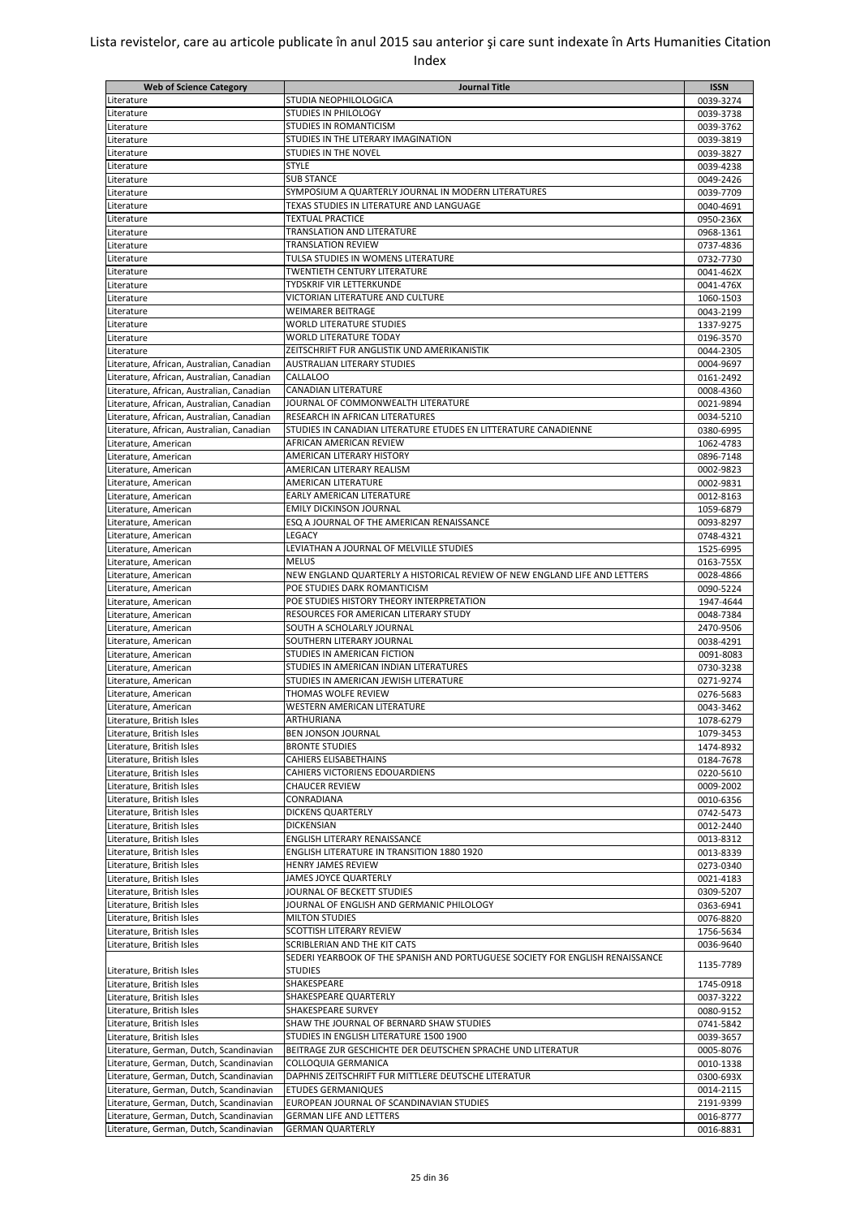Lista revistelor, care au articole publicate în anul 2015 sau anterior şi care sunt indexate în Arts Humanities Citation Index

| Web of Science Category | Journal Title | ISSN |
|---|---|---|
| Literature | STUDIA NEOPHILOLOGICA | 0039-3274 |
| Literature | STUDIES IN PHILOLOGY | 0039-3738 |
| Literature | STUDIES IN ROMANTICISM | 0039-3762 |
| Literature | STUDIES IN THE LITERARY IMAGINATION | 0039-3819 |
| Literature | STUDIES IN THE NOVEL | 0039-3827 |
| Literature | STYLE | 0039-4238 |
| Literature | SUB STANCE | 0049-2426 |
| Literature | SYMPOSIUM A QUARTERLY JOURNAL IN MODERN LITERATURES | 0039-7709 |
| Literature | TEXAS STUDIES IN LITERATURE AND LANGUAGE | 0040-4691 |
| Literature | TEXTUAL PRACTICE | 0950-236X |
| Literature | TRANSLATION AND LITERATURE | 0968-1361 |
| Literature | TRANSLATION REVIEW | 0737-4836 |
| Literature | TULSA STUDIES IN WOMENS LITERATURE | 0732-7730 |
| Literature | TWENTIETH CENTURY LITERATURE | 0041-462X |
| Literature | TYDSKRIF VIR LETTERKUNDE | 0041-476X |
| Literature | VICTORIAN LITERATURE AND CULTURE | 1060-1503 |
| Literature | WEIMARER BEITRAGE | 0043-2199 |
| Literature | WORLD LITERATURE STUDIES | 1337-9275 |
| Literature | WORLD LITERATURE TODAY | 0196-3570 |
| Literature | ZEITSCHRIFT FUR ANGLISTIK UND AMERIKANISTIK | 0044-2305 |
| Literature, African, Australian, Canadian | AUSTRALIAN LITERARY STUDIES | 0004-9697 |
| Literature, African, Australian, Canadian | CALLALOO | 0161-2492 |
| Literature, African, Australian, Canadian | CANADIAN LITERATURE | 0008-4360 |
| Literature, African, Australian, Canadian | JOURNAL OF COMMONWEALTH LITERATURE | 0021-9894 |
| Literature, African, Australian, Canadian | RESEARCH IN AFRICAN LITERATURES | 0034-5210 |
| Literature, African, Australian, Canadian | STUDIES IN CANADIAN LITERATURE ETUDES EN LITTERATURE CANADIENNE | 0380-6995 |
| Literature, American | AFRICAN AMERICAN REVIEW | 1062-4783 |
| Literature, American | AMERICAN LITERARY HISTORY | 0896-7148 |
| Literature, American | AMERICAN LITERARY REALISM | 0002-9823 |
| Literature, American | AMERICAN LITERATURE | 0002-9831 |
| Literature, American | EARLY AMERICAN LITERATURE | 0012-8163 |
| Literature, American | EMILY DICKINSON JOURNAL | 1059-6879 |
| Literature, American | ESQ A JOURNAL OF THE AMERICAN RENAISSANCE | 0093-8297 |
| Literature, American | LEGACY | 0748-4321 |
| Literature, American | LEVIATHAN A JOURNAL OF MELVILLE STUDIES | 1525-6995 |
| Literature, American | MELUS | 0163-755X |
| Literature, American | NEW ENGLAND QUARTERLY A HISTORICAL REVIEW OF NEW ENGLAND LIFE AND LETTERS | 0028-4866 |
| Literature, American | POE STUDIES DARK ROMANTICISM | 0090-5224 |
| Literature, American | POE STUDIES HISTORY THEORY INTERPRETATION | 1947-4644 |
| Literature, American | RESOURCES FOR AMERICAN LITERARY STUDY | 0048-7384 |
| Literature, American | SOUTH A SCHOLARLY JOURNAL | 2470-9506 |
| Literature, American | SOUTHERN LITERARY JOURNAL | 0038-4291 |
| Literature, American | STUDIES IN AMERICAN FICTION | 0091-8083 |
| Literature, American | STUDIES IN AMERICAN INDIAN LITERATURES | 0730-3238 |
| Literature, American | STUDIES IN AMERICAN JEWISH LITERATURE | 0271-9274 |
| Literature, American | THOMAS WOLFE REVIEW | 0276-5683 |
| Literature, American | WESTERN AMERICAN LITERATURE | 0043-3462 |
| Literature, British Isles | ARTHURIANA | 1078-6279 |
| Literature, British Isles | BEN JONSON JOURNAL | 1079-3453 |
| Literature, British Isles | BRONTE STUDIES | 1474-8932 |
| Literature, British Isles | CAHIERS ELISABETHAINS | 0184-7678 |
| Literature, British Isles | CAHIERS VICTORIENS EDOUARDIENS | 0220-5610 |
| Literature, British Isles | CHAUCER REVIEW | 0009-2002 |
| Literature, British Isles | CONRADIANA | 0010-6356 |
| Literature, British Isles | DICKENS QUARTERLY | 0742-5473 |
| Literature, British Isles | DICKENSIAN | 0012-2440 |
| Literature, British Isles | ENGLISH LITERARY RENAISSANCE | 0013-8312 |
| Literature, British Isles | ENGLISH LITERATURE IN TRANSITION 1880 1920 | 0013-8339 |
| Literature, British Isles | HENRY JAMES REVIEW | 0273-0340 |
| Literature, British Isles | JAMES JOYCE QUARTERLY | 0021-4183 |
| Literature, British Isles | JOURNAL OF BECKETT STUDIES | 0309-5207 |
| Literature, British Isles | JOURNAL OF ENGLISH AND GERMANIC PHILOLOGY | 0363-6941 |
| Literature, British Isles | MILTON STUDIES | 0076-8820 |
| Literature, British Isles | SCOTTISH LITERARY REVIEW | 1756-5634 |
| Literature, British Isles | SCRIBLERIAN AND THE KIT CATS | 0036-9640 |
| Literature, British Isles | SEDERI YEARBOOK OF THE SPANISH AND PORTUGUESE SOCIETY FOR ENGLISH RENAISSANCE STUDIES | 1135-7789 |
| Literature, British Isles | SHAKESPEARE | 1745-0918 |
| Literature, British Isles | SHAKESPEARE QUARTERLY | 0037-3222 |
| Literature, British Isles | SHAKESPEARE SURVEY | 0080-9152 |
| Literature, British Isles | SHAW THE JOURNAL OF BERNARD SHAW STUDIES | 0741-5842 |
| Literature, British Isles | STUDIES IN ENGLISH LITERATURE 1500 1900 | 0039-3657 |
| Literature, German, Dutch, Scandinavian | BEITRAGE ZUR GESCHICHTE DER DEUTSCHEN SPRACHE UND LITERATUR | 0005-8076 |
| Literature, German, Dutch, Scandinavian | COLLOQUIA GERMANICA | 0010-1338 |
| Literature, German, Dutch, Scandinavian | DAPHNIS ZEITSCHRIFT FUR MITTLERE DEUTSCHE LITERATUR | 0300-693X |
| Literature, German, Dutch, Scandinavian | ETUDES GERMANIQUES | 0014-2115 |
| Literature, German, Dutch, Scandinavian | EUROPEAN JOURNAL OF SCANDINAVIAN STUDIES | 2191-9399 |
| Literature, German, Dutch, Scandinavian | GERMAN LIFE AND LETTERS | 0016-8777 |
| Literature, German, Dutch, Scandinavian | GERMAN QUARTERLY | 0016-8831 |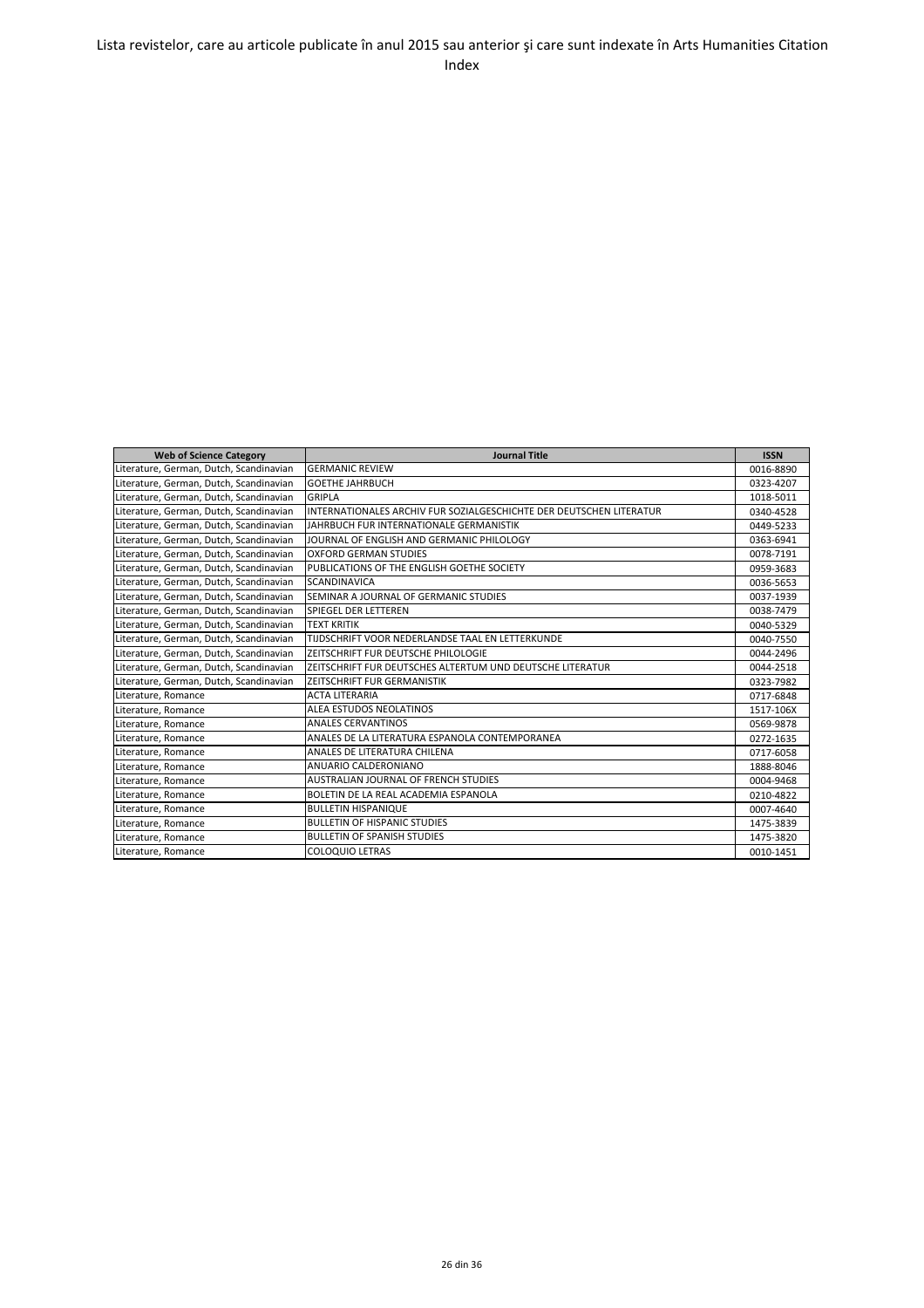Lista revistelor, care au articole publicate în anul 2015 sau anterior şi care sunt indexate în Arts Humanities Citation Index

| Web of Science Category | Journal Title | ISSN |
|---|---|---|
| Literature, German, Dutch, Scandinavian | GERMANIC REVIEW | 0016-8890 |
| Literature, German, Dutch, Scandinavian | GOETHE JAHRBUCH | 0323-4207 |
| Literature, German, Dutch, Scandinavian | GRIPLA | 1018-5011 |
| Literature, German, Dutch, Scandinavian | INTERNATIONALES ARCHIV FUR SOZIALGESCHICHTE DER DEUTSCHEN LITERATUR | 0340-4528 |
| Literature, German, Dutch, Scandinavian | JAHRBUCH FUR INTERNATIONALE GERMANISTIK | 0449-5233 |
| Literature, German, Dutch, Scandinavian | JOURNAL OF ENGLISH AND GERMANIC PHILOLOGY | 0363-6941 |
| Literature, German, Dutch, Scandinavian | OXFORD GERMAN STUDIES | 0078-7191 |
| Literature, German, Dutch, Scandinavian | PUBLICATIONS OF THE ENGLISH GOETHE SOCIETY | 0959-3683 |
| Literature, German, Dutch, Scandinavian | SCANDINAVICA | 0036-5653 |
| Literature, German, Dutch, Scandinavian | SEMINAR A JOURNAL OF GERMANIC STUDIES | 0037-1939 |
| Literature, German, Dutch, Scandinavian | SPIEGEL DER LETTEREN | 0038-7479 |
| Literature, German, Dutch, Scandinavian | TEXT KRITIK | 0040-5329 |
| Literature, German, Dutch, Scandinavian | TIJDSCHRIFT VOOR NEDERLANDSE TAAL EN LETTERKUNDE | 0040-7550 |
| Literature, German, Dutch, Scandinavian | ZEITSCHRIFT FUR DEUTSCHE PHILOLOGIE | 0044-2496 |
| Literature, German, Dutch, Scandinavian | ZEITSCHRIFT FUR DEUTSCHES ALTERTUM UND DEUTSCHE LITERATUR | 0044-2518 |
| Literature, German, Dutch, Scandinavian | ZEITSCHRIFT FUR GERMANISTIK | 0323-7982 |
| Literature, Romance | ACTA LITERARIA | 0717-6848 |
| Literature, Romance | ALEA ESTUDOS NEOLATINOS | 1517-106X |
| Literature, Romance | ANALES CERVANTINOS | 0569-9878 |
| Literature, Romance | ANALES DE LA LITERATURA ESPANOLA CONTEMPORANEA | 0272-1635 |
| Literature, Romance | ANALES DE LITERATURA CHILENA | 0717-6058 |
| Literature, Romance | ANUARIO CALDERONIANO | 1888-8046 |
| Literature, Romance | AUSTRALIAN JOURNAL OF FRENCH STUDIES | 0004-9468 |
| Literature, Romance | BOLETIN DE LA REAL ACADEMIA ESPANOLA | 0210-4822 |
| Literature, Romance | BULLETIN HISPANIQUE | 0007-4640 |
| Literature, Romance | BULLETIN OF HISPANIC STUDIES | 1475-3839 |
| Literature, Romance | BULLETIN OF SPANISH STUDIES | 1475-3820 |
| Literature, Romance | COLOQUIO LETRAS | 0010-1451 |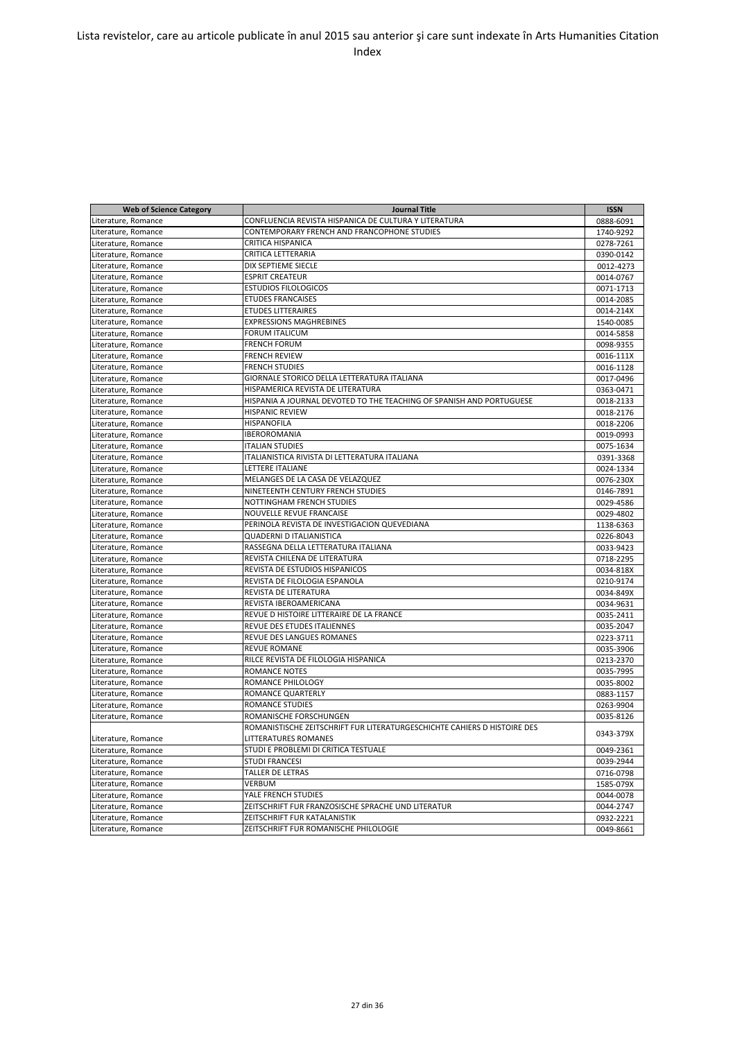| Web of Science Category | Journal Title | ISSN |
|---|---|---|
| Literature, Romance | CONFLUENCIA REVISTA HISPANICA DE CULTURA Y LITERATURA | 0888-6091 |
| Literature, Romance | CONTEMPORARY FRENCH AND FRANCOPHONE STUDIES | 1740-9292 |
| Literature, Romance | CRITICA HISPANICA | 0278-7261 |
| Literature, Romance | CRITICA LETTERARIA | 0390-0142 |
| Literature, Romance | DIX SEPTIEME SIECLE | 0012-4273 |
| Literature, Romance | ESPRIT CREATEUR | 0014-0767 |
| Literature, Romance | ESTUDIOS FILOLOGICOS | 0071-1713 |
| Literature, Romance | ETUDES FRANCAISES | 0014-2085 |
| Literature, Romance | ETUDES LITTERAIRES | 0014-214X |
| Literature, Romance | EXPRESSIONS MAGHREBINES | 1540-0085 |
| Literature, Romance | FORUM ITALICUM | 0014-5858 |
| Literature, Romance | FRENCH FORUM | 0098-9355 |
| Literature, Romance | FRENCH REVIEW | 0016-111X |
| Literature, Romance | FRENCH STUDIES | 0016-1128 |
| Literature, Romance | GIORNALE STORICO DELLA LETTERATURA ITALIANA | 0017-0496 |
| Literature, Romance | HISPAMERICA REVISTA DE LITERATURA | 0363-0471 |
| Literature, Romance | HISPANIA A JOURNAL DEVOTED TO THE TEACHING OF SPANISH AND PORTUGUESE | 0018-2133 |
| Literature, Romance | HISPANIC REVIEW | 0018-2176 |
| Literature, Romance | HISPANOFILA | 0018-2206 |
| Literature, Romance | IBEROROMANIA | 0019-0993 |
| Literature, Romance | ITALIAN STUDIES | 0075-1634 |
| Literature, Romance | ITALIANISTICA RIVISTA DI LETTERATURA ITALIANA | 0391-3368 |
| Literature, Romance | LETTERE ITALIANE | 0024-1334 |
| Literature, Romance | MELANGES DE LA CASA DE VELAZQUEZ | 0076-230X |
| Literature, Romance | NINETEENTH CENTURY FRENCH STUDIES | 0146-7891 |
| Literature, Romance | NOTTINGHAM FRENCH STUDIES | 0029-4586 |
| Literature, Romance | NOUVELLE REVUE FRANCAISE | 0029-4802 |
| Literature, Romance | PERINOLA REVISTA DE INVESTIGACION QUEVEDIANA | 1138-6363 |
| Literature, Romance | QUADERNI D ITALIANISTICA | 0226-8043 |
| Literature, Romance | RASSEGNA DELLA LETTERATURA ITALIANA | 0033-9423 |
| Literature, Romance | REVISTA CHILENA DE LITERATURA | 0718-2295 |
| Literature, Romance | REVISTA DE ESTUDIOS HISPANICOS | 0034-818X |
| Literature, Romance | REVISTA DE FILOLOGIA ESPANOLA | 0210-9174 |
| Literature, Romance | REVISTA DE LITERATURA | 0034-849X |
| Literature, Romance | REVISTA IBEROAMERICANA | 0034-9631 |
| Literature, Romance | REVUE D HISTOIRE LITTERAIRE DE LA FRANCE | 0035-2411 |
| Literature, Romance | REVUE DES ETUDES ITALIENNES | 0035-2047 |
| Literature, Romance | REVUE DES LANGUES ROMANES | 0223-3711 |
| Literature, Romance | REVUE ROMANE | 0035-3906 |
| Literature, Romance | RILCE REVISTA DE FILOLOGIA HISPANICA | 0213-2370 |
| Literature, Romance | ROMANCE NOTES | 0035-7995 |
| Literature, Romance | ROMANCE PHILOLOGY | 0035-8002 |
| Literature, Romance | ROMANCE QUARTERLY | 0883-1157 |
| Literature, Romance | ROMANCE STUDIES | 0263-9904 |
| Literature, Romance | ROMANISCHE FORSCHUNGEN | 0035-8126 |
| Literature, Romance | ROMANISTISCHE ZEITSCHRIFT FUR LITERATURGESCHICHTE CAHIERS D HISTOIRE DES LITTERATURES ROMANES | 0343-379X |
| Literature, Romance | STUDI E PROBLEMI DI CRITICA TESTUALE | 0049-2361 |
| Literature, Romance | STUDI FRANCESI | 0039-2944 |
| Literature, Romance | TALLER DE LETRAS | 0716-0798 |
| Literature, Romance | VERBUM | 1585-079X |
| Literature, Romance | YALE FRENCH STUDIES | 0044-0078 |
| Literature, Romance | ZEITSCHRIFT FUR FRANZOSISCHE SPRACHE UND LITERATUR | 0044-2747 |
| Literature, Romance | ZEITSCHRIFT FUR KATALANISTIK | 0932-2221 |
| Literature, Romance | ZEITSCHRIFT FUR ROMANISCHE PHILOLOGIE | 0049-8661 |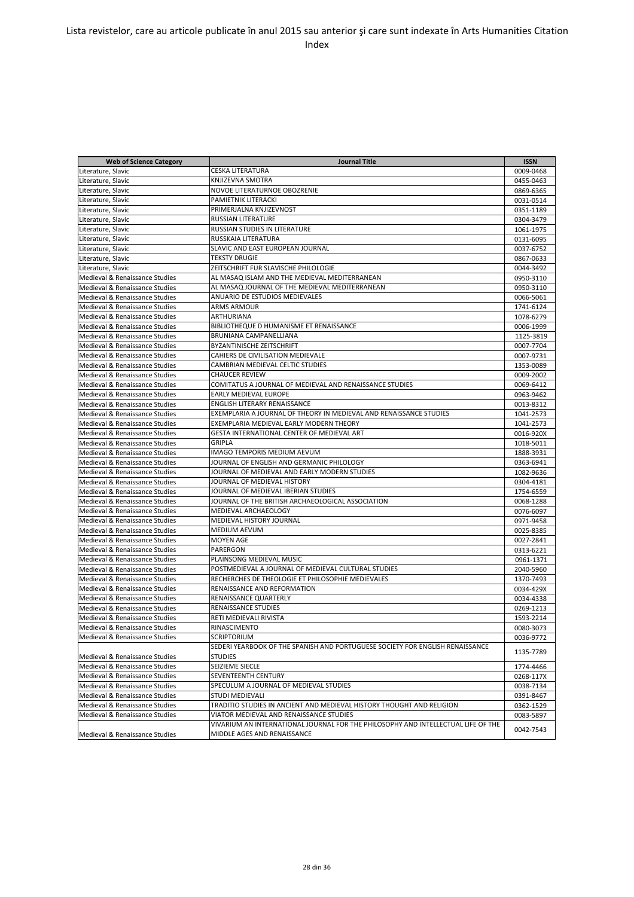| Web of Science Category | Journal Title | ISSN |
| --- | --- | --- |
| Literature, Slavic | CESKA LITERATURA | 0009-0468 |
| Literature, Slavic | KNJIZEVNA SMOTRA | 0455-0463 |
| Literature, Slavic | NOVOE LITERATURNOE OBOZRENIE | 0869-6365 |
| Literature, Slavic | PAMIETNIK LITERACKI | 0031-0514 |
| Literature, Slavic | PRIMERJALNA KNJIZEVNOST | 0351-1189 |
| Literature, Slavic | RUSSIAN LITERATURE | 0304-3479 |
| Literature, Slavic | RUSSIAN STUDIES IN LITERATURE | 1061-1975 |
| Literature, Slavic | RUSSKAIA LITERATURA | 0131-6095 |
| Literature, Slavic | SLAVIC AND EAST EUROPEAN JOURNAL | 0037-6752 |
| Literature, Slavic | TEKSTY DRUGIE | 0867-0633 |
| Literature, Slavic | ZEITSCHRIFT FUR SLAVISCHE PHILOLOGIE | 0044-3492 |
| Medieval & Renaissance Studies | AL MASAQ ISLAM AND THE MEDIEVAL MEDITERRANEAN | 0950-3110 |
| Medieval & Renaissance Studies | AL MASAQ JOURNAL OF THE MEDIEVAL MEDITERRANEAN | 0950-3110 |
| Medieval & Renaissance Studies | ANUARIO DE ESTUDIOS MEDIEVALES | 0066-5061 |
| Medieval & Renaissance Studies | ARMS ARMOUR | 1741-6124 |
| Medieval & Renaissance Studies | ARTHURIANA | 1078-6279 |
| Medieval & Renaissance Studies | BIBLIOTHEQUE D HUMANISME ET RENAISSANCE | 0006-1999 |
| Medieval & Renaissance Studies | BRUNIANA CAMPANELLIANA | 1125-3819 |
| Medieval & Renaissance Studies | BYZANTINISCHE ZEITSCHRIFT | 0007-7704 |
| Medieval & Renaissance Studies | CAHIERS DE CIVILISATION MEDIEVALE | 0007-9731 |
| Medieval & Renaissance Studies | CAMBRIAN MEDIEVAL CELTIC STUDIES | 1353-0089 |
| Medieval & Renaissance Studies | CHAUCER REVIEW | 0009-2002 |
| Medieval & Renaissance Studies | COMITATUS A JOURNAL OF MEDIEVAL AND RENAISSANCE STUDIES | 0069-6412 |
| Medieval & Renaissance Studies | EARLY MEDIEVAL EUROPE | 0963-9462 |
| Medieval & Renaissance Studies | ENGLISH LITERARY RENAISSANCE | 0013-8312 |
| Medieval & Renaissance Studies | EXEMPLARIA A JOURNAL OF THEORY IN MEDIEVAL AND RENAISSANCE STUDIES | 1041-2573 |
| Medieval & Renaissance Studies | EXEMPLARIA MEDIEVAL EARLY MODERN THEORY | 1041-2573 |
| Medieval & Renaissance Studies | GESTA INTERNATIONAL CENTER OF MEDIEVAL ART | 0016-920X |
| Medieval & Renaissance Studies | GRIPLA | 1018-5011 |
| Medieval & Renaissance Studies | IMAGO TEMPORIS MEDIUM AEVUM | 1888-3931 |
| Medieval & Renaissance Studies | JOURNAL OF ENGLISH AND GERMANIC PHILOLOGY | 0363-6941 |
| Medieval & Renaissance Studies | JOURNAL OF MEDIEVAL AND EARLY MODERN STUDIES | 1082-9636 |
| Medieval & Renaissance Studies | JOURNAL OF MEDIEVAL HISTORY | 0304-4181 |
| Medieval & Renaissance Studies | JOURNAL OF MEDIEVAL IBERIAN STUDIES | 1754-6559 |
| Medieval & Renaissance Studies | JOURNAL OF THE BRITISH ARCHAEOLOGICAL ASSOCIATION | 0068-1288 |
| Medieval & Renaissance Studies | MEDIEVAL ARCHAEOLOGY | 0076-6097 |
| Medieval & Renaissance Studies | MEDIEVAL HISTORY JOURNAL | 0971-9458 |
| Medieval & Renaissance Studies | MEDIUM AEVUM | 0025-8385 |
| Medieval & Renaissance Studies | MOYEN AGE | 0027-2841 |
| Medieval & Renaissance Studies | PARERGON | 0313-6221 |
| Medieval & Renaissance Studies | PLAINSONG MEDIEVAL MUSIC | 0961-1371 |
| Medieval & Renaissance Studies | POSTMEDIEVAL A JOURNAL OF MEDIEVAL CULTURAL STUDIES | 2040-5960 |
| Medieval & Renaissance Studies | RECHERCHES DE THEOLOGIE ET PHILOSOPHIE MEDIEVALES | 1370-7493 |
| Medieval & Renaissance Studies | RENAISSANCE AND REFORMATION | 0034-429X |
| Medieval & Renaissance Studies | RENAISSANCE QUARTERLY | 0034-4338 |
| Medieval & Renaissance Studies | RENAISSANCE STUDIES | 0269-1213 |
| Medieval & Renaissance Studies | RETI MEDIEVALI RIVISTA | 1593-2214 |
| Medieval & Renaissance Studies | RINASCIMENTO | 0080-3073 |
| Medieval & Renaissance Studies | SCRIPTORIUM | 0036-9772 |
| Medieval & Renaissance Studies | SEDERI YEARBOOK OF THE SPANISH AND PORTUGUESE SOCIETY FOR ENGLISH RENAISSANCE STUDIES | 1135-7789 |
| Medieval & Renaissance Studies | SEIZIEME SIECLE | 1774-4466 |
| Medieval & Renaissance Studies | SEVENTEENTH CENTURY | 0268-117X |
| Medieval & Renaissance Studies | SPECULUM A JOURNAL OF MEDIEVAL STUDIES | 0038-7134 |
| Medieval & Renaissance Studies | STUDI MEDIEVALI | 0391-8467 |
| Medieval & Renaissance Studies | TRADITIO STUDIES IN ANCIENT AND MEDIEVAL HISTORY THOUGHT AND RELIGION | 0362-1529 |
| Medieval & Renaissance Studies | VIATOR MEDIEVAL AND RENAISSANCE STUDIES | 0083-5897 |
| Medieval & Renaissance Studies | VIVARIUM AN INTERNATIONAL JOURNAL FOR THE PHILOSOPHY AND INTELLECTUAL LIFE OF THE MIDDLE AGES AND RENAISSANCE | 0042-7543 |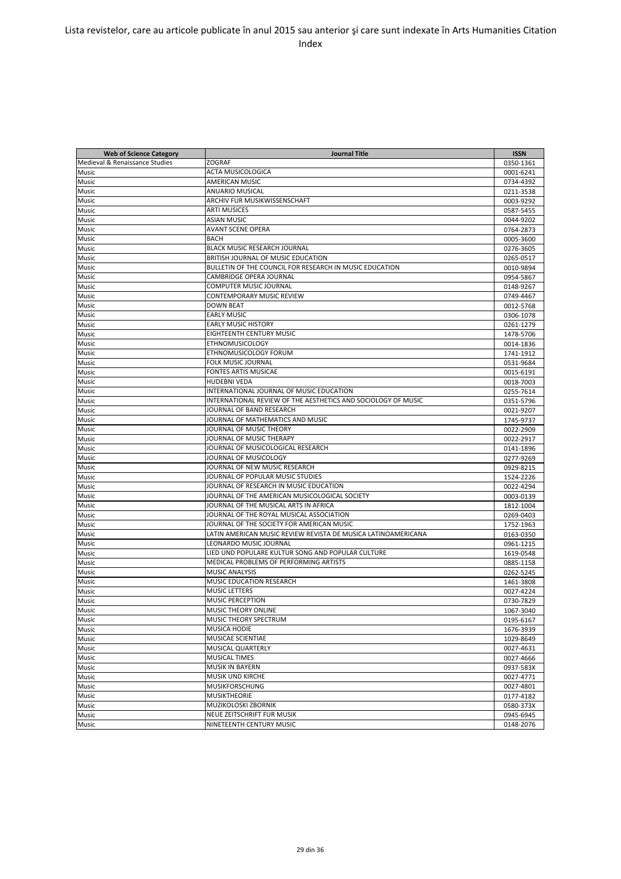| Web of Science Category | Journal Title | ISSN |
| --- | --- | --- |
| Medieval & Renaissance Studies | ZOGRAF | 0350-1361 |
| Music | ACTA MUSICOLOGICA | 0001-6241 |
| Music | AMERICAN MUSIC | 0734-4392 |
| Music | ANUARIO MUSICAL | 0211-3538 |
| Music | ARCHIV FUR MUSIKWISSENSCHAFT | 0003-9292 |
| Music | ARTI MUSICES | 0587-5455 |
| Music | ASIAN MUSIC | 0044-9202 |
| Music | AVANT SCENE OPERA | 0764-2873 |
| Music | BACH | 0005-3600 |
| Music | BLACK MUSIC RESEARCH JOURNAL | 0276-3605 |
| Music | BRITISH JOURNAL OF MUSIC EDUCATION | 0265-0517 |
| Music | BULLETIN OF THE COUNCIL FOR RESEARCH IN MUSIC EDUCATION | 0010-9894 |
| Music | CAMBRIDGE OPERA JOURNAL | 0954-5867 |
| Music | COMPUTER MUSIC JOURNAL | 0148-9267 |
| Music | CONTEMPORARY MUSIC REVIEW | 0749-4467 |
| Music | DOWN BEAT | 0012-5768 |
| Music | EARLY MUSIC | 0306-1078 |
| Music | EARLY MUSIC HISTORY | 0261-1279 |
| Music | EIGHTEENTH CENTURY MUSIC | 1478-5706 |
| Music | ETHNOMUSICOLOGY | 0014-1836 |
| Music | ETHNOMUSICOLOGY FORUM | 1741-1912 |
| Music | FOLK MUSIC JOURNAL | 0531-9684 |
| Music | FONTES ARTIS MUSICAE | 0015-6191 |
| Music | HUDEBNI VEDA | 0018-7003 |
| Music | INTERNATIONAL JOURNAL OF MUSIC EDUCATION | 0255-7614 |
| Music | INTERNATIONAL REVIEW OF THE AESTHETICS AND SOCIOLOGY OF MUSIC | 0351-5796 |
| Music | JOURNAL OF BAND RESEARCH | 0021-9207 |
| Music | JOURNAL OF MATHEMATICS AND MUSIC | 1745-9737 |
| Music | JOURNAL OF MUSIC THEORY | 0022-2909 |
| Music | JOURNAL OF MUSIC THERAPY | 0022-2917 |
| Music | JOURNAL OF MUSICOLOGICAL RESEARCH | 0141-1896 |
| Music | JOURNAL OF MUSICOLOGY | 0277-9269 |
| Music | JOURNAL OF NEW MUSIC RESEARCH | 0929-8215 |
| Music | JOURNAL OF POPULAR MUSIC STUDIES | 1524-2226 |
| Music | JOURNAL OF RESEARCH IN MUSIC EDUCATION | 0022-4294 |
| Music | JOURNAL OF THE AMERICAN MUSICOLOGICAL SOCIETY | 0003-0139 |
| Music | JOURNAL OF THE MUSICAL ARTS IN AFRICA | 1812-1004 |
| Music | JOURNAL OF THE ROYAL MUSICAL ASSOCIATION | 0269-0403 |
| Music | JOURNAL OF THE SOCIETY FOR AMERICAN MUSIC | 1752-1963 |
| Music | LATIN AMERICAN MUSIC REVIEW REVISTA DE MUSICA LATINOAMERICANA | 0163-0350 |
| Music | LEONARDO MUSIC JOURNAL | 0961-1215 |
| Music | LIED UND POPULARE KULTUR SONG AND POPULAR CULTURE | 1619-0548 |
| Music | MEDICAL PROBLEMS OF PERFORMING ARTISTS | 0885-1158 |
| Music | MUSIC ANALYSIS | 0262-5245 |
| Music | MUSIC EDUCATION RESEARCH | 1461-3808 |
| Music | MUSIC LETTERS | 0027-4224 |
| Music | MUSIC PERCEPTION | 0730-7829 |
| Music | MUSIC THEORY ONLINE | 1067-3040 |
| Music | MUSIC THEORY SPECTRUM | 0195-6167 |
| Music | MUSICA HODIE | 1676-3939 |
| Music | MUSICAE SCIENTIAE | 1029-8649 |
| Music | MUSICAL QUARTERLY | 0027-4631 |
| Music | MUSICAL TIMES | 0027-4666 |
| Music | MUSIK IN BAYERN | 0937-583X |
| Music | MUSIK UND KIRCHE | 0027-4771 |
| Music | MUSIKFORSCHUNG | 0027-4801 |
| Music | MUSIKTHEORIE | 0177-4182 |
| Music | MUZIKOLOSKI ZBORNIK | 0580-373X |
| Music | NEUE ZEITSCHRIFT FUR MUSIK | 0945-6945 |
| Music | NINETEENTH CENTURY MUSIC | 0148-2076 |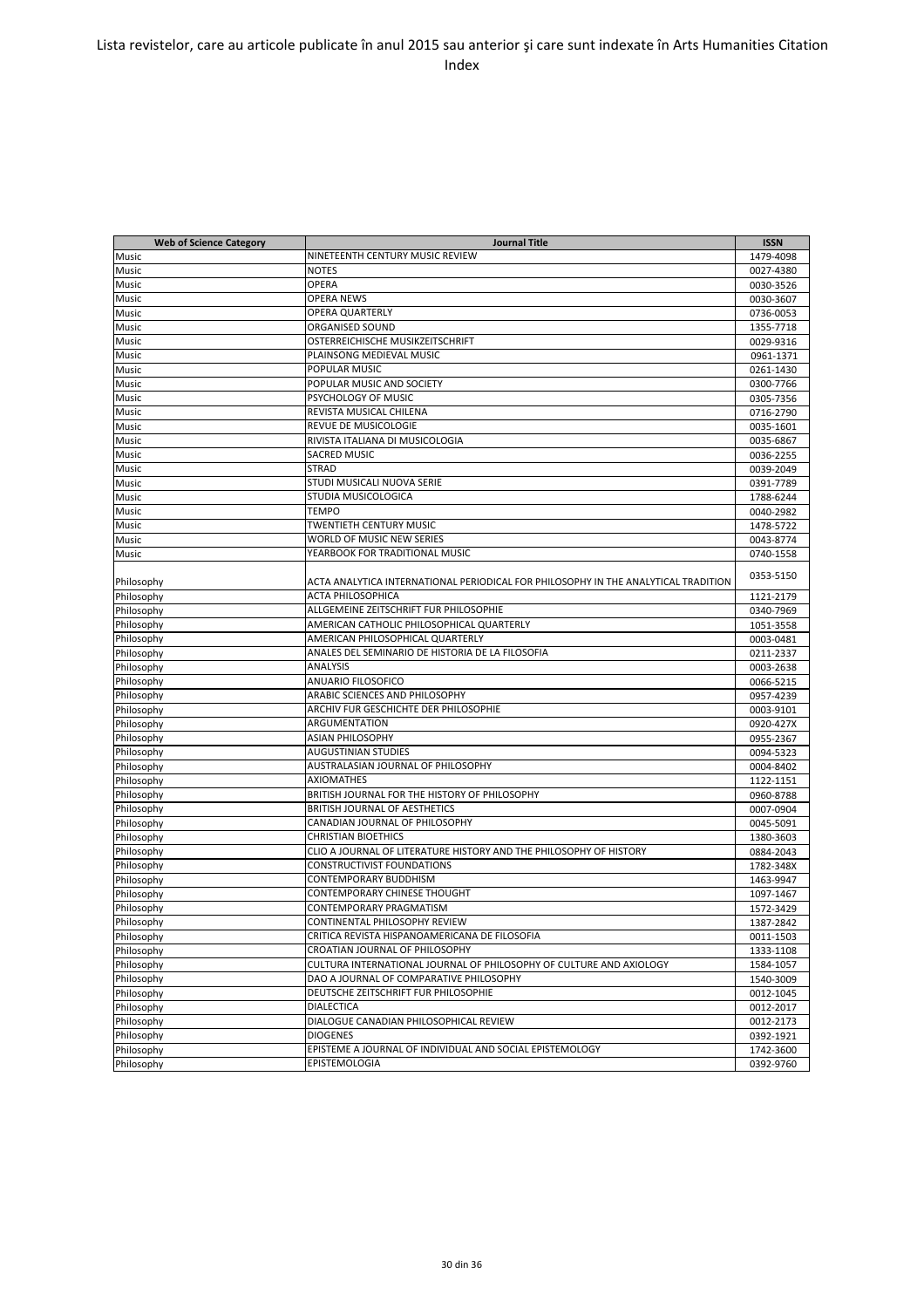Lista revistelor, care au articole publicate în anul 2015 sau anterior şi care sunt indexate în Arts Humanities Citation Index

| Web of Science Category | Journal Title | ISSN |
| --- | --- | --- |
| Music | NINETEENTH CENTURY MUSIC REVIEW | 1479-4098 |
| Music | NOTES | 0027-4380 |
| Music | OPERA | 0030-3526 |
| Music | OPERA NEWS | 0030-3607 |
| Music | OPERA QUARTERLY | 0736-0053 |
| Music | ORGANISED SOUND | 1355-7718 |
| Music | OSTERREICHISCHE MUSIKZEITSCHRIFT | 0029-9316 |
| Music | PLAINSONG MEDIEVAL MUSIC | 0961-1371 |
| Music | POPULAR MUSIC | 0261-1430 |
| Music | POPULAR MUSIC AND SOCIETY | 0300-7766 |
| Music | PSYCHOLOGY OF MUSIC | 0305-7356 |
| Music | REVISTA MUSICAL CHILENA | 0716-2790 |
| Music | REVUE DE MUSICOLOGIE | 0035-1601 |
| Music | RIVISTA ITALIANA DI MUSICOLOGIA | 0035-6867 |
| Music | SACRED MUSIC | 0036-2255 |
| Music | STRAD | 0039-2049 |
| Music | STUDI MUSICALI NUOVA SERIE | 0391-7789 |
| Music | STUDIA MUSICOLOGICA | 1788-6244 |
| Music | TEMPO | 0040-2982 |
| Music | TWENTIETH CENTURY MUSIC | 1478-5722 |
| Music | WORLD OF MUSIC NEW SERIES | 0043-8774 |
| Music | YEARBOOK FOR TRADITIONAL MUSIC | 0740-1558 |
| Philosophy | ACTA ANALYTICA INTERNATIONAL PERIODICAL FOR PHILOSOPHY IN THE ANALYTICAL TRADITION | 0353-5150 |
| Philosophy | ACTA PHILOSOPHICA | 1121-2179 |
| Philosophy | ALLGEMEINE ZEITSCHRIFT FUR PHILOSOPHIE | 0340-7969 |
| Philosophy | AMERICAN CATHOLIC PHILOSOPHICAL QUARTERLY | 1051-3558 |
| Philosophy | AMERICAN PHILOSOPHICAL QUARTERLY | 0003-0481 |
| Philosophy | ANALES DEL SEMINARIO DE HISTORIA DE LA FILOSOFIA | 0211-2337 |
| Philosophy | ANALYSIS | 0003-2638 |
| Philosophy | ANUARIO FILOSOFICO | 0066-5215 |
| Philosophy | ARABIC SCIENCES AND PHILOSOPHY | 0957-4239 |
| Philosophy | ARCHIV FUR GESCHICHTE DER PHILOSOPHIE | 0003-9101 |
| Philosophy | ARGUMENTATION | 0920-427X |
| Philosophy | ASIAN PHILOSOPHY | 0955-2367 |
| Philosophy | AUGUSTINIAN STUDIES | 0094-5323 |
| Philosophy | AUSTRALASIAN JOURNAL OF PHILOSOPHY | 0004-8402 |
| Philosophy | AXIOMATHES | 1122-1151 |
| Philosophy | BRITISH JOURNAL FOR THE HISTORY OF PHILOSOPHY | 0960-8788 |
| Philosophy | BRITISH JOURNAL OF AESTHETICS | 0007-0904 |
| Philosophy | CANADIAN JOURNAL OF PHILOSOPHY | 0045-5091 |
| Philosophy | CHRISTIAN BIOETHICS | 1380-3603 |
| Philosophy | CLIO A JOURNAL OF LITERATURE HISTORY AND THE PHILOSOPHY OF HISTORY | 0884-2043 |
| Philosophy | CONSTRUCTIVIST FOUNDATIONS | 1782-348X |
| Philosophy | CONTEMPORARY BUDDHISM | 1463-9947 |
| Philosophy | CONTEMPORARY CHINESE THOUGHT | 1097-1467 |
| Philosophy | CONTEMPORARY PRAGMATISM | 1572-3429 |
| Philosophy | CONTINENTAL PHILOSOPHY REVIEW | 1387-2842 |
| Philosophy | CRITICA REVISTA HISPANOAMERICANA DE FILOSOFIA | 0011-1503 |
| Philosophy | CROATIAN JOURNAL OF PHILOSOPHY | 1333-1108 |
| Philosophy | CULTURA INTERNATIONAL JOURNAL OF PHILOSOPHY OF CULTURE AND AXIOLOGY | 1584-1057 |
| Philosophy | DAO A JOURNAL OF COMPARATIVE PHILOSOPHY | 1540-3009 |
| Philosophy | DEUTSCHE ZEITSCHRIFT FUR PHILOSOPHIE | 0012-1045 |
| Philosophy | DIALECTICA | 0012-2017 |
| Philosophy | DIALOGUE CANADIAN PHILOSOPHICAL REVIEW | 0012-2173 |
| Philosophy | DIOGENES | 0392-1921 |
| Philosophy | EPISTEME A JOURNAL OF INDIVIDUAL AND SOCIAL EPISTEMOLOGY | 1742-3600 |
| Philosophy | EPISTEMOLOGIA | 0392-9760 |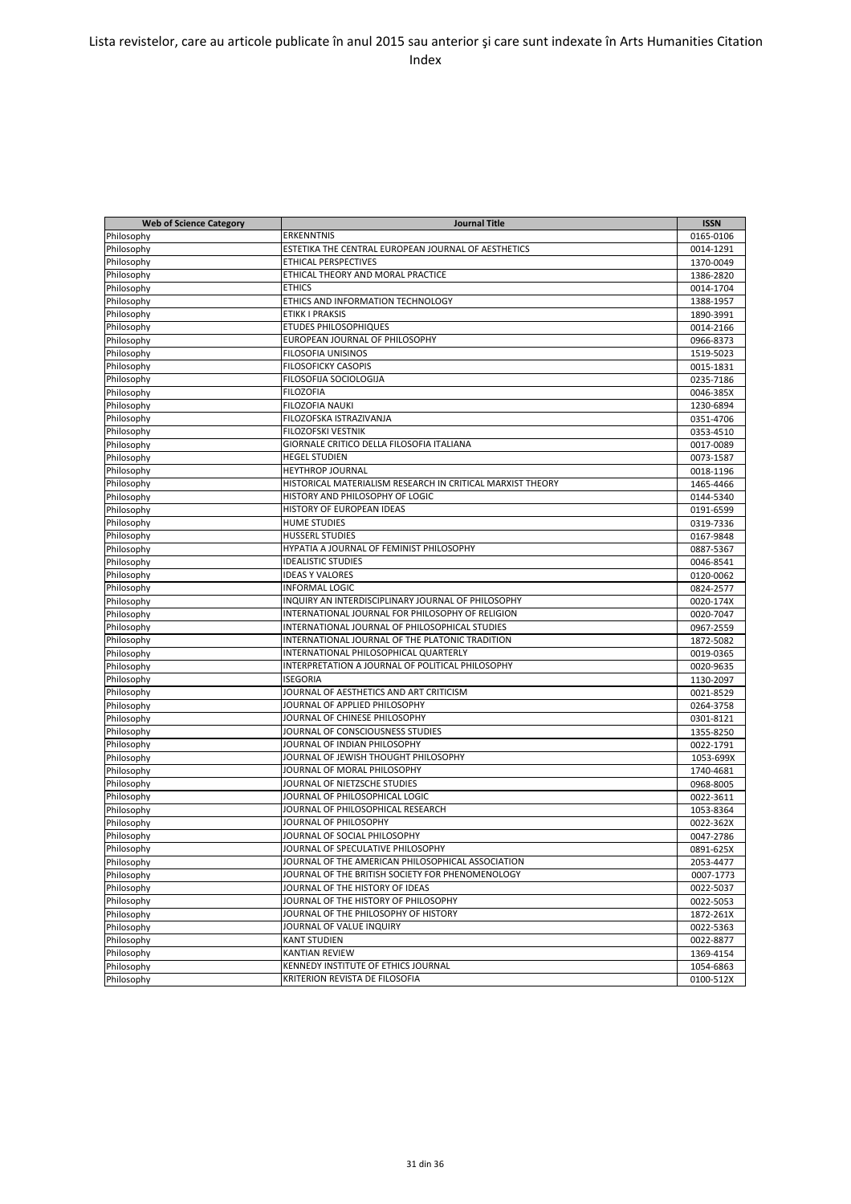| Web of Science Category | Journal Title | ISSN |
| --- | --- | --- |
| Philosophy | ERKENNTNIS | 0165-0106 |
| Philosophy | ESTETIKA THE CENTRAL EUROPEAN JOURNAL OF AESTHETICS | 0014-1291 |
| Philosophy | ETHICAL PERSPECTIVES | 1370-0049 |
| Philosophy | ETHICAL THEORY AND MORAL PRACTICE | 1386-2820 |
| Philosophy | ETHICS | 0014-1704 |
| Philosophy | ETHICS AND INFORMATION TECHNOLOGY | 1388-1957 |
| Philosophy | ETIKK I PRAKSIS | 1890-3991 |
| Philosophy | ETUDES PHILOSOPHIQUES | 0014-2166 |
| Philosophy | EUROPEAN JOURNAL OF PHILOSOPHY | 0966-8373 |
| Philosophy | FILOSOFIA UNISINOS | 1519-5023 |
| Philosophy | FILOSOFICKY CASOPIS | 0015-1831 |
| Philosophy | FILOSOFIJA SOCIOLOGIJA | 0235-7186 |
| Philosophy | FILOZOFIA | 0046-385X |
| Philosophy | FILOZOFIA NAUKI | 1230-6894 |
| Philosophy | FILOZOFSKA ISTRAZIVANJA | 0351-4706 |
| Philosophy | FILOZOFSKI VESTNIK | 0353-4510 |
| Philosophy | GIORNALE CRITICO DELLA FILOSOFIA ITALIANA | 0017-0089 |
| Philosophy | HEGEL STUDIEN | 0073-1587 |
| Philosophy | HEYTHROP JOURNAL | 0018-1196 |
| Philosophy | HISTORICAL MATERIALISM RESEARCH IN CRITICAL MARXIST THEORY | 1465-4466 |
| Philosophy | HISTORY AND PHILOSOPHY OF LOGIC | 0144-5340 |
| Philosophy | HISTORY OF EUROPEAN IDEAS | 0191-6599 |
| Philosophy | HUME STUDIES | 0319-7336 |
| Philosophy | HUSSERL STUDIES | 0167-9848 |
| Philosophy | HYPATIA A JOURNAL OF FEMINIST PHILOSOPHY | 0887-5367 |
| Philosophy | IDEALISTIC STUDIES | 0046-8541 |
| Philosophy | IDEAS Y VALORES | 0120-0062 |
| Philosophy | INFORMAL LOGIC | 0824-2577 |
| Philosophy | INQUIRY AN INTERDISCIPLINARY JOURNAL OF PHILOSOPHY | 0020-174X |
| Philosophy | INTERNATIONAL JOURNAL FOR PHILOSOPHY OF RELIGION | 0020-7047 |
| Philosophy | INTERNATIONAL JOURNAL OF PHILOSOPHICAL STUDIES | 0967-2559 |
| Philosophy | INTERNATIONAL JOURNAL OF THE PLATONIC TRADITION | 1872-5082 |
| Philosophy | INTERNATIONAL PHILOSOPHICAL QUARTERLY | 0019-0365 |
| Philosophy | INTERPRETATION A JOURNAL OF POLITICAL PHILOSOPHY | 0020-9635 |
| Philosophy | ISEGORIA | 1130-2097 |
| Philosophy | JOURNAL OF AESTHETICS AND ART CRITICISM | 0021-8529 |
| Philosophy | JOURNAL OF APPLIED PHILOSOPHY | 0264-3758 |
| Philosophy | JOURNAL OF CHINESE PHILOSOPHY | 0301-8121 |
| Philosophy | JOURNAL OF CONSCIOUSNESS STUDIES | 1355-8250 |
| Philosophy | JOURNAL OF INDIAN PHILOSOPHY | 0022-1791 |
| Philosophy | JOURNAL OF JEWISH THOUGHT PHILOSOPHY | 1053-699X |
| Philosophy | JOURNAL OF MORAL PHILOSOPHY | 1740-4681 |
| Philosophy | JOURNAL OF NIETZSCHE STUDIES | 0968-8005 |
| Philosophy | JOURNAL OF PHILOSOPHICAL LOGIC | 0022-3611 |
| Philosophy | JOURNAL OF PHILOSOPHICAL RESEARCH | 1053-8364 |
| Philosophy | JOURNAL OF PHILOSOPHY | 0022-362X |
| Philosophy | JOURNAL OF SOCIAL PHILOSOPHY | 0047-2786 |
| Philosophy | JOURNAL OF SPECULATIVE PHILOSOPHY | 0891-625X |
| Philosophy | JOURNAL OF THE AMERICAN PHILOSOPHICAL ASSOCIATION | 2053-4477 |
| Philosophy | JOURNAL OF THE BRITISH SOCIETY FOR PHENOMENOLOGY | 0007-1773 |
| Philosophy | JOURNAL OF THE HISTORY OF IDEAS | 0022-5037 |
| Philosophy | JOURNAL OF THE HISTORY OF PHILOSOPHY | 0022-5053 |
| Philosophy | JOURNAL OF THE PHILOSOPHY OF HISTORY | 1872-261X |
| Philosophy | JOURNAL OF VALUE INQUIRY | 0022-5363 |
| Philosophy | KANT STUDIEN | 0022-8877 |
| Philosophy | KANTIAN REVIEW | 1369-4154 |
| Philosophy | KENNEDY INSTITUTE OF ETHICS JOURNAL | 1054-6863 |
| Philosophy | KRITERION REVISTA DE FILOSOFIA | 0100-512X |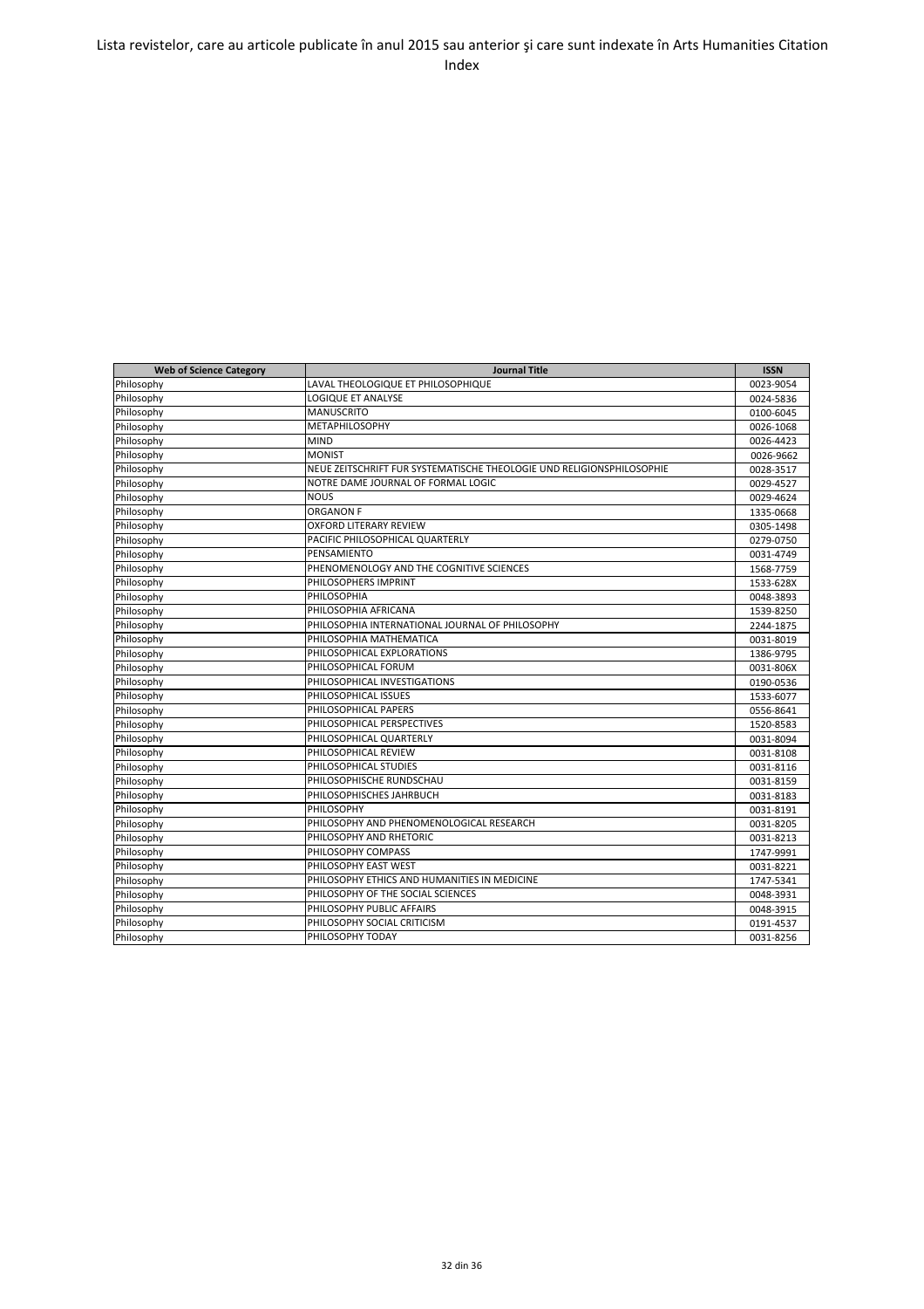Lista revistelor, care au articole publicate în anul 2015 sau anterior şi care sunt indexate în Arts Humanities Citation Index

| Web of Science Category | Journal Title | ISSN |
|---|---|---|
| Philosophy | LAVAL THEOLOGIQUE ET PHILOSOPHIQUE | 0023-9054 |
| Philosophy | LOGIQUE ET ANALYSE | 0024-5836 |
| Philosophy | MANUSCRITO | 0100-6045 |
| Philosophy | METAPHILOSOPHY | 0026-1068 |
| Philosophy | MIND | 0026-4423 |
| Philosophy | MONIST | 0026-9662 |
| Philosophy | NEUE ZEITSCHRIFT FUR SYSTEMATISCHE THEOLOGIE UND RELIGIONSPHILOSOPHIE | 0028-3517 |
| Philosophy | NOTRE DAME JOURNAL OF FORMAL LOGIC | 0029-4527 |
| Philosophy | NOUS | 0029-4624 |
| Philosophy | ORGANON F | 1335-0668 |
| Philosophy | OXFORD LITERARY REVIEW | 0305-1498 |
| Philosophy | PACIFIC PHILOSOPHICAL QUARTERLY | 0279-0750 |
| Philosophy | PENSAMIENTO | 0031-4749 |
| Philosophy | PHENOMENOLOGY AND THE COGNITIVE SCIENCES | 1568-7759 |
| Philosophy | PHILOSOPHERS IMPRINT | 1533-628X |
| Philosophy | PHILOSOPHIA | 0048-3893 |
| Philosophy | PHILOSOPHIA AFRICANA | 1539-8250 |
| Philosophy | PHILOSOPHIA INTERNATIONAL JOURNAL OF PHILOSOPHY | 2244-1875 |
| Philosophy | PHILOSOPHIA MATHEMATICA | 0031-8019 |
| Philosophy | PHILOSOPHICAL EXPLORATIONS | 1386-9795 |
| Philosophy | PHILOSOPHICAL FORUM | 0031-806X |
| Philosophy | PHILOSOPHICAL INVESTIGATIONS | 0190-0536 |
| Philosophy | PHILOSOPHICAL ISSUES | 1533-6077 |
| Philosophy | PHILOSOPHICAL PAPERS | 0556-8641 |
| Philosophy | PHILOSOPHICAL PERSPECTIVES | 1520-8583 |
| Philosophy | PHILOSOPHICAL QUARTERLY | 0031-8094 |
| Philosophy | PHILOSOPHICAL REVIEW | 0031-8108 |
| Philosophy | PHILOSOPHICAL STUDIES | 0031-8116 |
| Philosophy | PHILOSOPHISCHE RUNDSCHAU | 0031-8159 |
| Philosophy | PHILOSOPHISCHES JAHRBUCH | 0031-8183 |
| Philosophy | PHILOSOPHY | 0031-8191 |
| Philosophy | PHILOSOPHY AND PHENOMENOLOGICAL RESEARCH | 0031-8205 |
| Philosophy | PHILOSOPHY AND RHETORIC | 0031-8213 |
| Philosophy | PHILOSOPHY COMPASS | 1747-9991 |
| Philosophy | PHILOSOPHY EAST WEST | 0031-8221 |
| Philosophy | PHILOSOPHY ETHICS AND HUMANITIES IN MEDICINE | 1747-5341 |
| Philosophy | PHILOSOPHY OF THE SOCIAL SCIENCES | 0048-3931 |
| Philosophy | PHILOSOPHY PUBLIC AFFAIRS | 0048-3915 |
| Philosophy | PHILOSOPHY SOCIAL CRITICISM | 0191-4537 |
| Philosophy | PHILOSOPHY TODAY | 0031-8256 |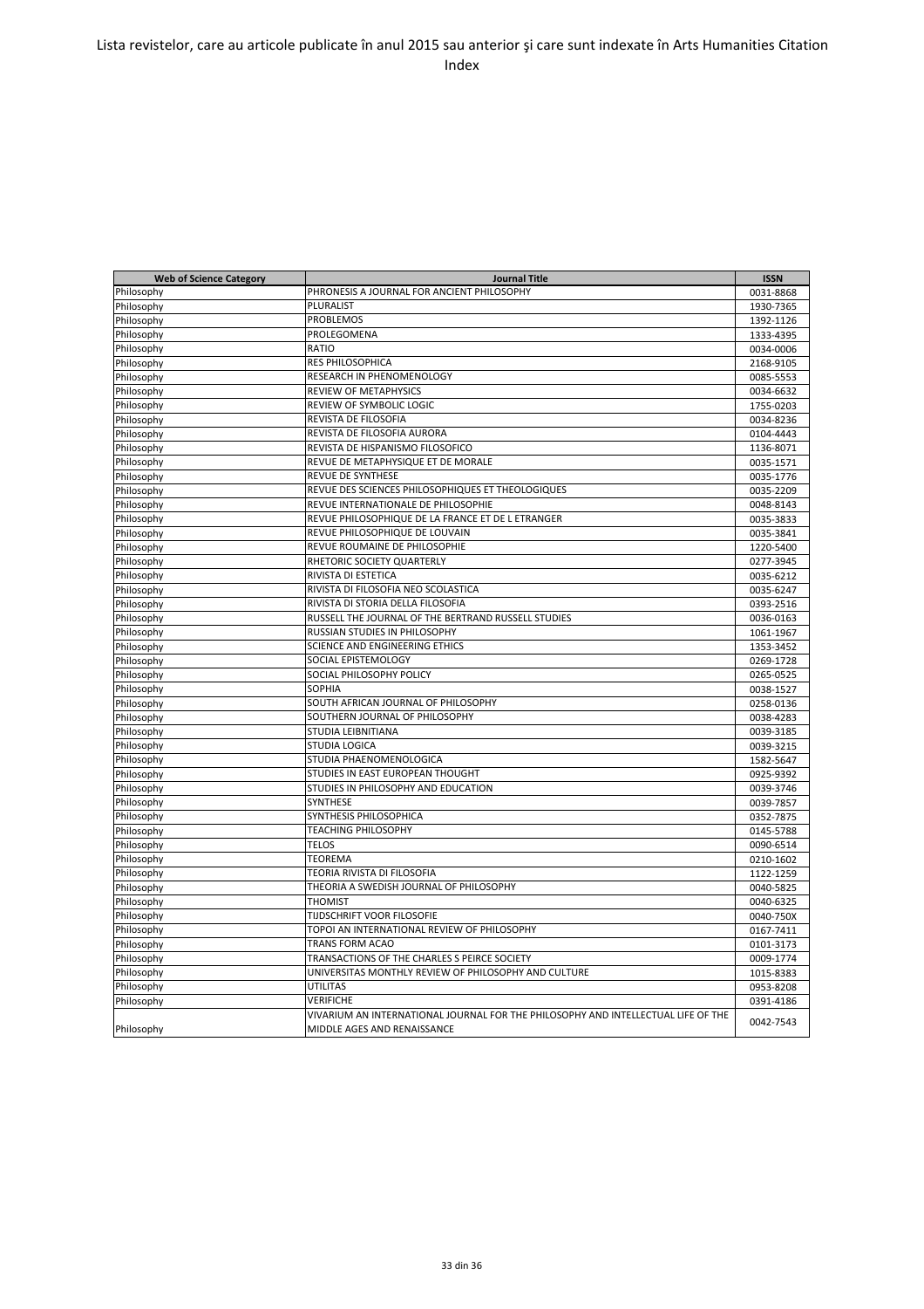Lista revistelor, care au articole publicate în anul 2015 sau anterior şi care sunt indexate în Arts Humanities Citation Index

| Web of Science Category | Journal Title | ISSN |
|---|---|---|
| Philosophy | PHRONESIS A JOURNAL FOR ANCIENT PHILOSOPHY | 0031-8868 |
| Philosophy | PLURALIST | 1930-7365 |
| Philosophy | PROBLEMOS | 1392-1126 |
| Philosophy | PROLEGOMENA | 1333-4395 |
| Philosophy | RATIO | 0034-0006 |
| Philosophy | RES PHILOSOPHICA | 2168-9105 |
| Philosophy | RESEARCH IN PHENOMENOLOGY | 0085-5553 |
| Philosophy | REVIEW OF METAPHYSICS | 0034-6632 |
| Philosophy | REVIEW OF SYMBOLIC LOGIC | 1755-0203 |
| Philosophy | REVISTA DE FILOSOFIA | 0034-8236 |
| Philosophy | REVISTA DE FILOSOFIA AURORA | 0104-4443 |
| Philosophy | REVISTA DE HISPANISMO FILOSOFICO | 1136-8071 |
| Philosophy | REVUE DE METAPHYSIQUE ET DE MORALE | 0035-1571 |
| Philosophy | REVUE DE SYNTHESE | 0035-1776 |
| Philosophy | REVUE DES SCIENCES PHILOSOPHIQUES ET THEOLOGIQUES | 0035-2209 |
| Philosophy | REVUE INTERNATIONALE DE PHILOSOPHIE | 0048-8143 |
| Philosophy | REVUE PHILOSOPHIQUE DE LA FRANCE ET DE L ETRANGER | 0035-3833 |
| Philosophy | REVUE PHILOSOPHIQUE DE LOUVAIN | 0035-3841 |
| Philosophy | REVUE ROUMAINE DE PHILOSOPHIE | 1220-5400 |
| Philosophy | RHETORIC SOCIETY QUARTERLY | 0277-3945 |
| Philosophy | RIVISTA DI ESTETICA | 0035-6212 |
| Philosophy | RIVISTA DI FILOSOFIA NEO SCOLASTICA | 0035-6247 |
| Philosophy | RIVISTA DI STORIA DELLA FILOSOFIA | 0393-2516 |
| Philosophy | RUSSELL THE JOURNAL OF THE BERTRAND RUSSELL STUDIES | 0036-0163 |
| Philosophy | RUSSIAN STUDIES IN PHILOSOPHY | 1061-1967 |
| Philosophy | SCIENCE AND ENGINEERING ETHICS | 1353-3452 |
| Philosophy | SOCIAL EPISTEMOLOGY | 0269-1728 |
| Philosophy | SOCIAL PHILOSOPHY POLICY | 0265-0525 |
| Philosophy | SOPHIA | 0038-1527 |
| Philosophy | SOUTH AFRICAN JOURNAL OF PHILOSOPHY | 0258-0136 |
| Philosophy | SOUTHERN JOURNAL OF PHILOSOPHY | 0038-4283 |
| Philosophy | STUDIA LEIBNITIANA | 0039-3185 |
| Philosophy | STUDIA LOGICA | 0039-3215 |
| Philosophy | STUDIA PHAENOMENOLOGICA | 1582-5647 |
| Philosophy | STUDIES IN EAST EUROPEAN THOUGHT | 0925-9392 |
| Philosophy | STUDIES IN PHILOSOPHY AND EDUCATION | 0039-3746 |
| Philosophy | SYNTHESE | 0039-7857 |
| Philosophy | SYNTHESIS PHILOSOPHICA | 0352-7875 |
| Philosophy | TEACHING PHILOSOPHY | 0145-5788 |
| Philosophy | TELOS | 0090-6514 |
| Philosophy | TEOREMA | 0210-1602 |
| Philosophy | TEORIA RIVISTA DI FILOSOFIA | 1122-1259 |
| Philosophy | THEORIA A SWEDISH JOURNAL OF PHILOSOPHY | 0040-5825 |
| Philosophy | THOMIST | 0040-6325 |
| Philosophy | TIJDSCHRIFT VOOR FILOSOFIE | 0040-750X |
| Philosophy | TOPOI AN INTERNATIONAL REVIEW OF PHILOSOPHY | 0167-7411 |
| Philosophy | TRANS FORM ACAO | 0101-3173 |
| Philosophy | TRANSACTIONS OF THE CHARLES S PEIRCE SOCIETY | 0009-1774 |
| Philosophy | UNIVERSITAS MONTHLY REVIEW OF PHILOSOPHY AND CULTURE | 1015-8383 |
| Philosophy | UTILITAS | 0953-8208 |
| Philosophy | VERIFICHE | 0391-4186 |
| Philosophy | VIVARIUM AN INTERNATIONAL JOURNAL FOR THE PHILOSOPHY AND INTELLECTUAL LIFE OF THE MIDDLE AGES AND RENAISSANCE | 0042-7543 |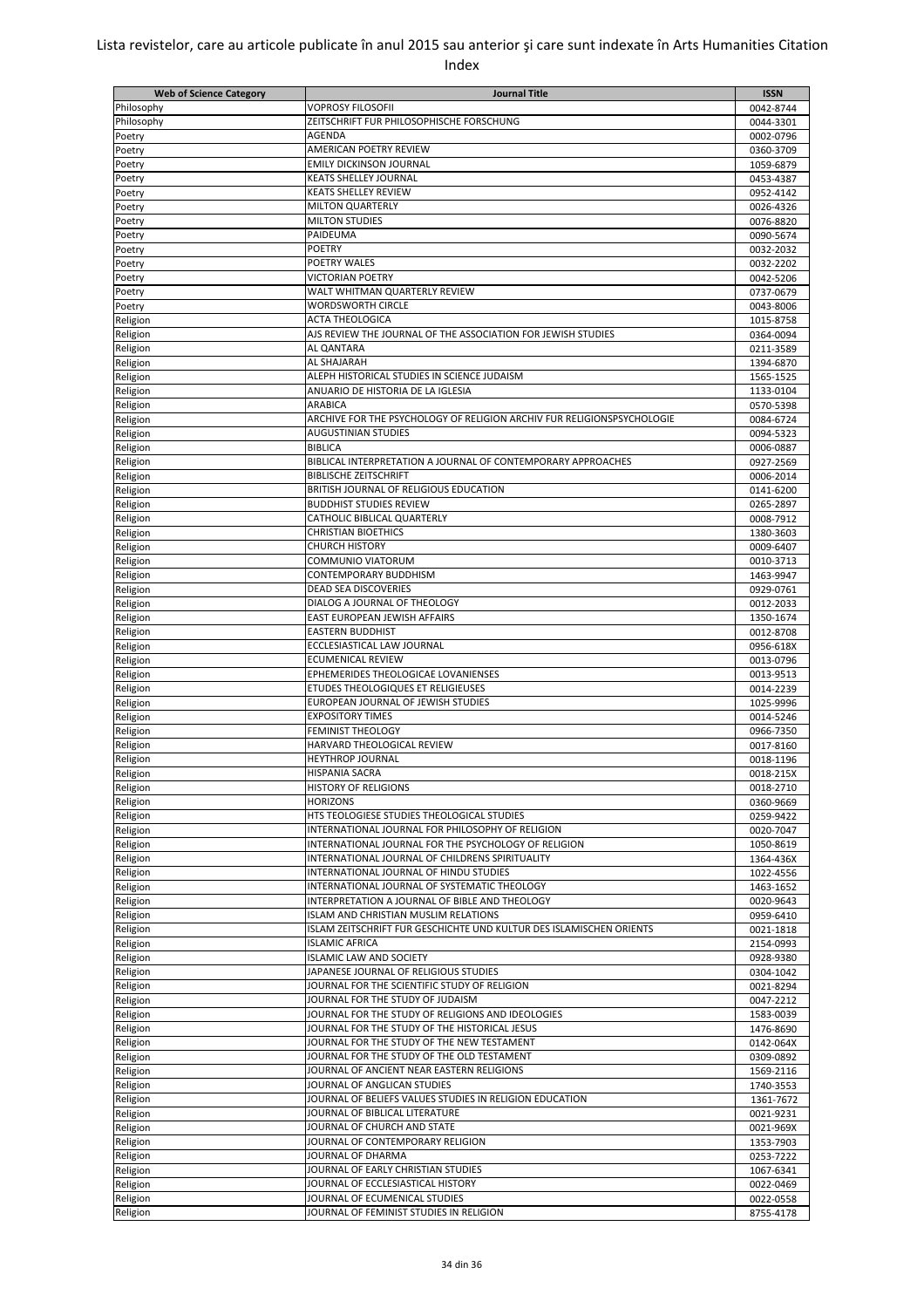Lista revistelor, care au articole publicate în anul 2015 sau anterior şi care sunt indexate în Arts Humanities Citation Index

| Web of Science Category | Journal Title | ISSN |
| --- | --- | --- |
| Philosophy | VOPROSY FILOSOFII | 0042-8744 |
| Philosophy | ZEITSCHRIFT FUR PHILOSOPHISCHE FORSCHUNG | 0044-3301 |
| Poetry | AGENDA | 0002-0796 |
| Poetry | AMERICAN POETRY REVIEW | 0360-3709 |
| Poetry | EMILY DICKINSON JOURNAL | 1059-6879 |
| Poetry | KEATS SHELLEY JOURNAL | 0453-4387 |
| Poetry | KEATS SHELLEY REVIEW | 0952-4142 |
| Poetry | MILTON QUARTERLY | 0026-4326 |
| Poetry | MILTON STUDIES | 0076-8820 |
| Poetry | PAIDEUMA | 0090-5674 |
| Poetry | POETRY | 0032-2032 |
| Poetry | POETRY WALES | 0032-2202 |
| Poetry | VICTORIAN POETRY | 0042-5206 |
| Poetry | WALT WHITMAN QUARTERLY REVIEW | 0737-0679 |
| Poetry | WORDSWORTH CIRCLE | 0043-8006 |
| Religion | ACTA THEOLOGICA | 1015-8758 |
| Religion | AJS REVIEW THE JOURNAL OF THE ASSOCIATION FOR JEWISH STUDIES | 0364-0094 |
| Religion | AL QANTARA | 0211-3589 |
| Religion | AL SHAJARAH | 1394-6870 |
| Religion | ALEPH HISTORICAL STUDIES IN SCIENCE JUDAISM | 1565-1525 |
| Religion | ANUARIO DE HISTORIA DE LA IGLESIA | 1133-0104 |
| Religion | ARABICA | 0570-5398 |
| Religion | ARCHIVE FOR THE PSYCHOLOGY OF RELIGION ARCHIV FUR RELIGIONSPSYCHOLOGIE | 0084-6724 |
| Religion | AUGUSTINIAN STUDIES | 0094-5323 |
| Religion | BIBLICA | 0006-0887 |
| Religion | BIBLICAL INTERPRETATION A JOURNAL OF CONTEMPORARY APPROACHES | 0927-2569 |
| Religion | BIBLISCHE ZEITSCHRIFT | 0006-2014 |
| Religion | BRITISH JOURNAL OF RELIGIOUS EDUCATION | 0141-6200 |
| Religion | BUDDHIST STUDIES REVIEW | 0265-2897 |
| Religion | CATHOLIC BIBLICAL QUARTERLY | 0008-7912 |
| Religion | CHRISTIAN BIOETHICS | 1380-3603 |
| Religion | CHURCH HISTORY | 0009-6407 |
| Religion | COMMUNIO VIATORUM | 0010-3713 |
| Religion | CONTEMPORARY BUDDHISM | 1463-9947 |
| Religion | DEAD SEA DISCOVERIES | 0929-0761 |
| Religion | DIALOG A JOURNAL OF THEOLOGY | 0012-2033 |
| Religion | EAST EUROPEAN JEWISH AFFAIRS | 1350-1674 |
| Religion | EASTERN BUDDHIST | 0012-8708 |
| Religion | ECCLESIASTICAL LAW JOURNAL | 0956-618X |
| Religion | ECUMENICAL REVIEW | 0013-0796 |
| Religion | EPHEMERIDES THEOLOGICAE LOVANIENSES | 0013-9513 |
| Religion | ETUDES THEOLOGIQUES ET RELIGIEUSES | 0014-2239 |
| Religion | EUROPEAN JOURNAL OF JEWISH STUDIES | 1025-9996 |
| Religion | EXPOSITORY TIMES | 0014-5246 |
| Religion | FEMINIST THEOLOGY | 0966-7350 |
| Religion | HARVARD THEOLOGICAL REVIEW | 0017-8160 |
| Religion | HEYTHROP JOURNAL | 0018-1196 |
| Religion | HISPANIA SACRA | 0018-215X |
| Religion | HISTORY OF RELIGIONS | 0018-2710 |
| Religion | HORIZONS | 0360-9669 |
| Religion | HTS TEOLOGIESE STUDIES THEOLOGICAL STUDIES | 0259-9422 |
| Religion | INTERNATIONAL JOURNAL FOR PHILOSOPHY OF RELIGION | 0020-7047 |
| Religion | INTERNATIONAL JOURNAL FOR THE PSYCHOLOGY OF RELIGION | 1050-8619 |
| Religion | INTERNATIONAL JOURNAL OF CHILDRENS SPIRITUALITY | 1364-436X |
| Religion | INTERNATIONAL JOURNAL OF HINDU STUDIES | 1022-4556 |
| Religion | INTERNATIONAL JOURNAL OF SYSTEMATIC THEOLOGY | 1463-1652 |
| Religion | INTERPRETATION A JOURNAL OF BIBLE AND THEOLOGY | 0020-9643 |
| Religion | ISLAM AND CHRISTIAN MUSLIM RELATIONS | 0959-6410 |
| Religion | ISLAM ZEITSCHRIFT FUR GESCHICHTE UND KULTUR DES ISLAMISCHEN ORIENTS | 0021-1818 |
| Religion | ISLAMIC AFRICA | 2154-0993 |
| Religion | ISLAMIC LAW AND SOCIETY | 0928-9380 |
| Religion | JAPANESE JOURNAL OF RELIGIOUS STUDIES | 0304-1042 |
| Religion | JOURNAL FOR THE SCIENTIFIC STUDY OF RELIGION | 0021-8294 |
| Religion | JOURNAL FOR THE STUDY OF JUDAISM | 0047-2212 |
| Religion | JOURNAL FOR THE STUDY OF RELIGIONS AND IDEOLOGIES | 1583-0039 |
| Religion | JOURNAL FOR THE STUDY OF THE HISTORICAL JESUS | 1476-8690 |
| Religion | JOURNAL FOR THE STUDY OF THE NEW TESTAMENT | 0142-064X |
| Religion | JOURNAL FOR THE STUDY OF THE OLD TESTAMENT | 0309-0892 |
| Religion | JOURNAL OF ANCIENT NEAR EASTERN RELIGIONS | 1569-2116 |
| Religion | JOURNAL OF ANGLICAN STUDIES | 1740-3553 |
| Religion | JOURNAL OF BELIEFS VALUES STUDIES IN RELIGION EDUCATION | 1361-7672 |
| Religion | JOURNAL OF BIBLICAL LITERATURE | 0021-9231 |
| Religion | JOURNAL OF CHURCH AND STATE | 0021-969X |
| Religion | JOURNAL OF CONTEMPORARY RELIGION | 1353-7903 |
| Religion | JOURNAL OF DHARMA | 0253-7222 |
| Religion | JOURNAL OF EARLY CHRISTIAN STUDIES | 1067-6341 |
| Religion | JOURNAL OF ECCLESIASTICAL HISTORY | 0022-0469 |
| Religion | JOURNAL OF ECUMENICAL STUDIES | 0022-0558 |
| Religion | JOURNAL OF FEMINIST STUDIES IN RELIGION | 8755-4178 |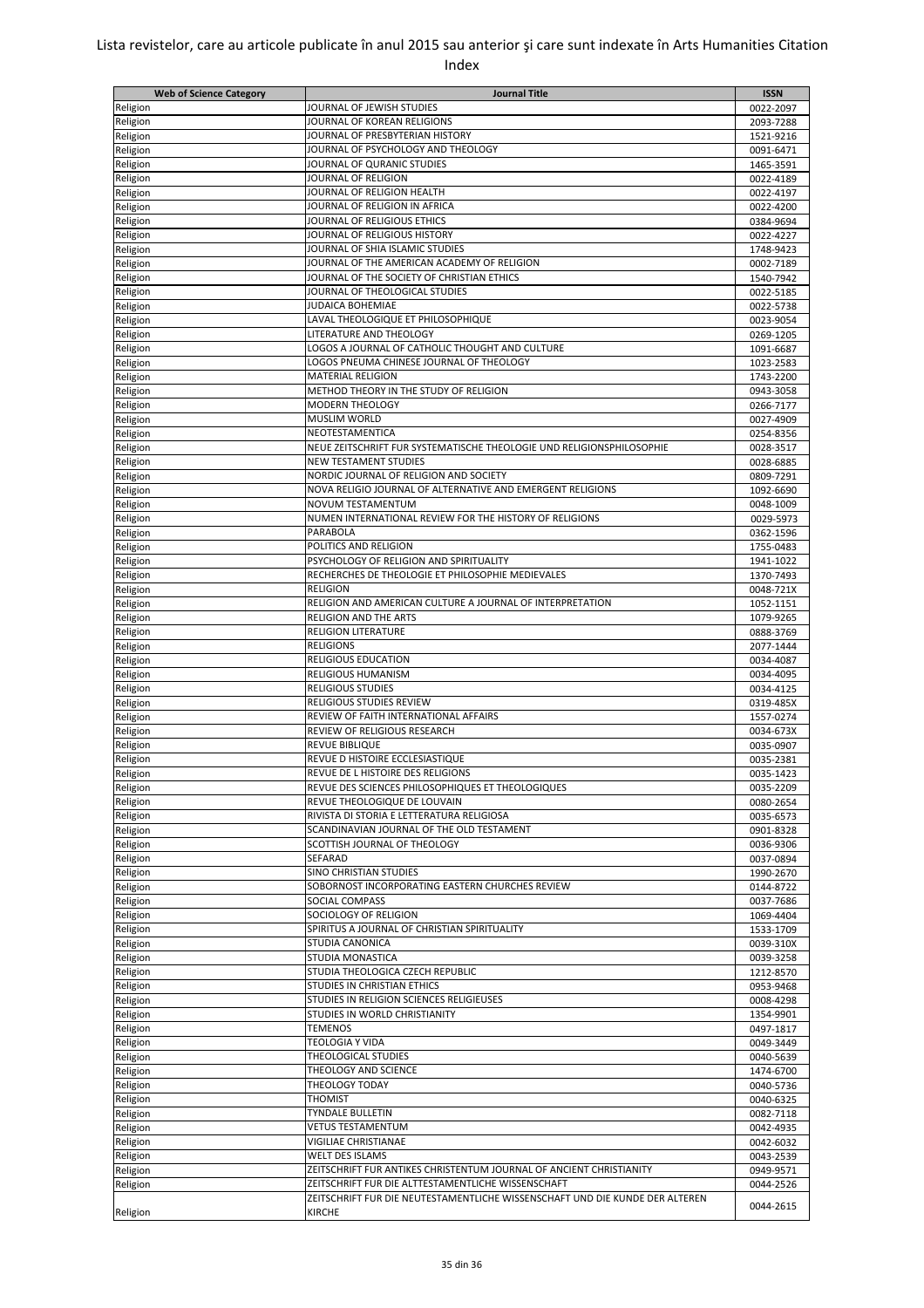Lista revistelor, care au articole publicate în anul 2015 sau anterior şi care sunt indexate în Arts Humanities Citation Index

| Web of Science Category | Journal Title | ISSN |
|---|---|---|
| Religion | JOURNAL OF JEWISH STUDIES | 0022-2097 |
| Religion | JOURNAL OF KOREAN RELIGIONS | 2093-7288 |
| Religion | JOURNAL OF PRESBYTERIAN HISTORY | 1521-9216 |
| Religion | JOURNAL OF PSYCHOLOGY AND THEOLOGY | 0091-6471 |
| Religion | JOURNAL OF QURANIC STUDIES | 1465-3591 |
| Religion | JOURNAL OF RELIGION | 0022-4189 |
| Religion | JOURNAL OF RELIGION HEALTH | 0022-4197 |
| Religion | JOURNAL OF RELIGION IN AFRICA | 0022-4200 |
| Religion | JOURNAL OF RELIGIOUS ETHICS | 0384-9694 |
| Religion | JOURNAL OF RELIGIOUS HISTORY | 0022-4227 |
| Religion | JOURNAL OF SHIA ISLAMIC STUDIES | 1748-9423 |
| Religion | JOURNAL OF THE AMERICAN ACADEMY OF RELIGION | 0002-7189 |
| Religion | JOURNAL OF THE SOCIETY OF CHRISTIAN ETHICS | 1540-7942 |
| Religion | JOURNAL OF THEOLOGICAL STUDIES | 0022-5185 |
| Religion | JUDAICA BOHEMIAE | 0022-5738 |
| Religion | LAVAL THEOLOGIQUE ET PHILOSOPHIQUE | 0023-9054 |
| Religion | LITERATURE AND THEOLOGY | 0269-1205 |
| Religion | LOGOS A JOURNAL OF CATHOLIC THOUGHT AND CULTURE | 1091-6687 |
| Religion | LOGOS PNEUMA CHINESE JOURNAL OF THEOLOGY | 1023-2583 |
| Religion | MATERIAL RELIGION | 1743-2200 |
| Religion | METHOD THEORY IN THE STUDY OF RELIGION | 0943-3058 |
| Religion | MODERN THEOLOGY | 0266-7177 |
| Religion | MUSLIM WORLD | 0027-4909 |
| Religion | NEOTESTAMENTICA | 0254-8356 |
| Religion | NEUE ZEITSCHRIFT FUR SYSTEMATISCHE THEOLOGIE UND RELIGIONSPHILOSOPHIE | 0028-3517 |
| Religion | NEW TESTAMENT STUDIES | 0028-6885 |
| Religion | NORDIC JOURNAL OF RELIGION AND SOCIETY | 0809-7291 |
| Religion | NOVA RELIGIO JOURNAL OF ALTERNATIVE AND EMERGENT RELIGIONS | 1092-6690 |
| Religion | NOVUM TESTAMENTUM | 0048-1009 |
| Religion | NUMEN INTERNATIONAL REVIEW FOR THE HISTORY OF RELIGIONS | 0029-5973 |
| Religion | PARABOLA | 0362-1596 |
| Religion | POLITICS AND RELIGION | 1755-0483 |
| Religion | PSYCHOLOGY OF RELIGION AND SPIRITUALITY | 1941-1022 |
| Religion | RECHERCHES DE THEOLOGIE ET PHILOSOPHIE MEDIEVALES | 1370-7493 |
| Religion | RELIGION | 0048-721X |
| Religion | RELIGION AND AMERICAN CULTURE A JOURNAL OF INTERPRETATION | 1052-1151 |
| Religion | RELIGION AND THE ARTS | 1079-9265 |
| Religion | RELIGION LITERATURE | 0888-3769 |
| Religion | RELIGIONS | 2077-1444 |
| Religion | RELIGIOUS EDUCATION | 0034-4087 |
| Religion | RELIGIOUS HUMANISM | 0034-4095 |
| Religion | RELIGIOUS STUDIES | 0034-4125 |
| Religion | RELIGIOUS STUDIES REVIEW | 0319-485X |
| Religion | REVIEW OF FAITH INTERNATIONAL AFFAIRS | 1557-0274 |
| Religion | REVIEW OF RELIGIOUS RESEARCH | 0034-673X |
| Religion | REVUE BIBLIQUE | 0035-0907 |
| Religion | REVUE D HISTOIRE ECCLESIASTIQUE | 0035-2381 |
| Religion | REVUE DE L HISTOIRE DES RELIGIONS | 0035-1423 |
| Religion | REVUE DES SCIENCES PHILOSOPHIQUES ET THEOLOGIQUES | 0035-2209 |
| Religion | REVUE THEOLOGIQUE DE LOUVAIN | 0080-2654 |
| Religion | RIVISTA DI STORIA E LETTERATURA RELIGIOSA | 0035-6573 |
| Religion | SCANDINAVIAN JOURNAL OF THE OLD TESTAMENT | 0901-8328 |
| Religion | SCOTTISH JOURNAL OF THEOLOGY | 0036-9306 |
| Religion | SEFARAD | 0037-0894 |
| Religion | SINO CHRISTIAN STUDIES | 1990-2670 |
| Religion | SOBORNOST INCORPORATING EASTERN CHURCHES REVIEW | 0144-8722 |
| Religion | SOCIAL COMPASS | 0037-7686 |
| Religion | SOCIOLOGY OF RELIGION | 1069-4404 |
| Religion | SPIRITUS A JOURNAL OF CHRISTIAN SPIRITUALITY | 1533-1709 |
| Religion | STUDIA CANONICA | 0039-310X |
| Religion | STUDIA MONASTICA | 0039-3258 |
| Religion | STUDIA THEOLOGICA CZECH REPUBLIC | 1212-8570 |
| Religion | STUDIES IN CHRISTIAN ETHICS | 0953-9468 |
| Religion | STUDIES IN RELIGION SCIENCES RELIGIEUSES | 0008-4298 |
| Religion | STUDIES IN WORLD CHRISTIANITY | 1354-9901 |
| Religion | TEMENOS | 0497-1817 |
| Religion | TEOLOGIA Y VIDA | 0049-3449 |
| Religion | THEOLOGICAL STUDIES | 0040-5639 |
| Religion | THEOLOGY AND SCIENCE | 1474-6700 |
| Religion | THEOLOGY TODAY | 0040-5736 |
| Religion | THOMIST | 0040-6325 |
| Religion | TYNDALE BULLETIN | 0082-7118 |
| Religion | VETUS TESTAMENTUM | 0042-4935 |
| Religion | VIGILIAE CHRISTIANAE | 0042-6032 |
| Religion | WELT DES ISLAMS | 0043-2539 |
| Religion | ZEITSCHRIFT FUR ANTIKES CHRISTENTUM JOURNAL OF ANCIENT CHRISTIANITY | 0949-9571 |
| Religion | ZEITSCHRIFT FUR DIE ALTTESTAMENTLICHE WISSENSCHAFT | 0044-2526 |
| Religion | ZEITSCHRIFT FUR DIE NEUTESTAMENTLICHE WISSENSCHAFT UND DIE KUNDE DER ALTEREN KIRCHE | 0044-2615 |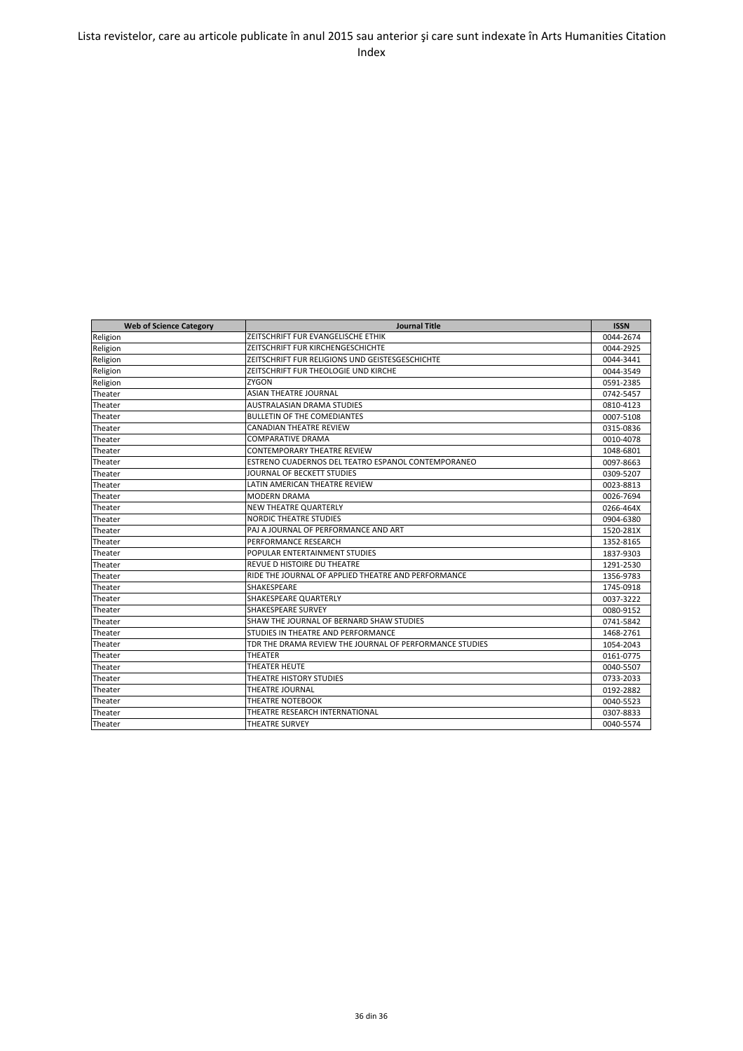Lista revistelor, care au articole publicate în anul 2015 sau anterior şi care sunt indexate în Arts Humanities Citation Index

| Web of Science Category | Journal Title | ISSN |
|---|---|---|
| Religion | ZEITSCHRIFT FUR EVANGELISCHE ETHIK | 0044-2674 |
| Religion | ZEITSCHRIFT FUR KIRCHENGESCHICHTE | 0044-2925 |
| Religion | ZEITSCHRIFT FUR RELIGIONS UND GEISTESGESCHICHTE | 0044-3441 |
| Religion | ZEITSCHRIFT FUR THEOLOGIE UND KIRCHE | 0044-3549 |
| Religion | ZYGON | 0591-2385 |
| Theater | ASIAN THEATRE JOURNAL | 0742-5457 |
| Theater | AUSTRALASIAN DRAMA STUDIES | 0810-4123 |
| Theater | BULLETIN OF THE COMEDIANTES | 0007-5108 |
| Theater | CANADIAN THEATRE REVIEW | 0315-0836 |
| Theater | COMPARATIVE DRAMA | 0010-4078 |
| Theater | CONTEMPORARY THEATRE REVIEW | 1048-6801 |
| Theater | ESTRENO CUADERNOS DEL TEATRO ESPANOL CONTEMPORANEO | 0097-8663 |
| Theater | JOURNAL OF BECKETT STUDIES | 0309-5207 |
| Theater | LATIN AMERICAN THEATRE REVIEW | 0023-8813 |
| Theater | MODERN DRAMA | 0026-7694 |
| Theater | NEW THEATRE QUARTERLY | 0266-464X |
| Theater | NORDIC THEATRE STUDIES | 0904-6380 |
| Theater | PAJ A JOURNAL OF PERFORMANCE AND ART | 1520-281X |
| Theater | PERFORMANCE RESEARCH | 1352-8165 |
| Theater | POPULAR ENTERTAINMENT STUDIES | 1837-9303 |
| Theater | REVUE D HISTOIRE DU THEATRE | 1291-2530 |
| Theater | RIDE THE JOURNAL OF APPLIED THEATRE AND PERFORMANCE | 1356-9783 |
| Theater | SHAKESPEARE | 1745-0918 |
| Theater | SHAKESPEARE QUARTERLY | 0037-3222 |
| Theater | SHAKESPEARE SURVEY | 0080-9152 |
| Theater | SHAW THE JOURNAL OF BERNARD SHAW STUDIES | 0741-5842 |
| Theater | STUDIES IN THEATRE AND PERFORMANCE | 1468-2761 |
| Theater | TDR THE DRAMA REVIEW THE JOURNAL OF PERFORMANCE STUDIES | 1054-2043 |
| Theater | THEATER | 0161-0775 |
| Theater | THEATER HEUTE | 0040-5507 |
| Theater | THEATRE HISTORY STUDIES | 0733-2033 |
| Theater | THEATRE JOURNAL | 0192-2882 |
| Theater | THEATRE NOTEBOOK | 0040-5523 |
| Theater | THEATRE RESEARCH INTERNATIONAL | 0307-8833 |
| Theater | THEATRE SURVEY | 0040-5574 |